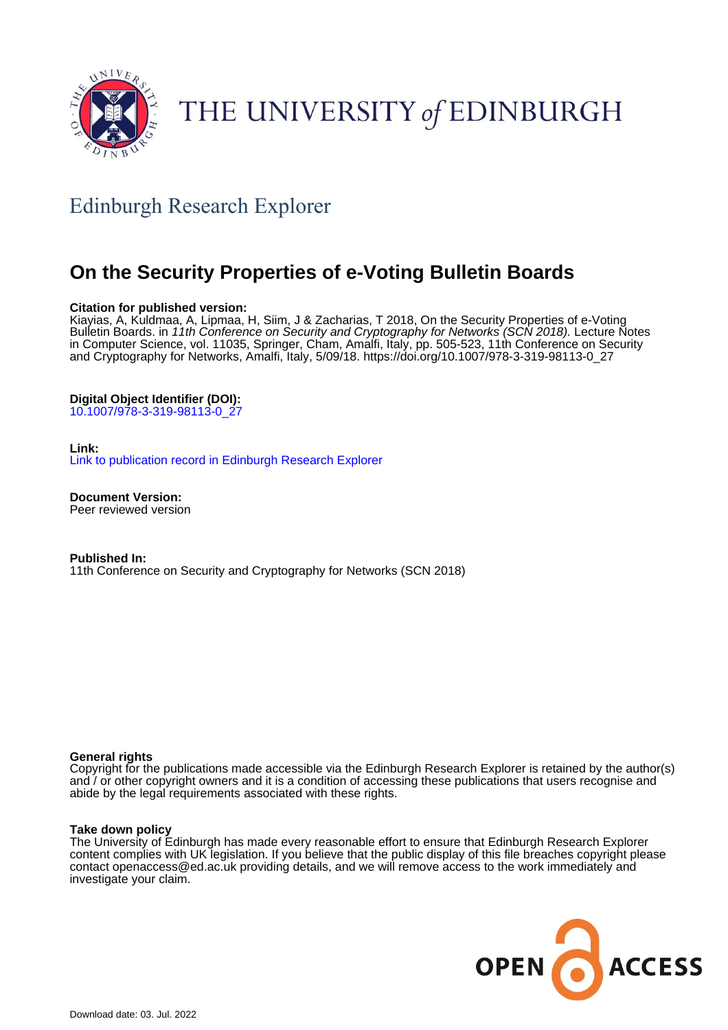THE UNIVERSITY of EDINBURGH

## Edinburgh Research Explorer

# On the Security Properties of e-Voting Bulletin Boards

**Citation for published version:**
Kiayias, A, Kuldmaa, A, Lipmaa, H, Siim, J & Zacharias, T 2018, On the Security Properties of e-Voting Bulletin Boards. in *11th Conference on Security and Cryptography for Networks (SCN 2018).* Lecture Notes in Computer Science, vol. 11035, Springer, Cham, Amalfi, Italy, pp. 505-523, 11th Conference on Security and Cryptography for Networks, Amalfi, Italy, 5/09/18. https://doi.org/10.1007/978-3-319-98113-0_27

**Digital Object Identifier (DOI):**
10.1007/978-3-319-98113-0_27

**Link:**
Link to publication record in Edinburgh Research Explorer

**Document Version:**
Peer reviewed version

**Published In:**
11th Conference on Security and Cryptography for Networks (SCN 2018)

**General rights**
Copyright for the publications made accessible via the Edinburgh Research Explorer is retained by the author(s) and / or other copyright owners and it is a condition of accessing these publications that users recognise and abide by the legal requirements associated with these rights.

**Take down policy**
The University of Edinburgh has made every reasonable effort to ensure that Edinburgh Research Explorer content complies with UK legislation. If you believe that the public display of this file breaches copyright please contact openaccess@ed.ac.uk providing details, and we will remove access to the work immediately and investigate your claim.

Download date: 03. Jul. 2022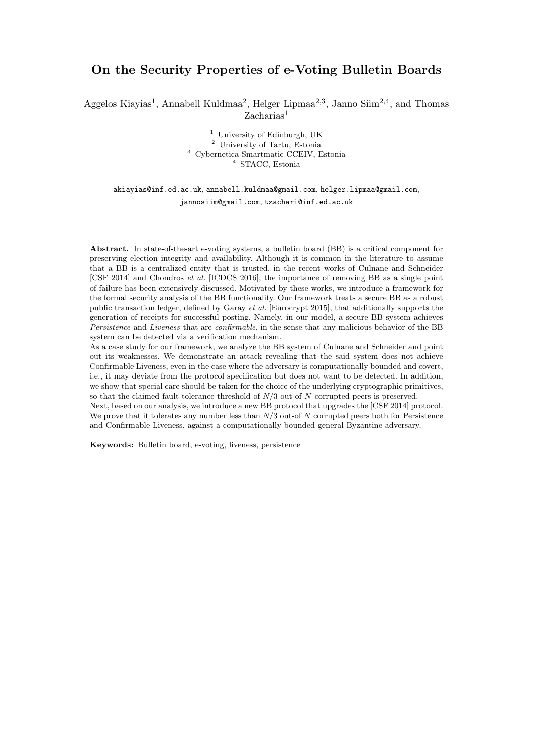# On the Security Properties of e-Voting Bulletin Boards

Aggelos Kiayias[1], Annabell Kuldmaa[2], Helger Lipmaa[2,3], Janno Siim[2,4], and Thomas Zacharias[1]

[1] University of Edinburgh, UK
[2] University of Tartu, Estonia
[3] Cybernetica-Smartmatic CCEIV, Estonia
[4] STACC, Estonia

akiayias@inf.ed.ac.uk, annabell.kuldmaa@gmail.com, helger.lipmaa@gmail.com, jannosiim@gmail.com, tzachari@inf.ed.ac.uk

**Abstract.** In state-of-the-art e-voting systems, a bulletin board (BB) is a critical component for preserving election integrity and availability. Although it is common in the literature to assume that a BB is a centralized entity that is trusted, in the recent works of Culnane and Schneider [CSF 2014] and Chondros *et al.* [ICDCS 2016], the importance of removing BB as a single point of failure has been extensively discussed. Motivated by these works, we introduce a framework for the formal security analysis of the BB functionality. Our framework treats a secure BB as a robust public transaction ledger, defined by Garay *et al.* [Eurocrypt 2015], that additionally supports the generation of receipts for successful posting. Namely, in our model, a secure BB system achieves *Persistence* and *Liveness* that are *confirmable*, in the sense that any malicious behavior of the BB system can be detected via a verification mechanism.
As a case study for our framework, we analyze the BB system of Culnane and Schneider and point out its weaknesses. We demonstrate an attack revealing that the said system does not achieve Confirmable Liveness, even in the case where the adversary is computationally bounded and covert, i.e., it may deviate from the protocol specification but does not want to be detected. In addition, we show that special care should be taken for the choice of the underlying cryptographic primitives, so that the claimed fault tolerance threshold of $N/3$ out-of $N$ corrupted peers is preserved.
Next, based on our analysis, we introduce a new BB protocol that upgrades the [CSF 2014] protocol. We prove that it tolerates any number less than $N/3$ out-of $N$ corrupted peers both for Persistence and Confirmable Liveness, against a computationally bounded general Byzantine adversary.

**Keywords:** Bulletin board, e-voting, liveness, persistence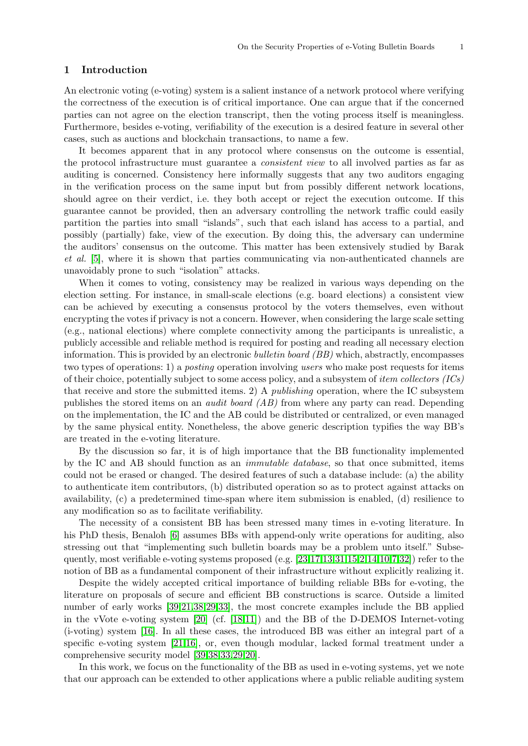# 1 Introduction

An electronic voting (e-voting) system is a salient instance of a network protocol where verifying the correctness of the execution is of critical importance. One can argue that if the concerned parties can not agree on the election transcript, then the voting process itself is meaningless. Furthermore, besides e-voting, verifiability of the execution is a desired feature in several other cases, such as auctions and blockchain transactions, to name a few.

It becomes apparent that in any protocol where consensus on the outcome is essential, the protocol infrastructure must guarantee a *consistent view* to all involved parties as far as auditing is concerned. Consistency here informally suggests that any two auditors engaging in the verification process on the same input but from possibly different network locations, should agree on their verdict, i.e. they both accept or reject the execution outcome. If this guarantee cannot be provided, then an adversary controlling the network traffic could easily partition the parties into small "islands", such that each island has access to a partial, and possibly (partially) fake, view of the execution. By doing this, the adversary can undermine the auditors' consensus on the outcome. This matter has been extensively studied by Barak *et al.* [5], where it is shown that parties communicating via non-authenticated channels are unavoidably prone to such "isolation" attacks.

When it comes to voting, consistency may be realized in various ways depending on the election setting. For instance, in small-scale elections (e.g. board elections) a consistent view can be achieved by executing a consensus protocol by the voters themselves, even without encrypting the votes if privacy is not a concern. However, when considering the large scale setting (e.g., national elections) where complete connectivity among the participants is unrealistic, a publicly accessible and reliable method is required for posting and reading all necessary election information. This is provided by an electronic *bulletin board (BB)* which, abstractly, encompasses two types of operations: 1) a *posting* operation involving *users* who make post requests for items of their choice, potentially subject to some access policy, and a subsystem of *item collectors (ICs)* that receive and store the submitted items. 2) A *publishing* operation, where the IC subsystem publishes the stored items on an *audit board (AB)* from where any party can read. Depending on the implementation, the IC and the AB could be distributed or centralized, or even managed by the same physical entity. Nonetheless, the above generic description typifies the way BB's are treated in the e-voting literature.

By the discussion so far, it is of high importance that the BB functionality implemented by the IC and AB should function as an *immutable database*, so that once submitted, items could not be erased or changed. The desired features of such a database include: (a) the ability to authenticate item contributors, (b) distributed operation so as to protect against attacks on availability, (c) a predetermined time-span where item submission is enabled, (d) resilience to any modification so as to facilitate verifiability.

The necessity of a consistent BB has been stressed many times in e-voting literature. In his PhD thesis, Benaloh [6] assumes BBs with append-only write operations for auditing, also stressing out that "implementing such bulletin boards may be a problem unto itself." Subsequently, most verifiable e-voting systems proposed (e.g. [23,17,13,31,15,2,14,10,7,32]) refer to the notion of BB as a fundamental component of their infrastructure without explicitly realizing it.

Despite the widely accepted critical importance of building reliable BBs for e-voting, the literature on proposals of secure and efficient BB constructions is scarce. Outside a limited number of early works [39,21,38,29,33], the most concrete examples include the BB applied in the vVote e-voting system [20] (cf. [18,11]) and the BB of the D-DEMOS Internet-voting (i-voting) system [16]. In all these cases, the introduced BB was either an integral part of a specific e-voting system [21,16], or, even though modular, lacked formal treatment under a comprehensive security model [39,38,33,29,20].

In this work, we focus on the functionality of the BB as used in e-voting systems, yet we note that our approach can be extended to other applications where a public reliable auditing system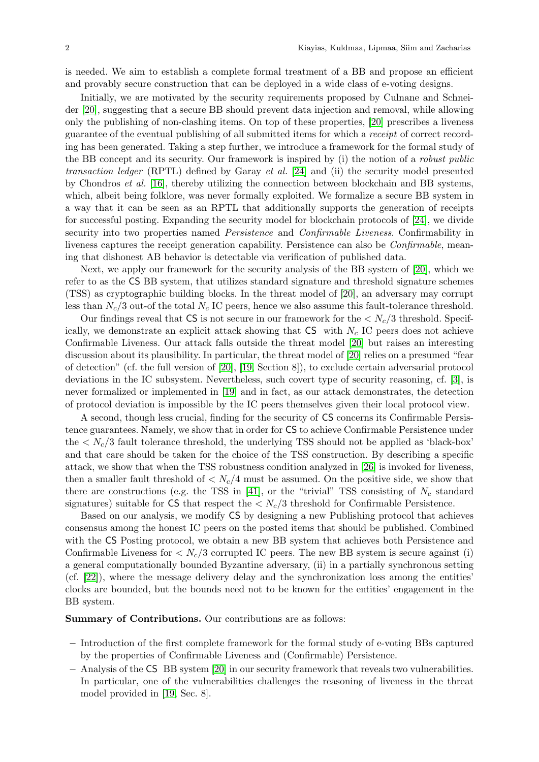is needed. We aim to establish a complete formal treatment of a BB and propose an efficient and provably secure construction that can be deployed in a wide class of e-voting designs.

Initially, we are motivated by the security requirements proposed by Culnane and Schneider [20], suggesting that a secure BB should prevent data injection and removal, while allowing only the publishing of non-clashing items. On top of these properties, [20] prescribes a liveness guarantee of the eventual publishing of all submitted items for which a *receipt* of correct recording has been generated. Taking a step further, we introduce a framework for the formal study of the BB concept and its security. Our framework is inspired by (i) the notion of a *robust public transaction ledger* (RPTL) defined by Garay *et al.* [24] and (ii) the security model presented by Chondros *et al.* [16], thereby utilizing the connection between blockchain and BB systems, which, albeit being folklore, was never formally exploited. We formalize a secure BB system in a way that it can be seen as an RPTL that additionally supports the generation of receipts for successful posting. Expanding the security model for blockchain protocols of [24], we divide security into two properties named *Persistence* and *Confirmable Liveness*. Confirmability in liveness captures the receipt generation capability. Persistence can also be *Confirmable*, meaning that dishonest AB behavior is detectable via verification of published data.

Next, we apply our framework for the security analysis of the BB system of [20], which we refer to as the CS BB system, that utilizes standard signature and threshold signature schemes (TSS) as cryptographic building blocks. In the threat model of [20], an adversary may corrupt less than $N_c/3$ out-of the total $N_c$ IC peers, hence we also assume this fault-tolerance threshold.

Our findings reveal that CS is not secure in our framework for the $< N_c/3$ threshold. Specifically, we demonstrate an explicit attack showing that CS with $N_c$ IC peers does not achieve Confirmable Liveness. Our attack falls outside the threat model [20] but raises an interesting discussion about its plausibility. In particular, the threat model of [20] relies on a presumed "fear of detection" (cf. the full version of [20], [19, Section 8]), to exclude certain adversarial protocol deviations in the IC subsystem. Nevertheless, such covert type of security reasoning, cf. [3], is never formalized or implemented in [19] and in fact, as our attack demonstrates, the detection of protocol deviation is impossible by the IC peers themselves given their local protocol view.

A second, though less crucial, finding for the security of CS concerns its Confirmable Persistence guarantees. Namely, we show that in order for CS to achieve Confirmable Persistence under the $< N_c/3$ fault tolerance threshold, the underlying TSS should not be applied as 'black-box' and that care should be taken for the choice of the TSS construction. By describing a specific attack, we show that when the TSS robustness condition analyzed in [26] is invoked for liveness, then a smaller fault threshold of $< N_c/4$ must be assumed. On the positive side, we show that there are constructions (e.g. the TSS in [41], or the "trivial" TSS consisting of $N_c$ standard signatures) suitable for CS that respect the $< N_c/3$ threshold for Confirmable Persistence.

Based on our analysis, we modify CS by designing a new Publishing protocol that achieves consensus among the honest IC peers on the posted items that should be published. Combined with the CS Posting protocol, we obtain a new BB system that achieves both Persistence and Confirmable Liveness for $< N_c/3$ corrupted IC peers. The new BB system is secure against (i) a general computationally bounded Byzantine adversary, (ii) in a partially synchronous setting (cf. [22]), where the message delivery delay and the synchronization loss among the entities' clocks are bounded, but the bounds need not to be known for the entities' engagement in the BB system.

**Summary of Contributions.** Our contributions are as follows:

- Introduction of the first complete framework for the formal study of e-voting BBs captured by the properties of Confirmable Liveness and (Confirmable) Persistence.
- Analysis of the CS BB system [20] in our security framework that reveals two vulnerabilities. In particular, one of the vulnerabilities challenges the reasoning of liveness in the threat model provided in [19, Sec. 8].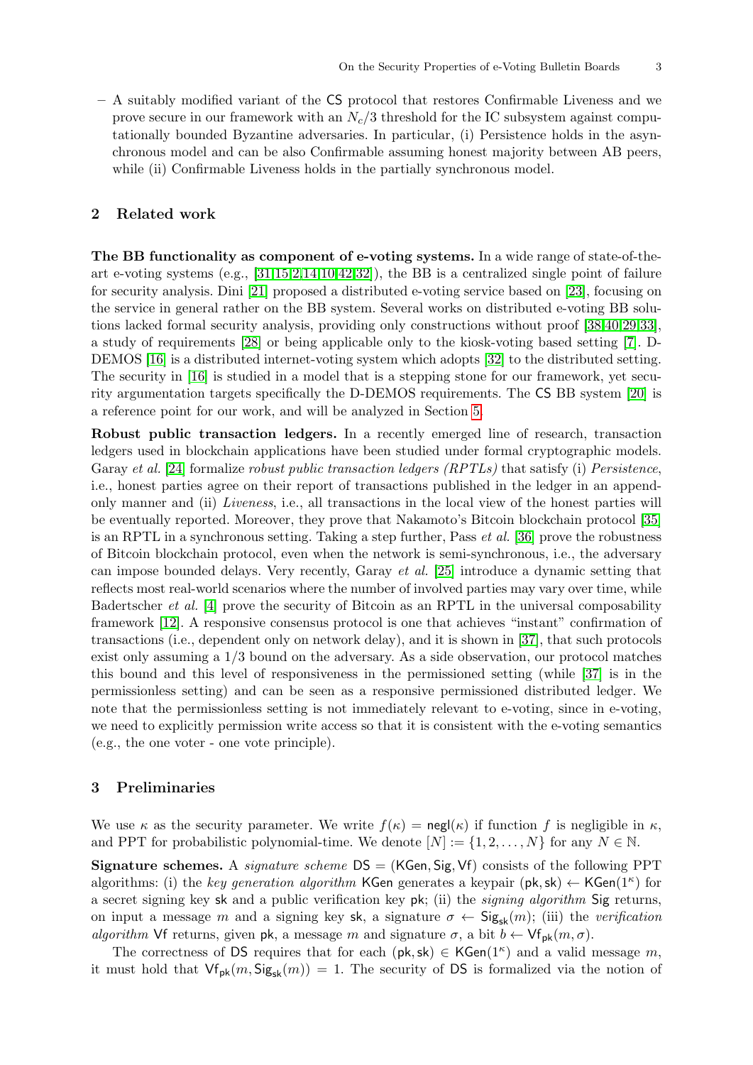– A suitably modified variant of the CS protocol that restores Confirmable Liveness and we prove secure in our framework with an $N_c/3$ threshold for the IC subsystem against computationally bounded Byzantine adversaries. In particular, (i) Persistence holds in the asynchronous model and can be also Confirmable assuming honest majority between AB peers, while (ii) Confirmable Liveness holds in the partially synchronous model.

## 2 Related work

**The BB functionality as component of e-voting systems.** In a wide range of state-of-the-art e-voting systems (e.g., [31,15,2,14,10,42,32]), the BB is a centralized single point of failure for security analysis. Dini [21] proposed a distributed e-voting service based on [23], focusing on the service in general rather on the BB system. Several works on distributed e-voting BB solutions lacked formal security analysis, providing only constructions without proof [38,40,29,33], a study of requirements [28] or being applicable only to the kiosk-voting based setting [7]. D-DEMOS [16] is a distributed internet-voting system which adopts [32] to the distributed setting. The security in [16] is studied in a model that is a stepping stone for our framework, yet security argumentation targets specifically the D-DEMOS requirements. The CS BB system [20] is a reference point for our work, and will be analyzed in Section 5.

**Robust public transaction ledgers.** In a recently emerged line of research, transaction ledgers used in blockchain applications have been studied under formal cryptographic models. Garay *et al.* [24] formalize *robust public transaction ledgers (RPTLs)* that satisfy (i) *Persistence*, i.e., honest parties agree on their report of transactions published in the ledger in an append-only manner and (ii) *Liveness*, i.e., all transactions in the local view of the honest parties will be eventually reported. Moreover, they prove that Nakamoto's Bitcoin blockchain protocol [35] is an RPTL in a synchronous setting. Taking a step further, Pass *et al.* [36] prove the robustness of Bitcoin blockchain protocol, even when the network is semi-synchronous, i.e., the adversary can impose bounded delays. Very recently, Garay *et al.* [25] introduce a dynamic setting that reflects most real-world scenarios where the number of involved parties may vary over time, while Badertscher *et al.* [4] prove the security of Bitcoin as an RPTL in the universal composability framework [12]. A responsive consensus protocol is one that achieves "instant" confirmation of transactions (i.e., dependent only on network delay), and it is shown in [37], that such protocols exist only assuming a 1/3 bound on the adversary. As a side observation, our protocol matches this bound and this level of responsiveness in the permissioned setting (while [37] is in the permissionless setting) and can be seen as a responsive permissioned distributed ledger. We note that the permissionless setting is not immediately relevant to e-voting, since in e-voting, we need to explicitly permission write access so that it is consistent with the e-voting semantics (e.g., the one voter - one vote principle).

## 3 Preliminaries

We use $\kappa$ as the security parameter. We write $f(\kappa) = \mathsf{negl}(\kappa)$ if function $f$ is negligible in $\kappa$, and PPT for probabilistic polynomial-time. We denote $[N] := \{1, 2, \ldots, N\}$ for any $N \in \mathbb{N}$.

**Signature schemes.** A *signature scheme* $\mathsf{DS} = (\mathsf{KGen}, \mathsf{Sig}, \mathsf{Vf})$ consists of the following PPT algorithms: (i) the *key generation algorithm* $\mathsf{KGen}$ generates a keypair $(\mathsf{pk}, \mathsf{sk}) \leftarrow \mathsf{KGen}(1^\kappa)$ for a secret signing key $\mathsf{sk}$ and a public verification key $\mathsf{pk}$; (ii) the *signing algorithm* $\mathsf{Sig}$ returns, on input a message $m$ and a signing key $\mathsf{sk}$, a signature $\sigma \leftarrow \mathsf{Sig}_{\mathsf{sk}}(m)$; (iii) the *verification algorithm* $\mathsf{Vf}$ returns, given $\mathsf{pk}$, a message $m$ and signature $\sigma$, a bit $b \leftarrow \mathsf{Vf}_{\mathsf{pk}}(m, \sigma)$.

The correctness of $\mathsf{DS}$ requires that for each $(\mathsf{pk}, \mathsf{sk}) \in \mathsf{KGen}(1^\kappa)$ and a valid message $m$, it must hold that $\mathsf{Vf}_{\mathsf{pk}}(m, \mathsf{Sig}_{\mathsf{sk}}(m)) = 1$. The security of $\mathsf{DS}$ is formalized via the notion of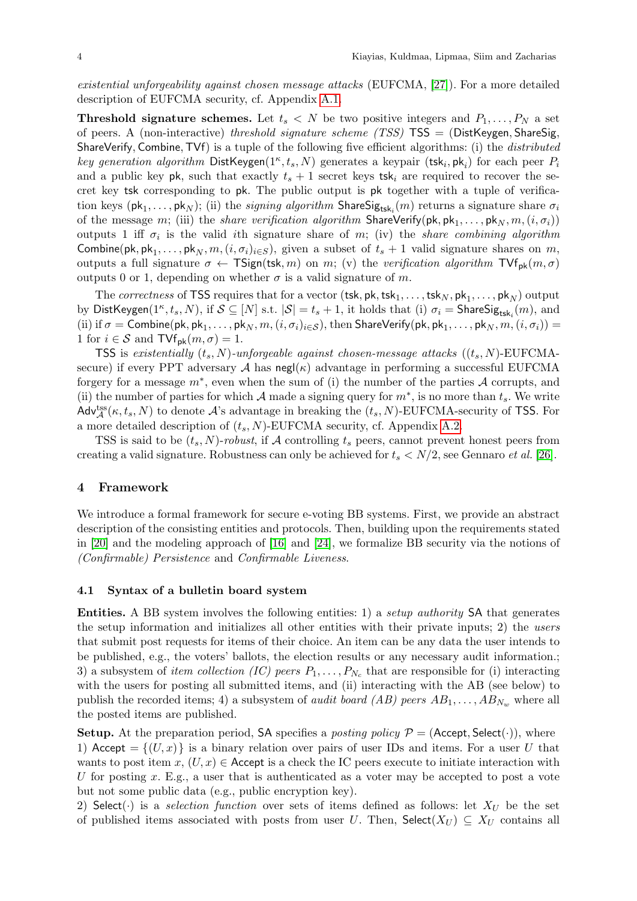*existential unforgeability against chosen message attacks* (EUFCMA, [27]). For a more detailed description of EUFCMA security, cf. Appendix A.1.

**Threshold signature schemes.** Let $t_s < N$ be two positive integers and $P_1, \ldots, P_N$ a set of peers. A (non-interactive) *threshold signature scheme (TSS)* $\mathsf{TSS} = (\mathsf{DistKeygen}, \mathsf{ShareSig}, \mathsf{ShareVerify}, \mathsf{Combine}, \mathsf{TVf})$ is a tuple of the following five efficient algorithms: (i) the *distributed key generation algorithm* $\mathsf{DistKeygen}(1^\kappa, t_s, N)$ generates a keypair $(\mathsf{tsk}_i, \mathsf{pk}_i)$ for each peer $P_i$ and a public key $\mathsf{pk}$, such that exactly $t_s + 1$ secret keys $\mathsf{tsk}_i$ are required to recover the secret key $\mathsf{tsk}$ corresponding to $\mathsf{pk}$. The public output is $\mathsf{pk}$ together with a tuple of verification keys $(\mathsf{pk}_1, \ldots, \mathsf{pk}_N)$; (ii) the *signing algorithm* $\mathsf{ShareSig}_{\mathsf{tsk}_i}(m)$ returns a signature share $\sigma_i$ of the message $m$; (iii) the *share verification algorithm* $\mathsf{ShareVerify}(\mathsf{pk}, \mathsf{pk}_1, \ldots, \mathsf{pk}_N, m, (i, \sigma_i))$ outputs 1 iff $\sigma_i$ is the valid $i$th signature share of $m$; (iv) the *share combining algorithm* $\mathsf{Combine}(\mathsf{pk}, \mathsf{pk}_1, \ldots, \mathsf{pk}_N, m, (i, \sigma_i)_{i \in S})$, given a subset of $t_s + 1$ valid signature shares on $m$, outputs a full signature $\sigma \leftarrow \mathsf{TSign}(\mathsf{tsk}, m)$ on $m$; (v) the *verification algorithm* $\mathsf{TVf}_{\mathsf{pk}}(m, \sigma)$ outputs 0 or 1, depending on whether $\sigma$ is a valid signature of $m$.

The *correctness* of $\mathsf{TSS}$ requires that for a vector $(\mathsf{tsk}, \mathsf{pk}, \mathsf{tsk}_1, \ldots, \mathsf{tsk}_N, \mathsf{pk}_1, \ldots, \mathsf{pk}_N)$ output by $\mathsf{DistKeygen}(1^\kappa, t_s, N)$, if $\mathcal{S} \subseteq [N]$ s.t. $|\mathcal{S}| = t_s + 1$, it holds that (i) $\sigma_i = \mathsf{ShareSig}_{\mathsf{tsk}_i}(m)$, and (ii) if $\sigma = \mathsf{Combine}(\mathsf{pk}, \mathsf{pk}_1, \ldots, \mathsf{pk}_N, m, (i, \sigma_i)_{i \in \mathcal{S}})$, then $\mathsf{ShareVerify}(\mathsf{pk}, \mathsf{pk}_1, \ldots, \mathsf{pk}_N, m, (i, \sigma_i)) = 1$ for $i \in \mathcal{S}$ and $\mathsf{TVf}_{\mathsf{pk}}(m, \sigma) = 1$.

$\mathsf{TSS}$ is *existentially* $(t_s, N)$*-unforgeable against chosen-message attacks* ($(t_s, N)$-EUFCMA-secure) if every PPT adversary $\mathcal{A}$ has $\mathsf{negl}(\kappa)$ advantage in performing a successful EUFCMA forgery for a message $m^*$, even when the sum of (i) the number of the parties $\mathcal{A}$ corrupts, and (ii) the number of parties for which $\mathcal{A}$ made a signing query for $m^*$, is no more than $t_s$. We write $\mathsf{Adv}^{\mathrm{tss}}_{\mathcal{A}}(\kappa, t_s, N)$ to denote $\mathcal{A}$'s advantage in breaking the $(t_s, N)$-EUFCMA-security of $\mathsf{TSS}$. For a more detailed description of $(t_s, N)$-EUFCMA security, cf. Appendix A.2.

$\mathsf{TSS}$ is said to be $(t_s, N)$*-robust*, if $\mathcal{A}$ controlling $t_s$ peers, cannot prevent honest peers from creating a valid signature. Robustness can only be achieved for $t_s < N/2$, see Gennaro *et al.* [26].

## 4 Framework

We introduce a formal framework for secure e-voting BB systems. First, we provide an abstract description of the consisting entities and protocols. Then, building upon the requirements stated in [20] and the modeling approach of [16] and [24], we formalize BB security via the notions of *(Confirmable) Persistence* and *Confirmable Liveness*.

### 4.1 Syntax of a bulletin board system

**Entities.** A BB system involves the following entities: 1) a *setup authority* $\mathsf{SA}$ that generates the setup information and initializes all other entities with their private inputs; 2) the *users* that submit post requests for items of their choice. An item can be any data the user intends to be published, e.g., the voters' ballots, the election results or any necessary audit information.; 3) a subsystem of *item collection (IC) peers* $P_1, \ldots, P_{N_c}$ that are responsible for (i) interacting with the users for posting all submitted items, and (ii) interacting with the AB (see below) to publish the recorded items; 4) a subsystem of *audit board (AB) peers* $AB_1, \ldots, AB_{N_w}$ where all the posted items are published.

**Setup.** At the preparation period, $\mathsf{SA}$ specifies a *posting policy* $\mathcal{P} = (\mathsf{Accept}, \mathsf{Select}(\cdot))$, where 1) $\mathsf{Accept} = \{(U, x)\}$ is a binary relation over pairs of user IDs and items. For a user $U$ that wants to post item $x$, $(U, x) \in \mathsf{Accept}$ is a check the IC peers execute to initiate interaction with $U$ for posting $x$. E.g., a user that is authenticated as a voter may be accepted to post a vote but not some public data (e.g., public encryption key).
2) $\mathsf{Select}(\cdot)$ is a *selection function* over sets of items defined as follows: let $X_U$ be the set of published items associated with posts from user $U$. Then, $\mathsf{Select}(X_U) \subseteq X_U$ contains all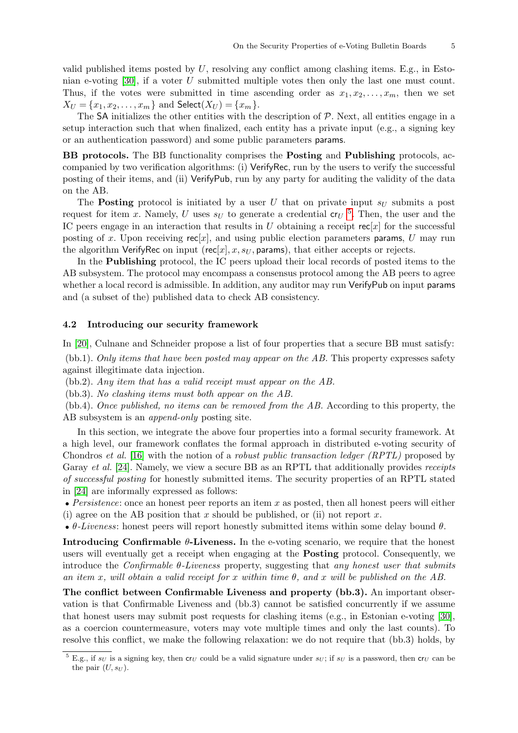valid published items posted by $U$, resolving any conflict among clashing items. E.g., in Estonian e-voting [30], if a voter $U$ submitted multiple votes then only the last one must count. Thus, if the votes were submitted in time ascending order as $x_1, x_2, \ldots, x_m$, then we set $X_U = \{x_1, x_2, \ldots, x_m\}$ and $\mathsf{Select}(X_U) = \{x_m\}$.

The SA initializes the other entities with the description of $\mathcal{P}$. Next, all entities engage in a setup interaction such that when finalized, each entity has a private input (e.g., a signing key or an authentication password) and some public parameters params.

**BB protocols.** The BB functionality comprises the **Posting** and **Publishing** protocols, accompanied by two verification algorithms: (i) VerifyRec, run by the users to verify the successful posting of their items, and (ii) VerifyPub, run by any party for auditing the validity of the data on the AB.

The **Posting** protocol is initiated by a user $U$ that on private input $s_U$ submits a post request for item $x$. Namely, $U$ uses $s_U$ to generate a credential $\mathsf{cr}_U$ [5]. Then, the user and the IC peers engage in an interaction that results in $U$ obtaining a receipt $\mathsf{rec}[x]$ for the successful posting of $x$. Upon receiving $\mathsf{rec}[x]$, and using public election parameters params, $U$ may run the algorithm VerifyRec on input $(\mathsf{rec}[x], x, s_U, \mathsf{params})$, that either accepts or rejects.

In the **Publishing** protocol, the IC peers upload their local records of posted items to the AB subsystem. The protocol may encompass a consensus protocol among the AB peers to agree whether a local record is admissible. In addition, any auditor may run VerifyPub on input params and (a subset of the) published data to check AB consistency.

### 4.2 Introducing our security framework

In [20], Culnane and Schneider propose a list of four properties that a secure BB must satisfy:

(bb.1). *Only items that have been posted may appear on the AB.* This property expresses safety against illegitimate data injection.

(bb.2). *Any item that has a valid receipt must appear on the AB.*

(bb.3). *No clashing items must both appear on the AB.*

(bb.4). *Once published, no items can be removed from the AB.* According to this property, the AB subsystem is an *append-only* posting site.

In this section, we integrate the above four properties into a formal security framework. At a high level, our framework conflates the formal approach in distributed e-voting security of Chondros *et al.* [16] with the notion of a *robust public transaction ledger (RPTL)* proposed by Garay *et al.* [24]. Namely, we view a secure BB as an RPTL that additionally provides *receipts of successful posting* for honestly submitted items. The security properties of an RPTL stated in [24] are informally expressed as follows:

- *Persistence*: once an honest peer reports an item $x$ as posted, then all honest peers will either (i) agree on the AB position that $x$ should be published, or (ii) not report $x$.
- *$\theta$-Liveness*: honest peers will report honestly submitted items within some delay bound $\theta$.

**Introducing Confirmable $\theta$-Liveness.** In the e-voting scenario, we require that the honest users will eventually get a receipt when engaging at the **Posting** protocol. Consequently, we introduce the *Confirmable $\theta$-Liveness* property, suggesting that *any honest user that submits an item $x$, will obtain a valid receipt for $x$ within time $\theta$, and $x$ will be published on the AB.*

**The conflict between Confirmable Liveness and property (bb.3).** An important observation is that Confirmable Liveness and (bb.3) cannot be satisfied concurrently if we assume that honest users may submit post requests for clashing items (e.g., in Estonian e-voting [30], as a coercion countermeasure, voters may vote multiple times and only the last counts). To resolve this conflict, we make the following relaxation: we do not require that (bb.3) holds, by

[5] E.g., if $s_U$ is a signing key, then $\mathsf{cr}_U$ could be a valid signature under $s_U$; if $s_U$ is a password, then $\mathsf{cr}_U$ can be the pair $(U, s_U)$.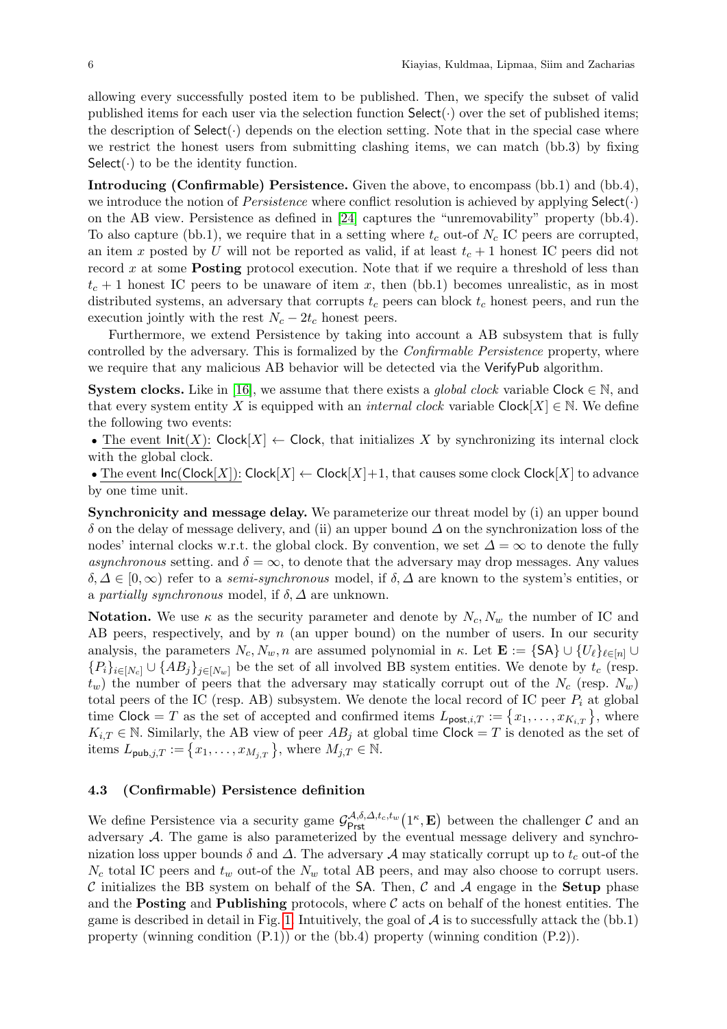allowing every successfully posted item to be published. Then, we specify the subset of valid published items for each user via the selection function $\mathsf{Select}(\cdot)$ over the set of published items; the description of $\mathsf{Select}(\cdot)$ depends on the election setting. Note that in the special case where we restrict the honest users from submitting clashing items, we can match (bb.3) by fixing $\mathsf{Select}(\cdot)$ to be the identity function.

**Introducing (Confirmable) Persistence.** Given the above, to encompass (bb.1) and (bb.4), we introduce the notion of *Persistence* where conflict resolution is achieved by applying $\mathsf{Select}(\cdot)$ on the AB view. Persistence as defined in [24] captures the "unremovability" property (bb.4). To also capture (bb.1), we require that in a setting where $t_c$ out-of $N_c$ IC peers are corrupted, an item $x$ posted by $U$ will not be reported as valid, if at least $t_c + 1$ honest IC peers did not record $x$ at some **Posting** protocol execution. Note that if we require a threshold of less than $t_c + 1$ honest IC peers to be unaware of item $x$, then (bb.1) becomes unrealistic, as in most distributed systems, an adversary that corrupts $t_c$ peers can block $t_c$ honest peers, and run the execution jointly with the rest $N_c - 2t_c$ honest peers.

Furthermore, we extend Persistence by taking into account a AB subsystem that is fully controlled by the adversary. This is formalized by the *Confirmable Persistence* property, where we require that any malicious AB behavior will be detected via the $\mathsf{VerifyPub}$ algorithm.

**System clocks.** Like in [16], we assume that there exists a *global clock* variable $\mathsf{Clock} \in \mathbb{N}$, and that every system entity $X$ is equipped with an *internal clock* variable $\mathsf{Clock}[X] \in \mathbb{N}$. We define the following two events:

- The event $\mathsf{Init}(X)$: $\mathsf{Clock}[X] \leftarrow \mathsf{Clock}$, that initializes $X$ by synchronizing its internal clock with the global clock.
- The event $\mathsf{Inc}(\mathsf{Clock}[X])$: $\mathsf{Clock}[X] \leftarrow \mathsf{Clock}[X]+1$, that causes some clock $\mathsf{Clock}[X]$ to advance by one time unit.

**Synchronicity and message delay.** We parameterize our threat model by (i) an upper bound $\delta$ on the delay of message delivery, and (ii) an upper bound $\Delta$ on the synchronization loss of the nodes' internal clocks w.r.t. the global clock. By convention, we set $\Delta = \infty$ to denote the fully *asynchronous* setting. and $\delta = \infty$, to denote that the adversary may drop messages. Any values $\delta, \Delta \in [0, \infty)$ refer to a *semi-synchronous* model, if $\delta, \Delta$ are known to the system's entities, or a *partially synchronous* model, if $\delta, \Delta$ are unknown.

**Notation.** We use $\kappa$ as the security parameter and denote by $N_c, N_w$ the number of IC and AB peers, respectively, and by $n$ (an upper bound) on the number of users. In our security analysis, the parameters $N_c, N_w, n$ are assumed polynomial in $\kappa$. Let $\mathbf{E} := \{\mathsf{SA}\} \cup \{U_\ell\}_{\ell\in[n]} \cup \{P_i\}_{i\in[N_c]} \cup \{AB_j\}_{j\in[N_w]}$ be the set of all involved BB system entities. We denote by $t_c$ (resp. $t_w$) the number of peers that the adversary may statically corrupt out of the $N_c$ (resp. $N_w$) total peers of the IC (resp. AB) subsystem. We denote the local record of IC peer $P_i$ at global time $\mathsf{Clock} = T$ as the set of accepted and confirmed items $L_{\mathsf{post},i,T} := \{x_1, \ldots, x_{K_{i,T}}\}$, where $K_{i,T} \in \mathbb{N}$. Similarly, the AB view of peer $AB_j$ at global time $\mathsf{Clock} = T$ is denoted as the set of items $L_{\mathsf{pub},j,T} := \{x_1, \ldots, x_{M_{j,T}}\}$, where $M_{j,T} \in \mathbb{N}$.

### 4.3 (Confirmable) Persistence definition

We define Persistence via a security game $\mathcal{G}^{\mathcal{A},\delta,\Delta,t_c,t_w}_{\mathsf{Prst}}(1^\kappa, \mathbf{E})$ between the challenger $\mathcal{C}$ and an adversary $\mathcal{A}$. The game is also parameterized by the eventual message delivery and synchronization loss upper bounds $\delta$ and $\Delta$. The adversary $\mathcal{A}$ may statically corrupt up to $t_c$ out-of the $N_c$ total IC peers and $t_w$ out-of the $N_w$ total AB peers, and may also choose to corrupt users. $\mathcal{C}$ initializes the BB system on behalf of the $\mathsf{SA}$. Then, $\mathcal{C}$ and $\mathcal{A}$ engage in the **Setup** phase and the **Posting** and **Publishing** protocols, where $\mathcal{C}$ acts on behalf of the honest entities. The game is described in detail in Fig. 1. Intuitively, the goal of $\mathcal{A}$ is to successfully attack the (bb.1) property (winning condition (P.1)) or the (bb.4) property (winning condition (P.2)).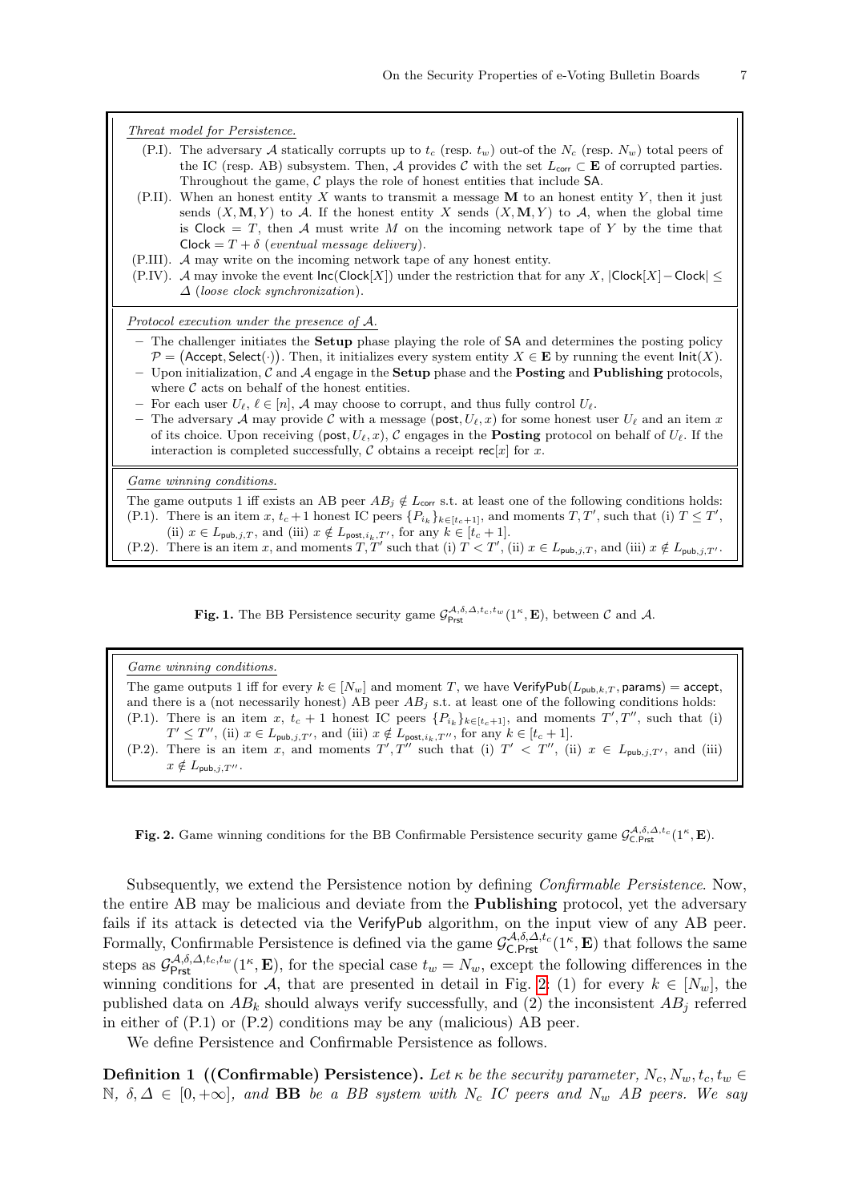*Threat model for Persistence.*

- (P.I). The adversary $\mathcal{A}$ statically corrupts up to $t_c$ (resp. $t_w$) out-of the $N_c$ (resp. $N_w$) total peers of the IC (resp. AB) subsystem. Then, $\mathcal{A}$ provides $\mathcal{C}$ with the set $L_{\mathsf{corr}} \subset \mathbf{E}$ of corrupted parties. Throughout the game, $\mathcal{C}$ plays the role of honest entities that include $\mathsf{SA}$.
- (P.II). When an honest entity $X$ wants to transmit a message $\mathbf{M}$ to an honest entity $Y$, then it just sends $(X, \mathbf{M}, Y)$ to $\mathcal{A}$. If the honest entity $X$ sends $(X, \mathbf{M}, Y)$ to $\mathcal{A}$, when the global time is $\mathsf{Clock} = T$, then $\mathcal{A}$ must write $M$ on the incoming network tape of $Y$ by the time that $\mathsf{Clock} = T + \delta$ (*eventual message delivery*).
- (P.III). $\mathcal{A}$ may write on the incoming network tape of any honest entity.
- (P.IV). $\mathcal{A}$ may invoke the event $\mathsf{Inc}(\mathsf{Clock}[X])$ under the restriction that for any $X$, $|\mathsf{Clock}[X] - \mathsf{Clock}| \leq \Delta$ (*loose clock synchronization*).

*Protocol execution under the presence of $\mathcal{A}$.*

- The challenger initiates the **Setup** phase playing the role of $\mathsf{SA}$ and determines the posting policy $\mathcal{P} = (\mathsf{Accept}, \mathsf{Select}(\cdot))$. Then, it initializes every system entity $X \in \mathbf{E}$ by running the event $\mathsf{Init}(X)$.
- Upon initialization, $\mathcal{C}$ and $\mathcal{A}$ engage in the **Setup** phase and the **Posting** and **Publishing** protocols, where $\mathcal{C}$ acts on behalf of the honest entities.
- For each user $U_\ell$, $\ell \in [n]$, $\mathcal{A}$ may choose to corrupt, and thus fully control $U_\ell$.
- The adversary $\mathcal{A}$ may provide $\mathcal{C}$ with a message $(\mathsf{post}, U_\ell, x)$ for some honest user $U_\ell$ and an item $x$ of its choice. Upon receiving $(\mathsf{post}, U_\ell, x)$, $\mathcal{C}$ engages in the **Posting** protocol on behalf of $U_\ell$. If the interaction is completed successfully, $\mathcal{C}$ obtains a receipt $\mathsf{rec}[x]$ for $x$.

*Game winning conditions.*

The game outputs 1 iff there exists an AB peer $AB_j \notin L_{\mathsf{corr}}$ s.t. at least one of the following conditions holds:

- (P.1). There is an item $x$, $t_c + 1$ honest IC peers $\{P_{i_k}\}_{k \in [t_c+1]}$, and moments $T, T'$, such that (i) $T \leq T'$, (ii) $x \in L_{\mathsf{pub},j,T}$, and (iii) $x \notin L_{\mathsf{post},i_k,T'}$, for any $k \in [t_c + 1]$.
- (P.2). There is an item $x$, and moments $T, T'$ such that (i) $T < T'$, (ii) $x \in L_{\mathsf{pub},j,T}$, and (iii) $x \notin L_{\mathsf{pub},j,T'}$.

**Fig. 1.** The BB Persistence security game $\mathcal{G}^{\mathcal{A},\delta,\Delta,t_c,t_w}_{\mathsf{Prst}}(1^\kappa, \mathbf{E})$, between $\mathcal{C}$ and $\mathcal{A}$.

*Game winning conditions.*

The game outputs 1 iff for every $k \in [N_w]$ and moment $T$, we have $\mathsf{VerifyPub}(L_{\mathsf{pub},k,T}, \mathsf{params}) = \mathsf{accept}$, and there is a (not necessarily honest) AB peer $AB_j$ s.t. at least one of the following conditions holds:

- (P.1). There is an item $x$, $t_c + 1$ honest IC peers $\{P_{i_k}\}_{k \in [t_c+1]}$, and moments $T', T''$, such that (i) $T' \leq T''$, (ii) $x \in L_{\mathsf{pub},j,T'}$, and (iii) $x \notin L_{\mathsf{post},i_k,T''}$, for any $k \in [t_c + 1]$.
- (P.2). There is an item $x$, and moments $T', T''$ such that (i) $T' < T''$, (ii) $x \in L_{\mathsf{pub},j,T'}$, and (iii) $x \notin L_{\mathsf{pub},j,T''}$.

**Fig. 2.** Game winning conditions for the BB Confirmable Persistence security game $\mathcal{G}^{\mathcal{A},\delta,\Delta,t_c}_{\mathsf{C.Prst}}(1^\kappa, \mathbf{E})$.

Subsequently, we extend the Persistence notion by defining *Confirmable Persistence*. Now, the entire AB may be malicious and deviate from the **Publishing** protocol, yet the adversary fails if its attack is detected via the $\mathsf{VerifyPub}$ algorithm, on the input view of any AB peer. Formally, Confirmable Persistence is defined via the game $\mathcal{G}^{\mathcal{A},\delta,\Delta,t_c}_{\mathsf{C.Prst}}(1^\kappa, \mathbf{E})$ that follows the same steps as $\mathcal{G}^{\mathcal{A},\delta,\Delta,t_c,t_w}_{\mathsf{Prst}}(1^\kappa, \mathbf{E})$, for the special case $t_w = N_w$, except the following differences in the winning conditions for $\mathcal{A}$, that are presented in detail in Fig. 2: (1) for every $k \in [N_w]$, the published data on $AB_k$ should always verify successfully, and (2) the inconsistent $AB_j$ referred in either of (P.1) or (P.2) conditions may be any (malicious) AB peer.

We define Persistence and Confirmable Persistence as follows.

**Definition 1 ((Confirmable) Persistence).** *Let $\kappa$ be the security parameter, $N_c, N_w, t_c, t_w \in \mathbb{N}$, $\delta, \Delta \in [0, +\infty]$, and* **BB** *be a BB system with $N_c$ IC peers and $N_w$ AB peers. We say*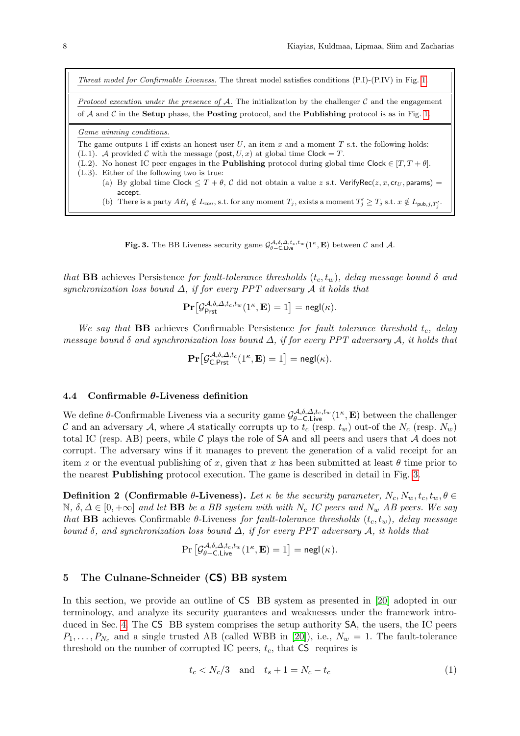*Threat model for Confirmable Liveness.* The threat model satisfies conditions (P.I)-(P.IV) in Fig. 1.

*Protocol execution under the presence of $\mathcal{A}$.* The initialization by the challenger $\mathcal{C}$ and the engagement of $\mathcal{A}$ and $\mathcal{C}$ in the **Setup** phase, the **Posting** protocol, and the **Publishing** protocol is as in Fig. 1.

*Game winning conditions.*

The game outputs 1 iff exists an honest user $U$, an item $x$ and a moment $T$ s.t. the following holds:

(L.1). $\mathcal{A}$ provided $\mathcal{C}$ with the message $(\mathsf{post}, U, x)$ at global time $\mathsf{Clock} = T$.

(L.2). No honest IC peer engages in the **Publishing** protocol during global time $\mathsf{Clock} \in [T, T + \theta]$.

(L.3). Either of the following two is true:

- (a) By global time $\mathsf{Clock} \leq T + \theta$, $\mathcal{C}$ did not obtain a value $z$ s.t. $\mathsf{VerifyRec}(z, x, \mathsf{cr}_U, \mathsf{params}) = \mathsf{accept}$.
- (b) There is a party $AB_j \notin L_{\mathsf{corr}}$, s.t. for any moment $T_j$, exists a moment $T'_j \geq T_j$ s.t. $x \notin L_{\mathsf{pub},j,T'_j}$.

**Fig. 3.** The BB Liveness security game $\mathcal{G}^{\mathcal{A},\delta,\Delta,t_c,t_w}_{\theta-\mathsf{C.Live}}(1^\kappa, \mathbf{E})$ between $\mathcal{C}$ and $\mathcal{A}$.

*that* **BB** *achieves* Persistence *for fault-tolerance thresholds $(t_c, t_w)$, delay message bound $\delta$ and synchronization loss bound $\Delta$, if for every PPT adversary $\mathcal{A}$ it holds that*

$$\mathbf{Pr}\big[\mathcal{G}^{\mathcal{A},\delta,\Delta,t_c,t_w}_{\mathsf{Prst}}(1^\kappa, \mathbf{E}) = 1\big] = \mathsf{negl}(\kappa).$$

*We say that* **BB** *achieves* Confirmable Persistence *for fault tolerance threshold $t_c$, delay message bound $\delta$ and synchronization loss bound $\Delta$, if for every PPT adversary $\mathcal{A}$, it holds that*

$$\mathbf{Pr}\big[\mathcal{G}^{\mathcal{A},\delta,\Delta,t_c}_{\mathsf{C.Prst}}(1^\kappa, \mathbf{E}) = 1\big] = \mathsf{negl}(\kappa).$$

### 4.4 Confirmable $\theta$-Liveness definition

We define $\theta$-Confirmable Liveness via a security game $\mathcal{G}^{\mathcal{A},\delta,\Delta,t_c,t_w}_{\theta-\mathsf{C.Live}}(1^\kappa, \mathbf{E})$ between the challenger $\mathcal{C}$ and an adversary $\mathcal{A}$, where $\mathcal{A}$ statically corrupts up to $t_c$ (resp. $t_w$) out-of the $N_c$ (resp. $N_w$) total IC (resp. AB) peers, while $\mathcal{C}$ plays the role of $\mathsf{SA}$ and all peers and users that $\mathcal{A}$ does not corrupt. The adversary wins if it manages to prevent the generation of a valid receipt for an item $x$ or the eventual publishing of $x$, given that $x$ has been submitted at least $\theta$ time prior to the nearest **Publishing** protocol execution. The game is described in detail in Fig. 3.

**Definition 2 (Confirmable $\theta$-Liveness).** *Let $\kappa$ be the security parameter, $N_c, N_w, t_c, t_w, \theta \in \mathbb{N}$, $\delta, \Delta \in [0, +\infty]$ and let* **BB** *be a BB system with with $N_c$ IC peers and $N_w$ AB peers. We say that* **BB** *achieves* Confirmable $\theta$-Liveness *for fault-tolerance thresholds $(t_c, t_w)$, delay message bound $\delta$, and synchronization loss bound $\Delta$, if for every PPT adversary $\mathcal{A}$, it holds that*

$$\Pr\left[\mathcal{G}^{\mathcal{A},\delta,\Delta,t_c,t_w}_{\theta-\mathsf{C.Live}}(1^\kappa, \mathbf{E}) = 1\right] = \mathsf{negl}(\kappa).$$

## 5 The Culnane-Schneider ($\mathsf{CS}$) BB system

In this section, we provide an outline of $\mathsf{CS}$ BB system as presented in [20] adopted in our terminology, and analyze its security guarantees and weaknesses under the framework introduced in Sec. 4. The $\mathsf{CS}$ BB system comprises the setup authority $\mathsf{SA}$, the users, the IC peers $P_1, \ldots, P_{N_c}$ and a single trusted AB (called WBB in [20]), i.e., $N_w = 1$. The fault-tolerance threshold on the number of corrupted IC peers, $t_c$, that $\mathsf{CS}$ requires is

$$t_c < N_c/3 \quad \text{and} \quad t_s + 1 = N_c - t_c \tag{1}$$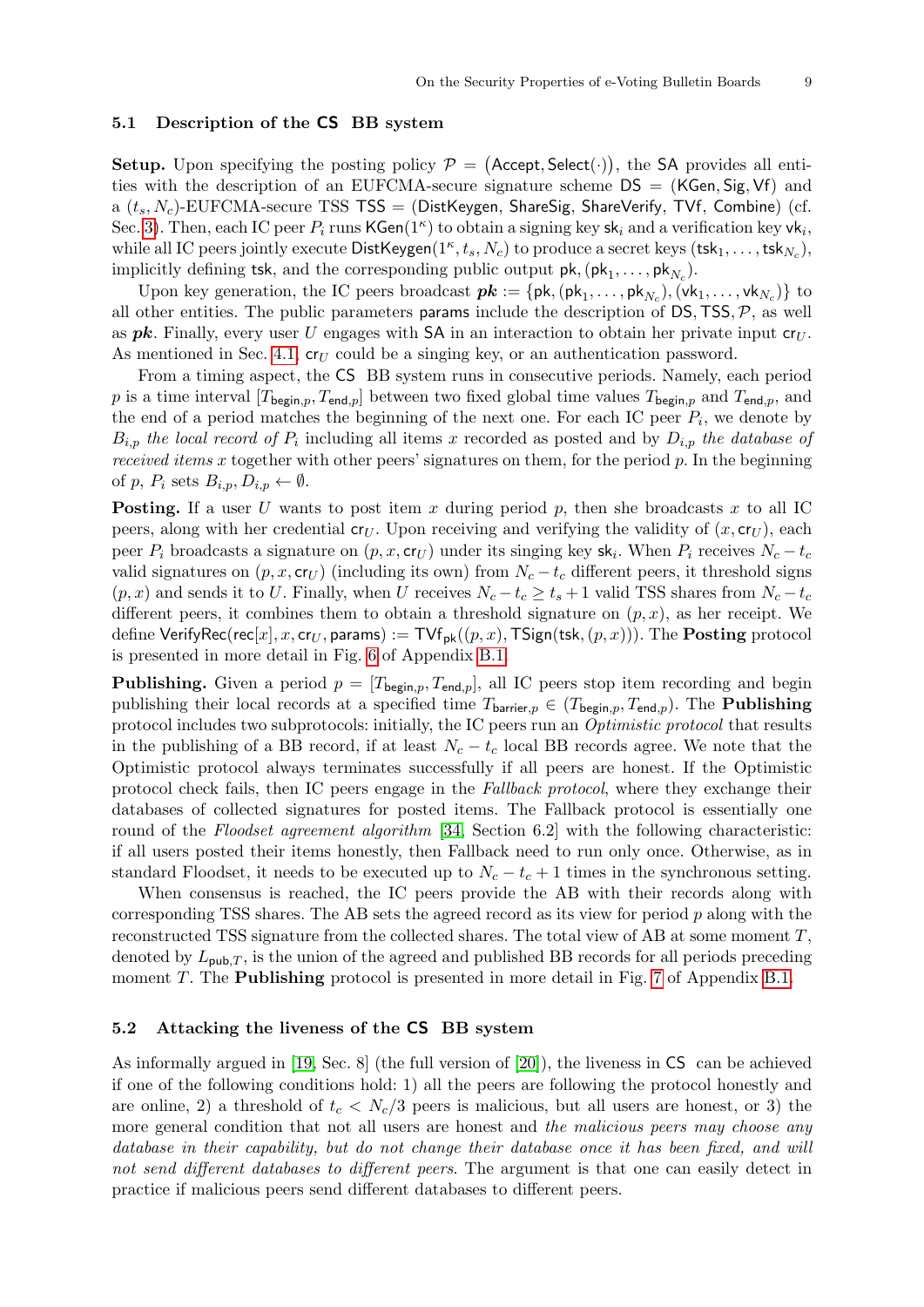### 5.1 Description of the CS BB system

**Setup.** Upon specifying the posting policy $\mathcal{P} = (\mathsf{Accept}, \mathsf{Select}(\cdot))$, the SA provides all entities with the description of an EUFCMA-secure signature scheme $\mathsf{DS} = (\mathsf{KGen}, \mathsf{Sig}, \mathsf{Vf})$ and a $(t_s, N_c)$-EUFCMA-secure TSS $\mathsf{TSS} = (\mathsf{DistKeygen}, \mathsf{ShareSig}, \mathsf{ShareVerify}, \mathsf{TVf}, \mathsf{Combine})$ (cf. Sec. 3). Then, each IC peer $P_i$ runs $\mathsf{KGen}(1^\kappa)$ to obtain a signing key $\mathsf{sk}_i$ and a verification key $\mathsf{vk}_i$, while all IC peers jointly execute $\mathsf{DistKeygen}(1^\kappa, t_s, N_c)$ to produce a secret keys $(\mathsf{tsk}_1, \ldots, \mathsf{tsk}_{N_c})$, implicitly defining $\mathsf{tsk}$, and the corresponding public output $\mathsf{pk}, (\mathsf{pk}_1, \ldots, \mathsf{pk}_{N_c})$.

Upon key generation, the IC peers broadcast $\boldsymbol{pk} := \{\mathsf{pk}, (\mathsf{pk}_1, \ldots, \mathsf{pk}_{N_c}), (\mathsf{vk}_1, \ldots, \mathsf{vk}_{N_c})\}$ to all other entities. The public parameters $\mathsf{params}$ include the description of $\mathsf{DS}, \mathsf{TSS}, \mathcal{P}$, as well as $\boldsymbol{pk}$. Finally, every user $U$ engages with SA in an interaction to obtain her private input $\mathsf{cr}_U$. As mentioned in Sec. 4.1, $\mathsf{cr}_U$ could be a singing key, or an authentication password.

From a timing aspect, the CS BB system runs in consecutive periods. Namely, each period $p$ is a time interval $[T_{\mathsf{begin},p}, T_{\mathsf{end},p}]$ between two fixed global time values $T_{\mathsf{begin},p}$ and $T_{\mathsf{end},p}$, and the end of a period matches the beginning of the next one. For each IC peer $P_i$, we denote by $B_{i,p}$ *the local record of* $P_i$ including all items $x$ recorded as posted and by $D_{i,p}$ *the database of received items* $x$ together with other peers' signatures on them, for the period $p$. In the beginning of $p$, $P_i$ sets $B_{i,p}, D_{i,p} \leftarrow \emptyset$.

**Posting.** If a user $U$ wants to post item $x$ during period $p$, then she broadcasts $x$ to all IC peers, along with her credential $\mathsf{cr}_U$. Upon receiving and verifying the validity of $(x, \mathsf{cr}_U)$, each peer $P_i$ broadcasts a signature on $(p, x, \mathsf{cr}_U)$ under its singing key $\mathsf{sk}_i$. When $P_i$ receives $N_c - t_c$ valid signatures on $(p, x, \mathsf{cr}_U)$ (including its own) from $N_c - t_c$ different peers, it threshold signs $(p, x)$ and sends it to $U$. Finally, when $U$ receives $N_c - t_c \geq t_s + 1$ valid TSS shares from $N_c - t_c$ different peers, it combines them to obtain a threshold signature on $(p, x)$, as her receipt. We define $\mathsf{VerifyRec}(\mathsf{rec}[x], x, \mathsf{cr}_U, \mathsf{params}) := \mathsf{TVf}_{\mathsf{pk}}((p, x), \mathsf{TSign}(\mathsf{tsk}, (p, x)))$. The **Posting** protocol is presented in more detail in Fig. 6 of Appendix B.1.

**Publishing.** Given a period $p = [T_{\mathsf{begin},p}, T_{\mathsf{end},p}]$, all IC peers stop item recording and begin publishing their local records at a specified time $T_{\mathsf{barrier},p} \in (T_{\mathsf{begin},p}, T_{\mathsf{end},p})$. The **Publishing** protocol includes two subprotocols: initially, the IC peers run an *Optimistic protocol* that results in the publishing of a BB record, if at least $N_c - t_c$ local BB records agree. We note that the Optimistic protocol always terminates successfully if all peers are honest. If the Optimistic protocol check fails, then IC peers engage in the *Fallback protocol*, where they exchange their databases of collected signatures for posted items. The Fallback protocol is essentially one round of the *Floodset agreement algorithm* [34, Section 6.2] with the following characteristic: if all users posted their items honestly, then Fallback need to run only once. Otherwise, as in standard Floodset, it needs to be executed up to $N_c - t_c + 1$ times in the synchronous setting.

When consensus is reached, the IC peers provide the AB with their records along with corresponding TSS shares. The AB sets the agreed record as its view for period $p$ along with the reconstructed TSS signature from the collected shares. The total view of AB at some moment $T$, denoted by $L_{\mathsf{pub},T}$, is the union of the agreed and published BB records for all periods preceding moment $T$. The **Publishing** protocol is presented in more detail in Fig. 7 of Appendix B.1.

### 5.2 Attacking the liveness of the CS BB system

As informally argued in [19, Sec. 8] (the full version of [20]), the liveness in CS can be achieved if one of the following conditions hold: 1) all the peers are following the protocol honestly and are online, 2) a threshold of $t_c < N_c/3$ peers is malicious, but all users are honest, or 3) the more general condition that not all users are honest and *the malicious peers may choose any database in their capability, but do not change their database once it has been fixed, and will not send different databases to different peers*. The argument is that one can easily detect in practice if malicious peers send different databases to different peers.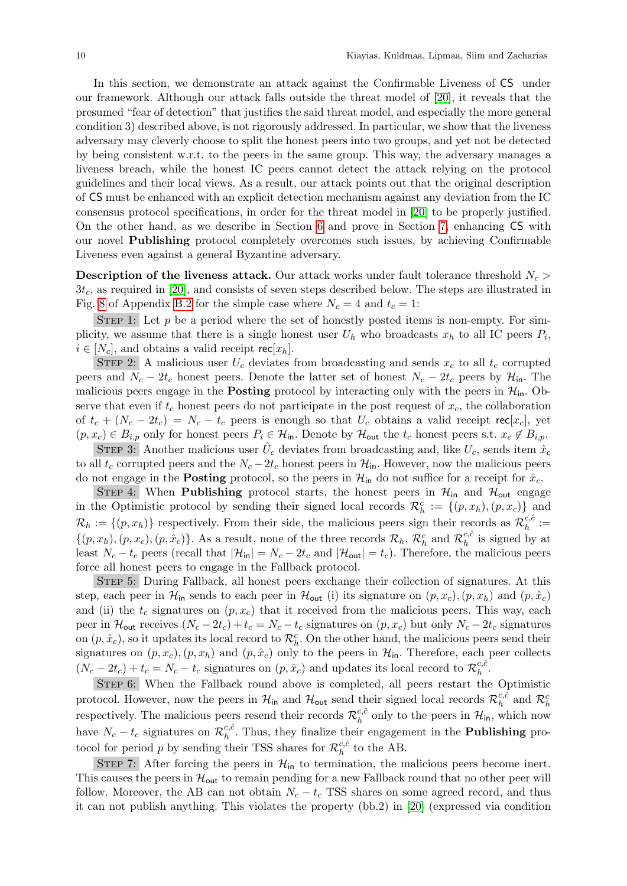In this section, we demonstrate an attack against the Confirmable Liveness of CS under our framework. Although our attack falls outside the threat model of [20], it reveals that the presumed "fear of detection" that justifies the said threat model, and especially the more general condition 3) described above, is not rigorously addressed. In particular, we show that the liveness adversary may cleverly choose to split the honest peers into two groups, and yet not be detected by being consistent w.r.t. to the peers in the same group. This way, the adversary manages a liveness breach, while the honest IC peers cannot detect the attack relying on the protocol guidelines and their local views. As a result, our attack points out that the original description of CS must be enhanced with an explicit detection mechanism against any deviation from the IC consensus protocol specifications, in order for the threat model in [20] to be properly justified. On the other hand, as we describe in Section 6 and prove in Section 7, enhancing CS with our novel **Publishing** protocol completely overcomes such issues, by achieving Confirmable Liveness even against a general Byzantine adversary.

**Description of the liveness attack.** Our attack works under fault tolerance threshold $N_c > 3t_c$, as required in [20], and consists of seven steps described below. The steps are illustrated in Fig. 8 of Appendix B.2 for the simple case where $N_c = 4$ and $t_c = 1$:

STEP 1: Let $p$ be a period where the set of honestly posted items is non-empty. For simplicity, we assume that there is a single honest user $U_h$ who broadcasts $x_h$ to all IC peers $P_i$, $i \in [N_c]$, and obtains a valid receipt $\mathsf{rec}[x_h]$.

STEP 2: A malicious user $U_c$ deviates from broadcasting and sends $x_c$ to all $t_c$ corrupted peers and $N_c - 2t_c$ honest peers. Denote the latter set of honest $N_c - 2t_c$ peers by $\mathcal{H}_{\mathsf{in}}$. The malicious peers engage in the **Posting** protocol by interacting only with the peers in $\mathcal{H}_{\mathsf{in}}$. Observe that even if $t_c$ honest peers do not participate in the post request of $x_c$, the collaboration of $t_c + (N_c - 2t_c) = N_c - t_c$ peers is enough so that $U_c$ obtains a valid receipt $\mathsf{rec}[x_c]$, yet $(p, x_c) \in B_{i,p}$ only for honest peers $P_i \in \mathcal{H}_{\mathsf{in}}$. Denote by $\mathcal{H}_{\mathsf{out}}$ the $t_c$ honest peers s.t. $x_c \notin B_{i,p}$.

STEP 3: Another malicious user $\hat{U}_c$ deviates from broadcasting and, like $U_c$, sends item $\hat{x}_c$ to all $t_c$ corrupted peers and the $N_c - 2t_c$ honest peers in $\mathcal{H}_{\mathsf{in}}$. However, now the malicious peers do not engage in the **Posting** protocol, so the peers in $\mathcal{H}_{\mathsf{in}}$ do not suffice for a receipt for $\hat{x}_c$.

STEP 4: When **Publishing** protocol starts, the honest peers in $\mathcal{H}_{\mathsf{in}}$ and $\mathcal{H}_{\mathsf{out}}$ engage in the Optimistic protocol by sending their signed local records $\mathcal{R}_h^c := \{(p, x_h), (p, x_c)\}$ and $\mathcal{R}_h := \{(p, x_h)\}$ respectively. From their side, the malicious peers sign their records as $\mathcal{R}_h^{c,\hat{c}} := \{(p, x_h), (p, x_c), (p, \hat{x}_c)\}$. As a result, none of the three records $\mathcal{R}_h$, $\mathcal{R}_h^c$ and $\mathcal{R}_h^{c,\hat{c}}$ is signed by at least $N_c - t_c$ peers (recall that $|\mathcal{H}_{\mathsf{in}}| = N_c - 2t_c$ and $|\mathcal{H}_{\mathsf{out}}| = t_c$). Therefore, the malicious peers force all honest peers to engage in the Fallback protocol.

STEP 5: During Fallback, all honest peers exchange their collection of signatures. At this step, each peer in $\mathcal{H}_{\mathsf{in}}$ sends to each peer in $\mathcal{H}_{\mathsf{out}}$ (i) its signature on $(p, x_c), (p, x_h)$ and $(p, \hat{x}_c)$ and (ii) the $t_c$ signatures on $(p, x_c)$ that it received from the malicious peers. This way, each peer in $\mathcal{H}_{\mathsf{out}}$ receives $(N_c - 2t_c) + t_c = N_c - t_c$ signatures on $(p, x_c)$ but only $N_c - 2t_c$ signatures on $(p, \hat{x}_c)$, so it updates its local record to $\mathcal{R}_h^c$. On the other hand, the malicious peers send their signatures on $(p, x_c), (p, x_h)$ and $(p, \hat{x}_c)$ only to the peers in $\mathcal{H}_{\mathsf{in}}$. Therefore, each peer collects $(N_c - 2t_c) + t_c = N_c - t_c$ signatures on $(p, \hat{x}_c)$ and updates its local record to $\mathcal{R}_h^{c,\hat{c}}$.

STEP 6: When the Fallback round above is completed, all peers restart the Optimistic protocol. However, now the peers in $\mathcal{H}_{\mathsf{in}}$ and $\mathcal{H}_{\mathsf{out}}$ send their signed local records $\mathcal{R}_h^{c,\hat{c}}$ and $\mathcal{R}_h^c$ respectively. The malicious peers resend their records $\mathcal{R}_h^{c,\hat{c}}$ only to the peers in $\mathcal{H}_{\mathsf{in}}$, which now have $N_c - t_c$ signatures on $\mathcal{R}_h^{c,\hat{c}}$. Thus, they finalize their engagement in the **Publishing** protocol for period $p$ by sending their TSS shares for $\mathcal{R}_h^{c,\hat{c}}$ to the AB.

STEP 7: After forcing the peers in $\mathcal{H}_{\mathsf{in}}$ to termination, the malicious peers become inert. This causes the peers in $\mathcal{H}_{\mathsf{out}}$ to remain pending for a new Fallback round that no other peer will follow. Moreover, the AB can not obtain $N_c - t_c$ TSS shares on some agreed record, and thus it can not publish anything. This violates the property (bb.2) in [20] (expressed via condition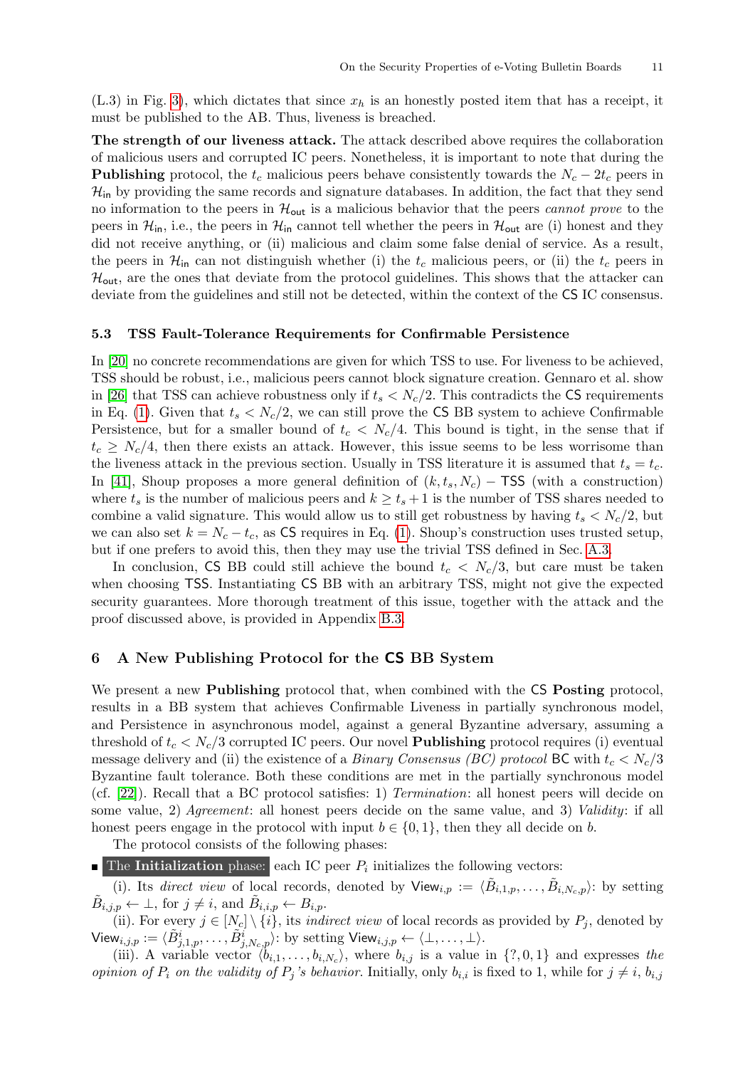(L.3) in Fig. 3), which dictates that since $x_h$ is an honestly posted item that has a receipt, it must be published to the AB. Thus, liveness is breached.

**The strength of our liveness attack.** The attack described above requires the collaboration of malicious users and corrupted IC peers. Nonetheless, it is important to note that during the **Publishing** protocol, the $t_c$ malicious peers behave consistently towards the $N_c - 2t_c$ peers in $\mathcal{H}_{\mathsf{in}}$ by providing the same records and signature databases. In addition, the fact that they send no information to the peers in $\mathcal{H}_{\mathsf{out}}$ is a malicious behavior that the peers *cannot prove* to the peers in $\mathcal{H}_{\mathsf{in}}$, i.e., the peers in $\mathcal{H}_{\mathsf{in}}$ cannot tell whether the peers in $\mathcal{H}_{\mathsf{out}}$ are (i) honest and they did not receive anything, or (ii) malicious and claim some false denial of service. As a result, the peers in $\mathcal{H}_{\mathsf{in}}$ can not distinguish whether (i) the $t_c$ malicious peers, or (ii) the $t_c$ peers in $\mathcal{H}_{\mathsf{out}}$, are the ones that deviate from the protocol guidelines. This shows that the attacker can deviate from the guidelines and still not be detected, within the context of the $\mathsf{CS}$ IC consensus.

### 5.3 TSS Fault-Tolerance Requirements for Confirmable Persistence

In [20] no concrete recommendations are given for which TSS to use. For liveness to be achieved, TSS should be robust, i.e., malicious peers cannot block signature creation. Gennaro et al. show in [26] that TSS can achieve robustness only if $t_s < N_c/2$. This contradicts the $\mathsf{CS}$ requirements in Eq. (1). Given that $t_s < N_c/2$, we can still prove the $\mathsf{CS}$ BB system to achieve Confirmable Persistence, but for a smaller bound of $t_c < N_c/4$. This bound is tight, in the sense that if $t_c \geq N_c/4$, then there exists an attack. However, this issue seems to be less worrisome than the liveness attack in the previous section. Usually in TSS literature it is assumed that $t_s = t_c$. In [41], Shoup proposes a more general definition of $(k, t_s, N_c) - \mathsf{TSS}$ (with a construction) where $t_s$ is the number of malicious peers and $k \geq t_s + 1$ is the number of TSS shares needed to combine a valid signature. This would allow us to still get robustness by having $t_s < N_c/2$, but we can also set $k = N_c - t_c$, as $\mathsf{CS}$ requires in Eq. (1). Shoup's construction uses trusted setup, but if one prefers to avoid this, then they may use the trivial TSS defined in Sec. A.3.

In conclusion, $\mathsf{CS}$ BB could still achieve the bound $t_c < N_c/3$, but care must be taken when choosing $\mathsf{TSS}$. Instantiating $\mathsf{CS}$ BB with an arbitrary TSS, might not give the expected security guarantees. More thorough treatment of this issue, together with the attack and the proof discussed above, is provided in Appendix B.3.

## 6 A New Publishing Protocol for the CS BB System

We present a new **Publishing** protocol that, when combined with the $\mathsf{CS}$ **Posting** protocol, results in a BB system that achieves Confirmable Liveness in partially synchronous model, and Persistence in asynchronous model, against a general Byzantine adversary, assuming a threshold of $t_c < N_c/3$ corrupted IC peers. Our novel **Publishing** protocol requires (i) eventual message delivery and (ii) the existence of a *Binary Consensus (BC) protocol* $\mathsf{BC}$ with $t_c < N_c/3$ Byzantine fault tolerance. Both these conditions are met in the partially synchronous model (cf. [22]). Recall that a BC protocol satisfies: 1) *Termination*: all honest peers will decide on some value, 2) *Agreement*: all honest peers decide on the same value, and 3) *Validity*: if all honest peers engage in the protocol with input $b \in \{0, 1\}$, then they all decide on $b$.

The protocol consists of the following phases:

- The **Initialization** phase: each IC peer $P_i$ initializes the following vectors:

  (i). Its *direct view* of local records, denoted by $\mathsf{View}_{i,p} := \langle \tilde{B}_{i,1,p}, \ldots, \tilde{B}_{i,N_c,p} \rangle$: by setting $\tilde{B}_{i,j,p} \leftarrow \bot$, for $j \neq i$, and $\tilde{B}_{i,i,p} \leftarrow B_{i,p}$.

  (ii). For every $j \in [N_c] \setminus \{i\}$, its *indirect view* of local records as provided by $P_j$, denoted by $\mathsf{View}_{i,j,p} := \langle \tilde{B}^i_{j,1,p}, \ldots, \tilde{B}^i_{j,N_c,p} \rangle$: by setting $\mathsf{View}_{i,j,p} \leftarrow \langle \bot, \ldots, \bot \rangle$.

  (iii). A variable vector $\langle b_{i,1}, \ldots, b_{i,N_c} \rangle$, where $b_{i,j}$ is a value in $\{?, 0, 1\}$ and expresses *the opinion of $P_i$ on the validity of $P_j$'s behavior*. Initially, only $b_{i,i}$ is fixed to 1, while for $j \neq i$, $b_{i,j}$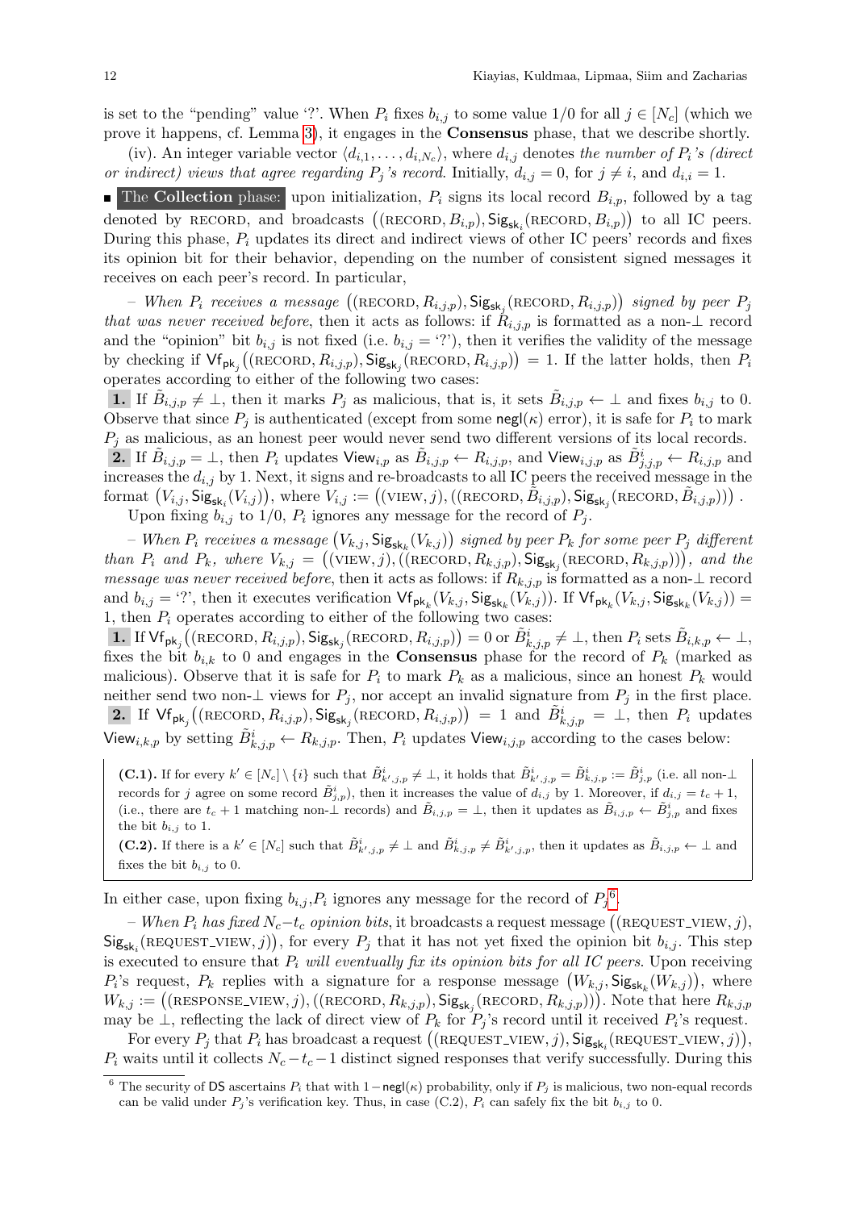is set to the "pending" value '?'. When $P_i$ fixes $b_{i,j}$ to some value 1/0 for all $j \in [N_c]$ (which we prove it happens, cf. Lemma 3), it engages in the **Consensus** phase, that we describe shortly.

(iv). An integer variable vector $\langle d_{i,1}, \ldots, d_{i,N_c} \rangle$, where $d_{i,j}$ denotes *the number of $P_i$'s (direct or indirect) views that agree regarding $P_j$'s record*. Initially, $d_{i,j} = 0$, for $j \neq i$, and $d_{i,i} = 1$.

- The **Collection** phase: upon initialization, $P_i$ signs its local record $B_{i,p}$, followed by a tag denoted by RECORD, and broadcasts $\big((\text{RECORD}, B_{i,p}), \mathsf{Sig}_{\mathsf{sk}_i}(\text{RECORD}, B_{i,p})\big)$ to all IC peers. During this phase, $P_i$ updates its direct and indirect views of other IC peers' records and fixes its opinion bit for their behavior, depending on the number of consistent signed messages it receives on each peer's record. In particular,

– *When $P_i$ receives a message $\big((\text{RECORD}, R_{i,j,p}), \mathsf{Sig}_{\mathsf{sk}_j}(\text{RECORD}, R_{i,j,p})\big)$ signed by peer $P_j$ that was never received before*, then it acts as follows: if $R_{i,j,p}$ is formatted as a non-$\perp$ record and the "opinion" bit $b_{i,j}$ is not fixed (i.e. $b_{i,j} =$ '?'), then it verifies the validity of the message by checking if $\mathsf{Vf}_{\mathsf{pk}_j}\big((\text{RECORD}, R_{i,j,p}), \mathsf{Sig}_{\mathsf{sk}_j}(\text{RECORD}, R_{i,j,p})\big) = 1$. If the latter holds, then $P_i$ operates according to either of the following two cases:

**1.** If $\tilde{B}_{i,j,p} \neq \perp$, then it marks $P_j$ as malicious, that is, it sets $\tilde{B}_{i,j,p} \leftarrow \perp$ and fixes $b_{i,j}$ to 0. Observe that since $P_j$ is authenticated (except from some $\mathsf{negl}(\kappa)$ error), it is safe for $P_i$ to mark $P_j$ as malicious, as an honest peer would never send two different versions of its local records.

**2.** If $\tilde{B}_{i,j,p} = \perp$, then $P_i$ updates $\mathsf{View}_{i,p}$ as $\tilde{B}_{i,j,p} \leftarrow R_{i,j,p}$, and $\mathsf{View}_{i,j,p}$ as $\tilde{B}^i_{j,j,p} \leftarrow R_{i,j,p}$ and increases the $d_{i,j}$ by 1. Next, it signs and re-broadcasts to all IC peers the received message in the format $\big(V_{i,j}, \mathsf{Sig}_{\mathsf{sk}_i}(V_{i,j})\big)$, where $V_{i,j} := \big((\text{VIEW}, j), ((\text{RECORD}, \tilde{B}_{i,j,p}), \mathsf{Sig}_{\mathsf{sk}_j}(\text{RECORD}, \tilde{B}_{i,j,p}))\big)$.

Upon fixing $b_{i,j}$ to 1/0, $P_i$ ignores any message for the record of $P_j$.

– *When $P_i$ receives a message $\big(V_{k,j}, \mathsf{Sig}_{\mathsf{sk}_k}(V_{k,j})\big)$ signed by peer $P_k$ for some peer $P_j$ different than $P_i$ and $P_k$, where $V_{k,j} = \big((\text{VIEW}, j), ((\text{RECORD}, R_{k,j,p}), \mathsf{Sig}_{\mathsf{sk}_j}(\text{RECORD}, R_{k,j,p}))\big)$, and the message was never received before*, then it acts as follows: if $R_{k,j,p}$ is formatted as a non-$\perp$ record and $b_{i,j} =$ '?', then it executes verification $\mathsf{Vf}_{\mathsf{pk}_k}(V_{k,j}, \mathsf{Sig}_{\mathsf{sk}_k}(V_{k,j}))$. If $\mathsf{Vf}_{\mathsf{pk}_k}(V_{k,j}, \mathsf{Sig}_{\mathsf{sk}_k}(V_{k,j})) = 1$, then $P_i$ operates according to either of the following two cases:

**1.** If $\mathsf{Vf}_{\mathsf{pk}_j}\big((\text{RECORD}, R_{i,j,p}), \mathsf{Sig}_{\mathsf{sk}_j}(\text{RECORD}, R_{i,j,p})\big) = 0$ or $\tilde{B}^i_{k,j,p} \neq \perp$, then $P_i$ sets $\tilde{B}_{i,k,p} \leftarrow \perp$, fixes the bit $b_{i,k}$ to 0 and engages in the **Consensus** phase for the record of $P_k$ (marked as malicious). Observe that it is safe for $P_i$ to mark $P_k$ as a malicious, since an honest $P_k$ would neither send two non-$\perp$ views for $P_j$, nor accept an invalid signature from $P_j$ in the first place.

**2.** If $\mathsf{Vf}_{\mathsf{pk}_j}\big((\text{RECORD}, R_{i,j,p}), \mathsf{Sig}_{\mathsf{sk}_j}(\text{RECORD}, R_{i,j,p})\big) = 1$ and $\tilde{B}^i_{k,j,p} = \perp$, then $P_i$ updates $\mathsf{View}_{i,k,p}$ by setting $\tilde{B}^i_{k,j,p} \leftarrow R_{k,j,p}$. Then, $P_i$ updates $\mathsf{View}_{i,j,p}$ according to the cases below:

> **(C.1).** If for every $k' \in [N_c] \setminus \{i\}$ such that $\tilde{B}^i_{k',j,p} \neq \perp$, it holds that $\tilde{B}^i_{k',j,p} = \tilde{B}^i_{k,j,p} := \tilde{B}^i_{j,p}$ (i.e. all non-$\perp$ records for $j$ agree on some record $\tilde{B}^i_{j,p}$), then it increases the value of $d_{i,j}$ by 1. Moreover, if $d_{i,j} = t_c + 1$, (i.e., there are $t_c + 1$ matching non-$\perp$ records) and $\tilde{B}_{i,j,p} = \perp$, then it updates as $\tilde{B}_{i,j,p} \leftarrow \tilde{B}^i_{j,p}$ and fixes the bit $b_{i,j}$ to 1.
>
> **(C.2).** If there is a $k' \in [N_c]$ such that $\tilde{B}^i_{k',j,p} \neq \perp$ and $\tilde{B}^i_{k,j,p} \neq \tilde{B}^i_{k',j,p}$, then it updates as $\tilde{B}_{i,j,p} \leftarrow \perp$ and fixes the bit $b_{i,j}$ to 0.

In either case, upon fixing $b_{i,j}$, $P_i$ ignores any message for the record of $P_j$[6].

– *When $P_i$ has fixed $N_c - t_c$ opinion bits*, it broadcasts a request message $\big((\text{REQUEST\_VIEW}, j), \mathsf{Sig}_{\mathsf{sk}_i}(\text{REQUEST\_VIEW}, j)\big)$, for every $P_j$ that it has not yet fixed the opinion bit $b_{i,j}$. This step is executed to ensure that $P_i$ *will eventually fix its opinion bits for all IC peers*. Upon receiving $P_i$'s request, $P_k$ replies with a signature for a response message $\big(W_{k,j}, \mathsf{Sig}_{\mathsf{sk}_k}(W_{k,j})\big)$, where $W_{k,j} := \big((\text{RESPONSE\_VIEW}, j), ((\text{RECORD}, R_{k,j,p}), \mathsf{Sig}_{\mathsf{sk}_j}(\text{RECORD}, R_{k,j,p}))\big)$. Note that here $R_{k,j,p}$ may be $\perp$, reflecting the lack of direct view of $P_k$ for $P_j$'s record until it received $P_i$'s request.

For every $P_j$ that $P_i$ has broadcast a request $\big((\text{REQUEST\_VIEW}, j), \mathsf{Sig}_{\mathsf{sk}_i}(\text{REQUEST\_VIEW}, j)\big)$, $P_i$ waits until it collects $N_c - t_c - 1$ distinct signed responses that verify successfully. During this

---

[6] The security of DS ascertains $P_i$ that with $1 - \mathsf{negl}(\kappa)$ probability, only if $P_j$ is malicious, two non-equal records can be valid under $P_j$'s verification key. Thus, in case (C.2), $P_i$ can safely fix the bit $b_{i,j}$ to 0.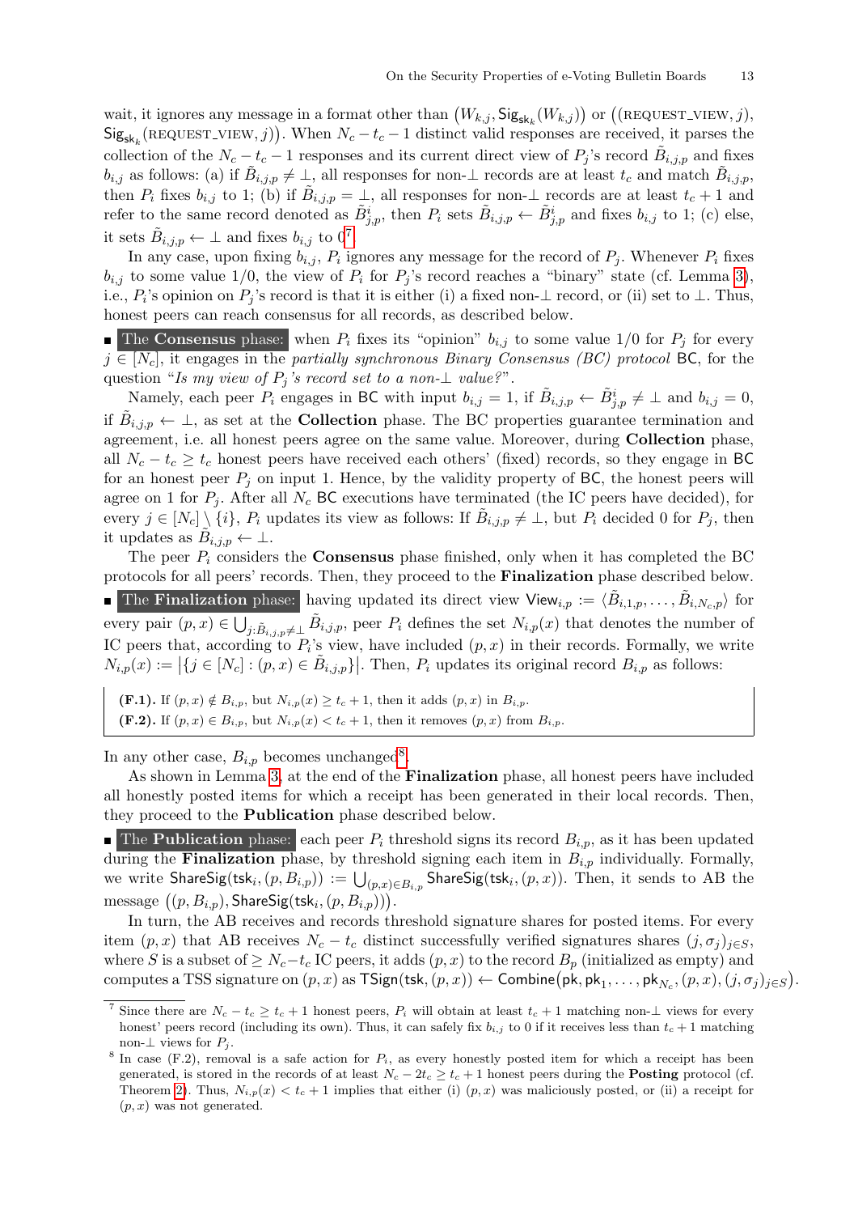wait, it ignores any message in a format other than $\big(W_{k,j}, \mathsf{Sig}_{\mathsf{sk}_k}(W_{k,j})\big)$ or $\big((\text{REQUEST\_VIEW}, j), \mathsf{Sig}_{\mathsf{sk}_k}(\text{REQUEST\_VIEW}, j)\big)$. When $N_c - t_c - 1$ distinct valid responses are received, it parses the collection of the $N_c - t_c - 1$ responses and its current direct view of $P_j$'s record $\tilde{B}_{i,j,p}$ and fixes $b_{i,j}$ as follows: (a) if $\tilde{B}_{i,j,p} \neq \bot$, all responses for non-$\bot$ records are at least $t_c$ and match $\tilde{B}_{i,j,p}$, then $P_i$ fixes $b_{i,j}$ to 1; (b) if $\tilde{B}_{i,j,p} = \bot$, all responses for non-$\bot$ records are at least $t_c + 1$ and refer to the same record denoted as $\tilde{B}^i_{j,p}$, then $P_i$ sets $\tilde{B}_{i,j,p} \leftarrow \tilde{B}^i_{j,p}$ and fixes $b_{i,j}$ to 1; (c) else, it sets $\tilde{B}_{i,j,p} \leftarrow \bot$ and fixes $b_{i,j}$ to 0[7].

In any case, upon fixing $b_{i,j}$, $P_i$ ignores any message for the record of $P_j$. Whenever $P_i$ fixes $b_{i,j}$ to some value 1/0, the view of $P_i$ for $P_j$'s record reaches a "binary" state (cf. Lemma 3), i.e., $P_i$'s opinion on $P_j$'s record is that it is either (i) a fixed non-$\bot$ record, or (ii) set to $\bot$. Thus, honest peers can reach consensus for all records, as described below.

- **The Consensus phase:** when $P_i$ fixes its "opinion" $b_{i,j}$ to some value 1/0 for $P_j$ for every $j \in [N_c]$, it engages in the *partially synchronous Binary Consensus (BC) protocol* $\mathsf{BC}$, for the question "*Is my view of $P_j$'s record set to a non-$\bot$ value?*".

Namely, each peer $P_i$ engages in $\mathsf{BC}$ with input $b_{i,j} = 1$, if $\tilde{B}_{i,j,p} \leftarrow \tilde{B}^i_{j,p} \neq \bot$ and $b_{i,j} = 0$, if $\tilde{B}_{i,j,p} \leftarrow \bot$, as set at the **Collection** phase. The BC properties guarantee termination and agreement, i.e. all honest peers agree on the same value. Moreover, during **Collection** phase, all $N_c - t_c \geq t_c$ honest peers have received each others' (fixed) records, so they engage in $\mathsf{BC}$ for an honest peer $P_j$ on input 1. Hence, by the validity property of $\mathsf{BC}$, the honest peers will agree on 1 for $P_j$. After all $N_c$ $\mathsf{BC}$ executions have terminated (the IC peers have decided), for every $j \in [N_c] \setminus \{i\}$, $P_i$ updates its view as follows: If $\tilde{B}_{i,j,p} \neq \bot$, but $P_i$ decided 0 for $P_j$, then it updates as $\tilde{B}_{i,j,p} \leftarrow \bot$.

The peer $P_i$ considers the **Consensus** phase finished, only when it has completed the BC protocols for all peers' records. Then, they proceed to the **Finalization** phase described below.

- **The Finalization phase:** having updated its direct view $\mathsf{View}_{i,p} := \langle \tilde{B}_{i,1,p}, \ldots, \tilde{B}_{i,N_c,p} \rangle$ for every pair $(p, x) \in \bigcup_{j: \tilde{B}_{i,j,p} \neq \bot} \tilde{B}_{i,j,p}$, peer $P_i$ defines the set $N_{i,p}(x)$ that denotes the number of IC peers that, according to $P_i$'s view, have included $(p, x)$ in their records. Formally, we write $N_{i,p}(x) := \big|\{j \in [N_c] : (p, x) \in \tilde{B}_{i,j,p}\}\big|$. Then, $P_i$ updates its original record $B_{i,p}$ as follows:

> **(F.1).** If $(p, x) \notin B_{i,p}$, but $N_{i,p}(x) \geq t_c + 1$, then it adds $(p, x)$ in $B_{i,p}$.
> **(F.2).** If $(p, x) \in B_{i,p}$, but $N_{i,p}(x) < t_c + 1$, then it removes $(p, x)$ from $B_{i,p}$.

In any other case, $B_{i,p}$ becomes unchanged[8].

As shown in Lemma 3, at the end of the **Finalization** phase, all honest peers have included all honestly posted items for which a receipt has been generated in their local records. Then, they proceed to the **Publication** phase described below.

- **The Publication phase:** each peer $P_i$ threshold signs its record $B_{i,p}$, as it has been updated during the **Finalization** phase, by threshold signing each item in $B_{i,p}$ individually. Formally, we write $\mathsf{ShareSig}(\mathsf{tsk}_i, (p, B_{i,p})) := \bigcup_{(p,x) \in B_{i,p}} \mathsf{ShareSig}(\mathsf{tsk}_i, (p, x))$. Then, it sends to AB the message $\big((p, B_{i,p}), \mathsf{ShareSig}(\mathsf{tsk}_i, (p, B_{i,p}))\big)$.

In turn, the AB receives and records threshold signature shares for posted items. For every item $(p, x)$ that AB receives $N_c - t_c$ distinct successfully verified signatures shares $(j, \sigma_j)_{j \in S}$, where $S$ is a subset of $\geq N_c - t_c$ IC peers, it adds $(p, x)$ to the record $B_p$ (initialized as empty) and computes a TSS signature on $(p, x)$ as $\mathsf{TSign}(\mathsf{tsk}, (p, x)) \leftarrow \mathsf{Combine}\big(\mathsf{pk}, \mathsf{pk}_1, \ldots, \mathsf{pk}_{N_c}, (p, x), (j, \sigma_j)_{j \in S}\big)$.

[7] Since there are $N_c - t_c \geq t_c + 1$ honest peers, $P_i$ will obtain at least $t_c + 1$ matching non-$\bot$ views for every honest' peers record (including its own). Thus, it can safely fix $b_{i,j}$ to 0 if it receives less than $t_c + 1$ matching non-$\bot$ views for $P_j$.

[8] In case (F.2), removal is a safe action for $P_i$, as every honestly posted item for which a receipt has been generated, is stored in the records of at least $N_c - 2t_c \geq t_c + 1$ honest peers during the **Posting** protocol (cf. Theorem 2). Thus, $N_{i,p}(x) < t_c + 1$ implies that either (i) $(p, x)$ was maliciously posted, or (ii) a receipt for $(p, x)$ was not generated.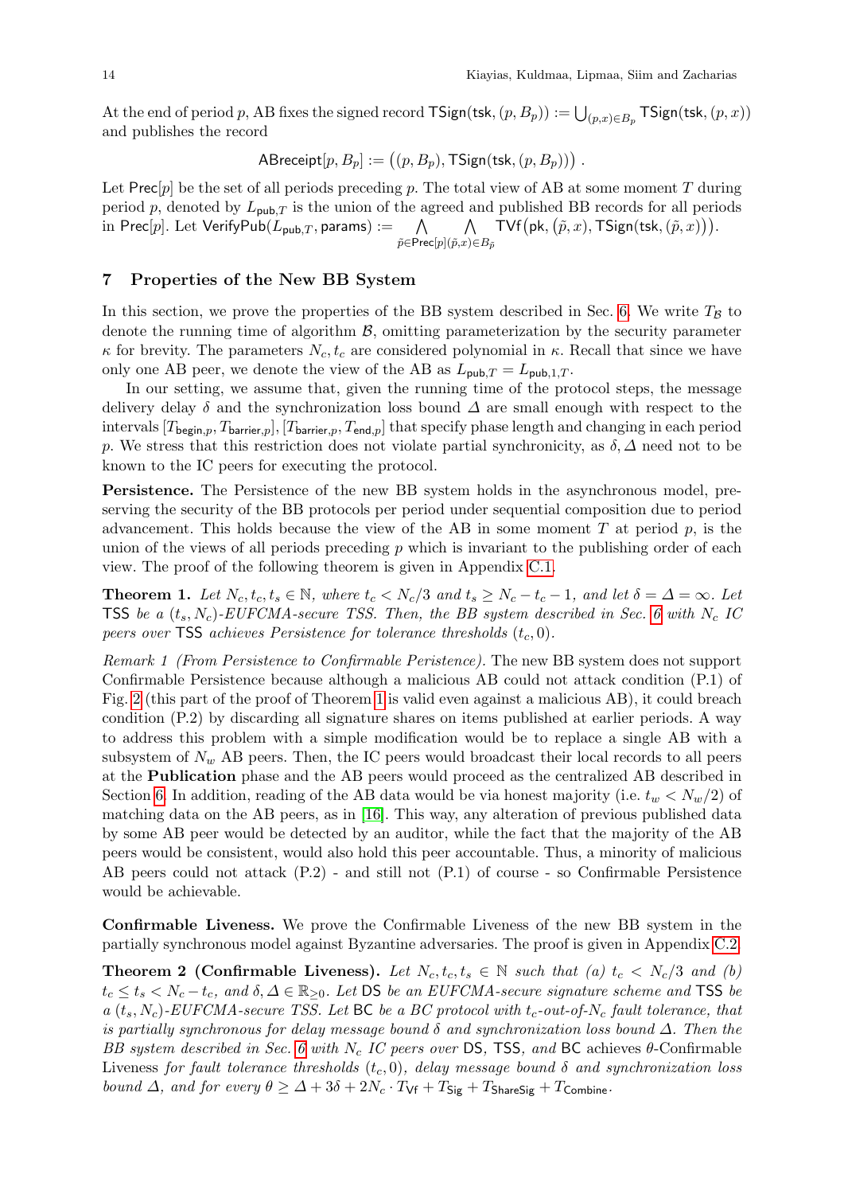At the end of period $p$, AB fixes the signed record $\mathsf{TSign}(\mathsf{tsk}, (p, B_p)) := \bigcup_{(p,x)\in B_p} \mathsf{TSign}(\mathsf{tsk}, (p, x))$ and publishes the record

$$\mathsf{ABreceipt}[p, B_p] := \big((p, B_p), \mathsf{TSign}(\mathsf{tsk}, (p, B_p))\big) .$$

Let $\mathsf{Prec}[p]$ be the set of all periods preceding $p$. The total view of AB at some moment $T$ during period $p$, denoted by $L_{\mathsf{pub},T}$ is the union of the agreed and published BB records for all periods in $\mathsf{Prec}[p]$. Let $\mathsf{VerifyPub}(L_{\mathsf{pub},T}, \mathsf{params}) := \bigwedge_{\tilde{p}\in\mathsf{Prec}[p]} \bigwedge_{(\tilde{p},x)\in B_{\tilde{p}}} \mathsf{TVf}\big(\mathsf{pk}, (\tilde{p}, x), \mathsf{TSign}(\mathsf{tsk}, (\tilde{p}, x))\big)$.

## 7 Properties of the New BB System

In this section, we prove the properties of the BB system described in Sec. 6. We write $T_{\mathcal{B}}$ to denote the running time of algorithm $\mathcal{B}$, omitting parameterization by the security parameter $\kappa$ for brevity. The parameters $N_c, t_c$ are considered polynomial in $\kappa$. Recall that since we have only one AB peer, we denote the view of the AB as $L_{\mathsf{pub},T} = L_{\mathsf{pub},1,T}$.

In our setting, we assume that, given the running time of the protocol steps, the message delivery delay $\delta$ and the synchronization loss bound $\Delta$ are small enough with respect to the intervals $[T_{\mathsf{begin},p}, T_{\mathsf{barrier},p}], [T_{\mathsf{barrier},p}, T_{\mathsf{end},p}]$ that specify phase length and changing in each period $p$. We stress that this restriction does not violate partial synchronicity, as $\delta, \Delta$ need not to be known to the IC peers for executing the protocol.

**Persistence.** The Persistence of the new BB system holds in the asynchronous model, preserving the security of the BB protocols per period under sequential composition due to period advancement. This holds because the view of the AB in some moment $T$ at period $p$, is the union of the views of all periods preceding $p$ which is invariant to the publishing order of each view. The proof of the following theorem is given in Appendix C.1.

**Theorem 1.** *Let $N_c, t_c, t_s \in \mathbb{N}$, where $t_c < N_c/3$ and $t_s \geq N_c - t_c - 1$, and let $\delta = \Delta = \infty$. Let* $\mathsf{TSS}$ *be a $(t_s, N_c)$-EUFCMA-secure TSS. Then, the BB system described in Sec. 6 with $N_c$ IC peers over* $\mathsf{TSS}$ *achieves Persistence for tolerance thresholds $(t_c, 0)$.*

*Remark 1 (From Persistence to Confirmable Peristence).* The new BB system does not support Confirmable Persistence because although a malicious AB could not attack condition (P.1) of Fig. 2 (this part of the proof of Theorem 1 is valid even against a malicious AB), it could breach condition (P.2) by discarding all signature shares on items published at earlier periods. A way to address this problem with a simple modification would be to replace a single AB with a subsystem of $N_w$ AB peers. Then, the IC peers would broadcast their local records to all peers at the **Publication** phase and the AB peers would proceed as the centralized AB described in Section 6. In addition, reading of the AB data would be via honest majority (i.e. $t_w < N_w/2$) of matching data on the AB peers, as in [16]. This way, any alteration of previous published data by some AB peer would be detected by an auditor, while the fact that the majority of the AB peers would be consistent, would also hold this peer accountable. Thus, a minority of malicious AB peers could not attack (P.2) - and still not (P.1) of course - so Confirmable Persistence would be achievable.

**Confirmable Liveness.** We prove the Confirmable Liveness of the new BB system in the partially synchronous model against Byzantine adversaries. The proof is given in Appendix C.2.

**Theorem 2 (Confirmable Liveness).** *Let $N_c, t_c, t_s \in \mathbb{N}$ such that (a) $t_c < N_c/3$ and (b) $t_c \leq t_s < N_c - t_c$, and $\delta, \Delta \in \mathbb{R}_{\geq 0}$. Let* $\mathsf{DS}$ *be an EUFCMA-secure signature scheme and* $\mathsf{TSS}$ *be a $(t_s, N_c)$-EUFCMA-secure TSS. Let* $\mathsf{BC}$ *be a BC protocol with $t_c$-out-of-$N_c$ fault tolerance, that is partially synchronous for delay message bound $\delta$ and synchronization loss bound $\Delta$. Then the BB system described in Sec. 6 with $N_c$ IC peers over* $\mathsf{DS}$*,* $\mathsf{TSS}$*, and* $\mathsf{BC}$ *achieves $\theta$-Confirmable Liveness for fault tolerance thresholds $(t_c, 0)$, delay message bound $\delta$ and synchronization loss bound $\Delta$, and for every $\theta \geq \Delta + 3\delta + 2N_c \cdot T_{\mathsf{Vf}} + T_{\mathsf{Sig}} + T_{\mathsf{ShareSig}} + T_{\mathsf{Combine}}$.*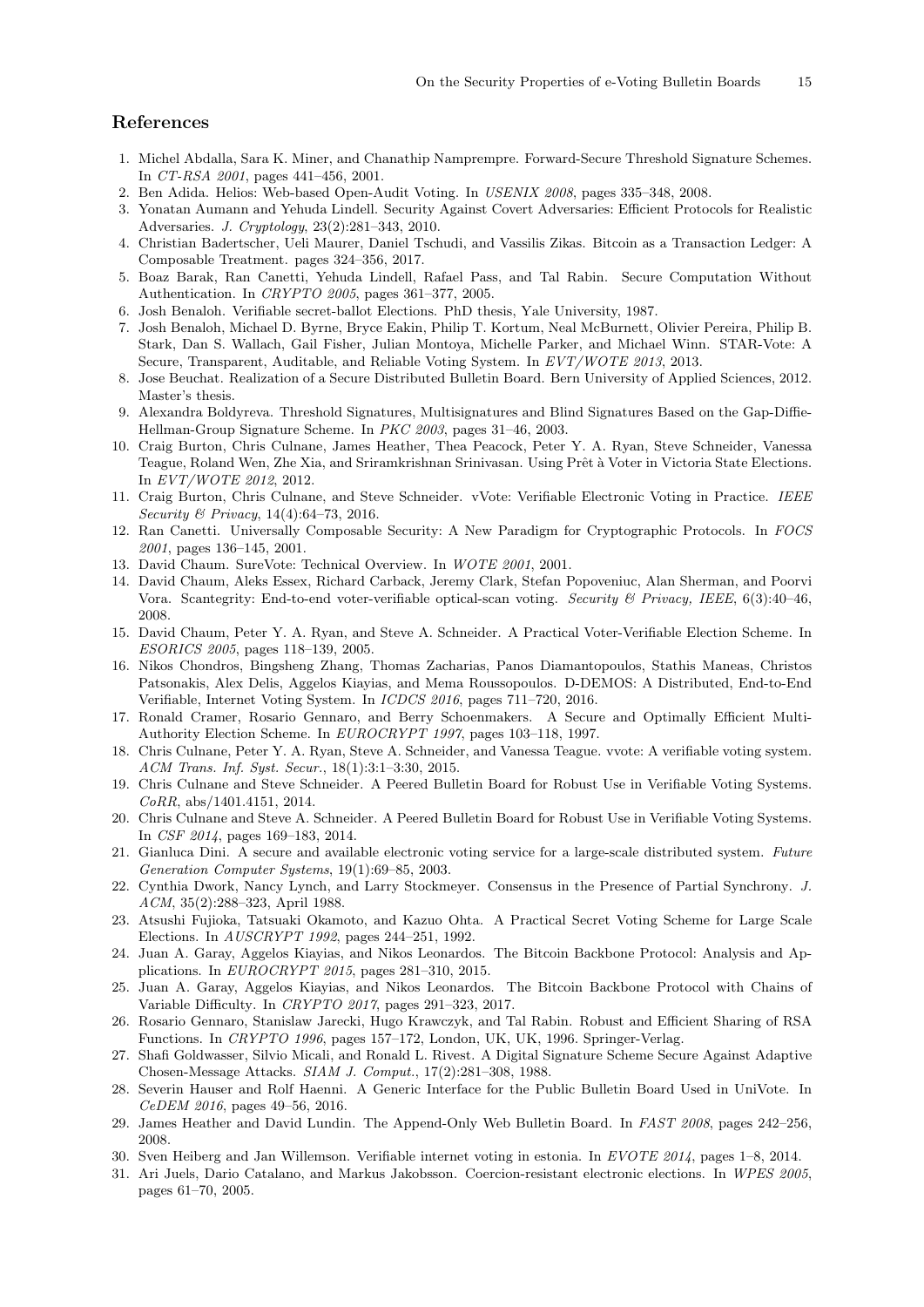## References

1. Michel Abdalla, Sara K. Miner, and Chanathip Namprempre. Forward-Secure Threshold Signature Schemes. In *CT-RSA 2001*, pages 441–456, 2001.
2. Ben Adida. Helios: Web-based Open-Audit Voting. In *USENIX 2008*, pages 335–348, 2008.
3. Yonatan Aumann and Yehuda Lindell. Security Against Covert Adversaries: Efficient Protocols for Realistic Adversaries. *J. Cryptology*, 23(2):281–343, 2010.
4. Christian Badertscher, Ueli Maurer, Daniel Tschudi, and Vassilis Zikas. Bitcoin as a Transaction Ledger: A Composable Treatment. pages 324–356, 2017.
5. Boaz Barak, Ran Canetti, Yehuda Lindell, Rafael Pass, and Tal Rabin. Secure Computation Without Authentication. In *CRYPTO 2005*, pages 361–377, 2005.
6. Josh Benaloh. Verifiable secret-ballot Elections. PhD thesis, Yale University, 1987.
7. Josh Benaloh, Michael D. Byrne, Bryce Eakin, Philip T. Kortum, Neal McBurnett, Olivier Pereira, Philip B. Stark, Dan S. Wallach, Gail Fisher, Julian Montoya, Michelle Parker, and Michael Winn. STAR-Vote: A Secure, Transparent, Auditable, and Reliable Voting System. In *EVT/WOTE 2013*, 2013.
8. Jose Beuchat. Realization of a Secure Distributed Bulletin Board. Bern University of Applied Sciences, 2012. Master's thesis.
9. Alexandra Boldyreva. Threshold Signatures, Multisignatures and Blind Signatures Based on the Gap-Diffie-Hellman-Group Signature Scheme. In *PKC 2003*, pages 31–46, 2003.
10. Craig Burton, Chris Culnane, James Heather, Thea Peacock, Peter Y. A. Ryan, Steve Schneider, Vanessa Teague, Roland Wen, Zhe Xia, and Sriramkrishnan Srinivasan. Using Prêt à Voter in Victoria State Elections. In *EVT/WOTE 2012*, 2012.
11. Craig Burton, Chris Culnane, and Steve Schneider. vVote: Verifiable Electronic Voting in Practice. *IEEE Security & Privacy*, 14(4):64–73, 2016.
12. Ran Canetti. Universally Composable Security: A New Paradigm for Cryptographic Protocols. In *FOCS 2001*, pages 136–145, 2001.
13. David Chaum. SureVote: Technical Overview. In *WOTE 2001*, 2001.
14. David Chaum, Aleks Essex, Richard Carback, Jeremy Clark, Stefan Popoveniuc, Alan Sherman, and Poorvi Vora. Scantegrity: End-to-end voter-verifiable optical-scan voting. *Security & Privacy, IEEE*, 6(3):40–46, 2008.
15. David Chaum, Peter Y. A. Ryan, and Steve A. Schneider. A Practical Voter-Verifiable Election Scheme. In *ESORICS 2005*, pages 118–139, 2005.
16. Nikos Chondros, Bingsheng Zhang, Thomas Zacharias, Panos Diamantopoulos, Stathis Maneas, Christos Patsonakis, Alex Delis, Aggelos Kiayias, and Mema Roussopoulos. D-DEMOS: A Distributed, End-to-End Verifiable, Internet Voting System. In *ICDCS 2016*, pages 711–720, 2016.
17. Ronald Cramer, Rosario Gennaro, and Berry Schoenmakers. A Secure and Optimally Efficient Multi-Authority Election Scheme. In *EUROCRYPT 1997*, pages 103–118, 1997.
18. Chris Culnane, Peter Y. A. Ryan, Steve A. Schneider, and Vanessa Teague. vvote: A verifiable voting system. *ACM Trans. Inf. Syst. Secur.*, 18(1):3:1–3:30, 2015.
19. Chris Culnane and Steve Schneider. A Peered Bulletin Board for Robust Use in Verifiable Voting Systems. *CoRR*, abs/1401.4151, 2014.
20. Chris Culnane and Steve A. Schneider. A Peered Bulletin Board for Robust Use in Verifiable Voting Systems. In *CSF 2014*, pages 169–183, 2014.
21. Gianluca Dini. A secure and available electronic voting service for a large-scale distributed system. *Future Generation Computer Systems*, 19(1):69–85, 2003.
22. Cynthia Dwork, Nancy Lynch, and Larry Stockmeyer. Consensus in the Presence of Partial Synchrony. *J. ACM*, 35(2):288–323, April 1988.
23. Atsushi Fujioka, Tatsuaki Okamoto, and Kazuo Ohta. A Practical Secret Voting Scheme for Large Scale Elections. In *AUSCRYPT 1992*, pages 244–251, 1992.
24. Juan A. Garay, Aggelos Kiayias, and Nikos Leonardos. The Bitcoin Backbone Protocol: Analysis and Applications. In *EUROCRYPT 2015*, pages 281–310, 2015.
25. Juan A. Garay, Aggelos Kiayias, and Nikos Leonardos. The Bitcoin Backbone Protocol with Chains of Variable Difficulty. In *CRYPTO 2017*, pages 291–323, 2017.
26. Rosario Gennaro, Stanislaw Jarecki, Hugo Krawczyk, and Tal Rabin. Robust and Efficient Sharing of RSA Functions. In *CRYPTO 1996*, pages 157–172, London, UK, UK, 1996. Springer-Verlag.
27. Shafi Goldwasser, Silvio Micali, and Ronald L. Rivest. A Digital Signature Scheme Secure Against Adaptive Chosen-Message Attacks. *SIAM J. Comput.*, 17(2):281–308, 1988.
28. Severin Hauser and Rolf Haenni. A Generic Interface for the Public Bulletin Board Used in UniVote. In *CeDEM 2016*, pages 49–56, 2016.
29. James Heather and David Lundin. The Append-Only Web Bulletin Board. In *FAST 2008*, pages 242–256, 2008.
30. Sven Heiberg and Jan Willemson. Verifiable internet voting in estonia. In *EVOTE 2014*, pages 1–8, 2014.
31. Ari Juels, Dario Catalano, and Markus Jakobsson. Coercion-resistant electronic elections. In *WPES 2005*, pages 61–70, 2005.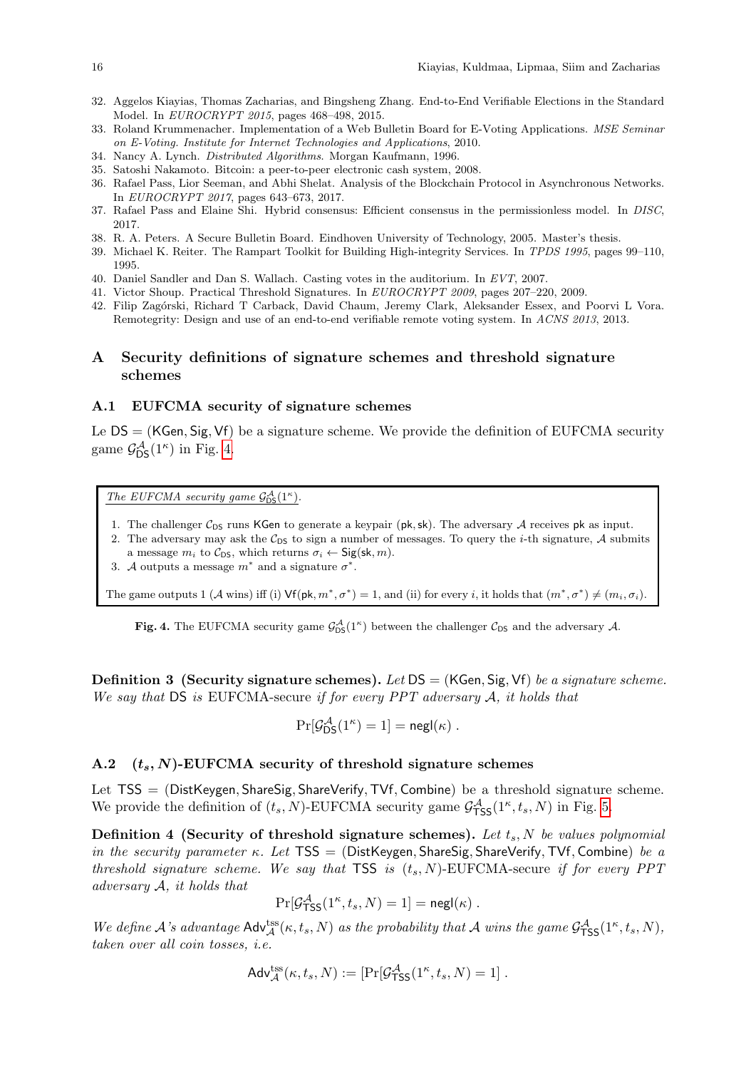32. Aggelos Kiayias, Thomas Zacharias, and Bingsheng Zhang. End-to-End Verifiable Elections in the Standard Model. In *EUROCRYPT 2015*, pages 468–498, 2015.
33. Roland Krummenacher. Implementation of a Web Bulletin Board for E-Voting Applications. *MSE Seminar on E-Voting. Institute for Internet Technologies and Applications*, 2010.
34. Nancy A. Lynch. *Distributed Algorithms*. Morgan Kaufmann, 1996.
35. Satoshi Nakamoto. Bitcoin: a peer-to-peer electronic cash system, 2008.
36. Rafael Pass, Lior Seeman, and Abhi Shelat. Analysis of the Blockchain Protocol in Asynchronous Networks. In *EUROCRYPT 2017*, pages 643–673, 2017.
37. Rafael Pass and Elaine Shi. Hybrid consensus: Efficient consensus in the permissionless model. In *DISC*, 2017.
38. R. A. Peters. A Secure Bulletin Board. Eindhoven University of Technology, 2005. Master's thesis.
39. Michael K. Reiter. The Rampart Toolkit for Building High-integrity Services. In *TPDS 1995*, pages 99–110, 1995.
40. Daniel Sandler and Dan S. Wallach. Casting votes in the auditorium. In *EVT*, 2007.
41. Victor Shoup. Practical Threshold Signatures. In *EUROCRYPT 2009*, pages 207–220, 2009.
42. Filip Zagórski, Richard T Carback, David Chaum, Jeremy Clark, Aleksander Essex, and Poorvi L Vora. Remotegrity: Design and use of an end-to-end verifiable remote voting system. In *ACNS 2013*, 2013.

# A Security definitions of signature schemes and threshold signature schemes

## A.1 EUFCMA security of signature schemes

Le $\mathsf{DS} = (\mathsf{KGen}, \mathsf{Sig}, \mathsf{Vf})$ be a signature scheme. We provide the definition of EUFCMA security game $\mathcal{G}^{\mathcal{A}}_{\mathsf{DS}}(1^\kappa)$ in Fig. 4.

*The EUFCMA security game $\mathcal{G}^{\mathcal{A}}_{\mathsf{DS}}(1^\kappa)$.*

1. The challenger $\mathcal{C}_{\mathsf{DS}}$ runs $\mathsf{KGen}$ to generate a keypair $(\mathsf{pk}, \mathsf{sk})$. The adversary $\mathcal{A}$ receives $\mathsf{pk}$ as input.
2. The adversary may ask the $\mathcal{C}_{\mathsf{DS}}$ to sign a number of messages. To query the $i$-th signature, $\mathcal{A}$ submits a message $m_i$ to $\mathcal{C}_{\mathsf{DS}}$, which returns $\sigma_i \leftarrow \mathsf{Sig}(\mathsf{sk}, m)$.
3. $\mathcal{A}$ outputs a message $m^*$ and a signature $\sigma^*$.

The game outputs 1 ($\mathcal{A}$ wins) iff (i) $\mathsf{Vf}(\mathsf{pk}, m^*, \sigma^*) = 1$, and (ii) for every $i$, it holds that $(m^*, \sigma^*) \neq (m_i, \sigma_i)$.

**Fig. 4.** The EUFCMA security game $\mathcal{G}^{\mathcal{A}}_{\mathsf{DS}}(1^\kappa)$ between the challenger $\mathcal{C}_{\mathsf{DS}}$ and the adversary $\mathcal{A}$.

**Definition 3 (Security signature schemes).** *Let $\mathsf{DS} = (\mathsf{KGen}, \mathsf{Sig}, \mathsf{Vf})$ be a signature scheme. We say that $\mathsf{DS}$ is* EUFCMA-secure *if for every PPT adversary $\mathcal{A}$, it holds that*

$$\Pr[\mathcal{G}^{\mathcal{A}}_{\mathsf{DS}}(1^\kappa) = 1] = \mathsf{negl}(\kappa) .$$

## A.2 $(t_s, N)$-EUFCMA security of threshold signature schemes

Let $\mathsf{TSS} = (\mathsf{DistKeygen}, \mathsf{ShareSig}, \mathsf{ShareVerify}, \mathsf{TVf}, \mathsf{Combine})$ be a threshold signature scheme. We provide the definition of $(t_s, N)$-EUFCMA security game $\mathcal{G}^{\mathcal{A}}_{\mathsf{TSS}}(1^\kappa, t_s, N)$ in Fig. 5.

**Definition 4 (Security of threshold signature schemes).** *Let $t_s, N$ be values polynomial in the security parameter $\kappa$. Let $\mathsf{TSS} = (\mathsf{DistKeygen}, \mathsf{ShareSig}, \mathsf{ShareVerify}, \mathsf{TVf}, \mathsf{Combine})$ be a threshold signature scheme. We say that $\mathsf{TSS}$ is $(t_s, N)$-EUFCMA-secure if for every PPT adversary $\mathcal{A}$, it holds that*

$$\Pr[\mathcal{G}^{\mathcal{A}}_{\mathsf{TSS}}(1^\kappa, t_s, N) = 1] = \mathsf{negl}(\kappa) .$$

*We define $\mathcal{A}$'s advantage $\mathsf{Adv}^{\mathrm{tss}}_{\mathcal{A}}(\kappa, t_s, N)$ as the probability that $\mathcal{A}$ wins the game $\mathcal{G}^{\mathcal{A}}_{\mathsf{TSS}}(1^\kappa, t_s, N)$, taken over all coin tosses, i.e.*

$$\mathsf{Adv}^{\mathrm{tss}}_{\mathcal{A}}(\kappa, t_s, N) := [\Pr[\mathcal{G}^{\mathcal{A}}_{\mathsf{TSS}}(1^\kappa, t_s, N) = 1] .$$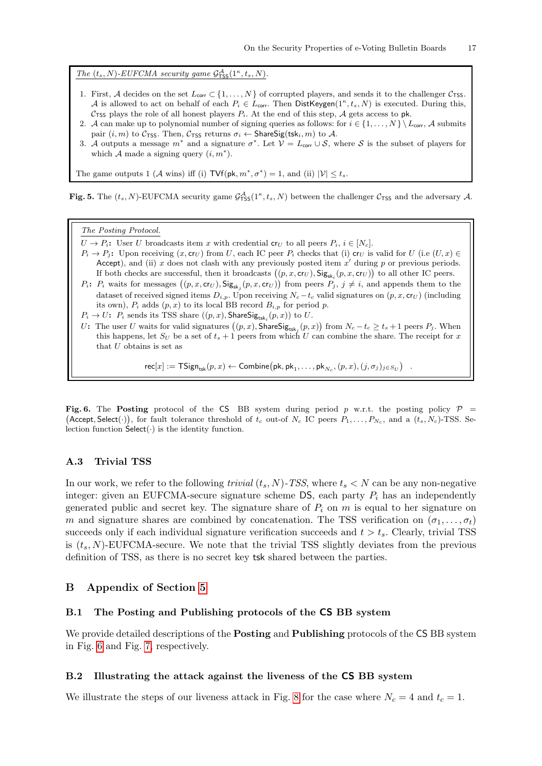*The $(t_s, N)$-EUFCMA security game $\mathcal{G}^{\mathcal{A}}_{\mathsf{TSS}}(1^\kappa, t_s, N)$.*

1. First, $\mathcal{A}$ decides on the set $L_{\mathsf{corr}} \subset \{1, \ldots, N\}$ of corrupted players, and sends it to the challenger $\mathcal{C}_{\mathsf{TSS}}$. $\mathcal{A}$ is allowed to act on behalf of each $P_i \in L_{\mathsf{corr}}$. Then $\mathsf{DistKeygen}(1^\kappa, t_s, N)$ is executed. During this, $\mathcal{C}_{\mathsf{TSS}}$ plays the role of all honest players $P_i$. At the end of this step, $\mathcal{A}$ gets access to $\mathsf{pk}$.
2. $\mathcal{A}$ can make up to polynomial number of signing queries as follows: for $i \in \{1, \ldots, N\} \setminus L_{\mathsf{corr}}$, $\mathcal{A}$ submits pair $(i, m)$ to $\mathcal{C}_{\mathsf{TSS}}$. Then, $\mathcal{C}_{\mathsf{TSS}}$ returns $\sigma_i \leftarrow \mathsf{ShareSig}(\mathsf{tsk}_i, m)$ to $\mathcal{A}$.
3. $\mathcal{A}$ outputs a message $m^*$ and a signature $\sigma^*$. Let $\mathcal{V} = L_{\mathsf{corr}} \cup \mathcal{S}$, where $\mathcal{S}$ is the subset of players for which $\mathcal{A}$ made a signing query $(i, m^*)$.

The game outputs 1 ($\mathcal{A}$ wins) iff (i) $\mathsf{TVf}(\mathsf{pk}, m^*, \sigma^*) = 1$, and (ii) $|\mathcal{V}| \leq t_s$.

**Fig. 5.** The $(t_s, N)$-EUFCMA security game $\mathcal{G}^{\mathcal{A}}_{\mathsf{TSS}}(1^\kappa, t_s, N)$ between the challenger $\mathcal{C}_{\mathsf{TSS}}$ and the adversary $\mathcal{A}$.

*The Posting Protocol.*

**$U \to P_i$:** User $U$ broadcasts item $x$ with credential $\mathsf{cr}_U$ to all peers $P_i$, $i \in [N_c]$.

**$P_i \to P_j$:** Upon receiving $(x, \mathsf{cr}_U)$ from $U$, each IC peer $P_i$ checks that (i) $\mathsf{cr}_U$ is valid for $U$ (i.e $(U, x) \in \mathsf{Accept}$), and (ii) $x$ does not clash with any previously posted item $x'$ during $p$ or previous periods. If both checks are successful, then it broadcasts $\big((p, x, \mathsf{cr}_U), \mathsf{Sig}_{\mathsf{sk}_i}(p, x, \mathsf{cr}_U)\big)$ to all other IC peers.

**$P_i$:** $P_i$ waits for messages $\big((p, x, \mathsf{cr}_U), \mathsf{Sig}_{\mathsf{sk}_j}(p, x, \mathsf{cr}_U)\big)$ from peers $P_j$, $j \neq i$, and appends them to the dataset of received signed items $D_{i,p}$. Upon receiving $N_c - t_c$ valid signatures on $(p, x, \mathsf{cr}_U)$ (including its own), $P_i$ adds $(p, x)$ to its local BB record $B_{i,p}$ for period $p$.

**$P_i \to U$:** $P_i$ sends its TSS share $((p, x), \mathsf{ShareSig}_{\mathsf{tsk}_i}(p, x))$ to $U$.

**$U$:** The user $U$ waits for valid signatures $\big((p, x), \mathsf{ShareSig}_{\mathsf{tsk}_j}(p, x)\big)$ from $N_c - t_c \geq t_s + 1$ peers $P_j$. When this happens, let $S_U$ be a set of $t_s + 1$ peers from which $U$ can combine the share. The receipt for $x$ that $U$ obtains is set as

$$\mathsf{rec}[x] := \mathsf{TSign}_{\mathsf{tsk}}(p, x) \leftarrow \mathsf{Combine}\big(\mathsf{pk}, \mathsf{pk}_1, \ldots, \mathsf{pk}_{N_c}, (p, x), (j, \sigma_j)_{j \in S_U}\big) \quad .$$

**Fig. 6.** The **Posting** protocol of the $\mathsf{CS}$ BB system during period $p$ w.r.t. the posting policy $\mathcal{P} = \big(\mathsf{Accept}, \mathsf{Select}(\cdot)\big)$, for fault tolerance threshold of $t_c$ out-of $N_c$ IC peers $P_1, \ldots, P_{N_c}$, and a $(t_s, N_c)$-TSS. Selection function $\mathsf{Select}(\cdot)$ is the identity function.

### A.3 Trivial TSS

In our work, we refer to the following *trivial* $(t_s, N)$*-TSS*, where $t_s < N$ can be any non-negative integer: given an EUFCMA-secure signature scheme $\mathsf{DS}$, each party $P_i$ has an independently generated public and secret key. The signature share of $P_i$ on $m$ is equal to her signature on $m$ and signature shares are combined by concatenation. The TSS verification on $(\sigma_1, \ldots, \sigma_t)$ succeeds only if each individual signature verification succeeds and $t > t_s$. Clearly, trivial TSS is $(t_s, N)$-EUFCMA-secure. We note that the trivial TSS slightly deviates from the previous definition of TSS, as there is no secret key $\mathsf{tsk}$ shared between the parties.

## B Appendix of Section 5

### B.1 The Posting and Publishing protocols of the CS BB system

We provide detailed descriptions of the **Posting** and **Publishing** protocols of the $\mathsf{CS}$ BB system in Fig. 6 and Fig. 7, respectively.

### B.2 Illustrating the attack against the liveness of the CS BB system

We illustrate the steps of our liveness attack in Fig. 8 for the case where $N_c = 4$ and $t_c = 1$.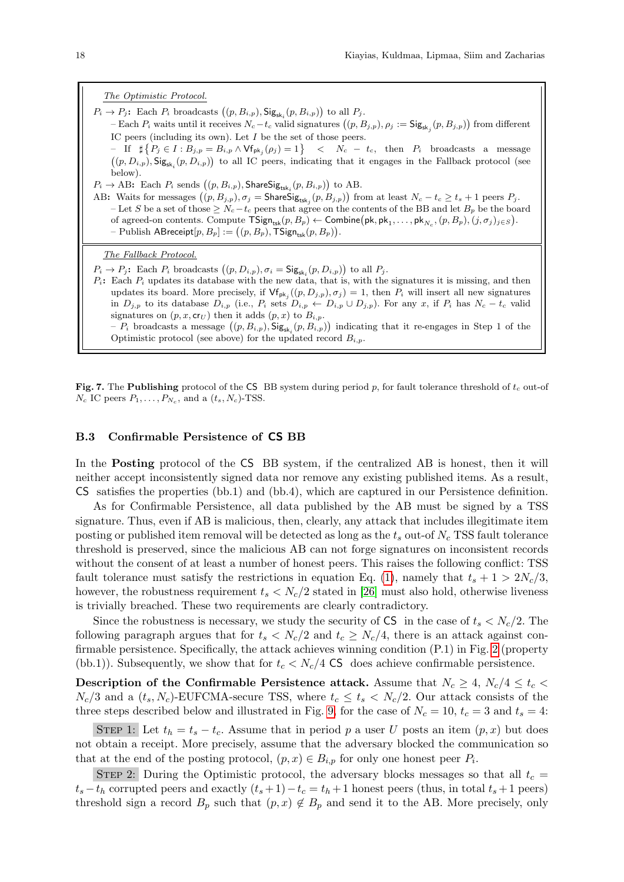*The Optimistic Protocol.*

$P_i \to P_j$: Each $P_i$ broadcasts $\big((p, B_{i,p}), \mathsf{Sig}_{\mathsf{sk}_i}(p, B_{i,p})\big)$ to all $P_j$.

– Each $P_i$ waits until it receives $N_c - t_c$ valid signatures $\big((p, B_{j,p}), \rho_j := \mathsf{Sig}_{\mathsf{sk}_j}(p, B_{j,p})\big)$ from different IC peers (including its own). Let $I$ be the set of those peers.

– If $\sharp\{P_j \in I : B_{j,p} = B_{i,p} \wedge \mathsf{Vf}_{\mathsf{pk}_j}(\rho_j) = 1\} < N_c - t_c$, then $P_i$ broadcasts a message $\big((p, D_{i,p}), \mathsf{Sig}_{\mathsf{sk}_i}(p, D_{i,p})\big)$ to all IC peers, indicating that it engages in the Fallback protocol (see below).

$P_i \to$ AB: Each $P_i$ sends $\big((p, B_{i,p}), \mathsf{ShareSig}_{\mathsf{tsk}_i}(p, B_{i,p})\big)$ to AB.

AB: Waits for messages $\big((p, B_{j,p}), \sigma_j = \mathsf{ShareSig}_{\mathsf{tsk}_j}(p, B_{j,p})\big)$ from at least $N_c - t_c \geq t_s + 1$ peers $P_j$.

– Let $S$ be a set of those $\geq N_c - t_c$ peers that agree on the contents of the BB and let $B_p$ be the board of agreed-on contents. Compute $\mathsf{TSign}_{\mathsf{tsk}}(p, B_p) \leftarrow \mathsf{Combine}\big(\mathsf{pk}, \mathsf{pk}_1, \ldots, \mathsf{pk}_{N_c}, (p, B_p), (j, \sigma_j)_{j \in S}\big)$.

– Publish $\mathsf{ABreceipt}[p, B_p] := \big((p, B_p), \mathsf{TSign}_{\mathsf{tsk}}(p, B_p)\big)$.

*The Fallback Protocol.*

$P_i \to P_j$: Each $P_i$ broadcasts $\big((p, D_{i,p}), \sigma_i = \mathsf{Sig}_{\mathsf{sk}_i}(p, D_{i,p})\big)$ to all $P_j$.

$P_i$: Each $P_i$ updates its database with the new data, that is, with the signatures it is missing, and then updates its board. More precisely, if $\mathsf{Vf}_{\mathsf{pk}_j}((p, D_{j,p}), \sigma_j) = 1$, then $P_i$ will insert all new signatures in $D_{j,p}$ to its database $D_{i,p}$ (i.e., $P_i$ sets $D_{i,p} \leftarrow D_{i,p} \cup D_{j,p}$). For any $x$, if $P_i$ has $N_c - t_c$ valid signatures on $(p, x, \mathsf{cr}_U)$ then it adds $(p, x)$ to $B_{i,p}$.

– $P_i$ broadcasts a message $\big((p, B_{i,p}), \mathsf{Sig}_{\mathsf{sk}_i}(p, B_{i,p})\big)$ indicating that it re-engages in Step 1 of the Optimistic protocol (see above) for the updated record $B_{i,p}$.

**Fig. 7.** The **Publishing** protocol of the CS BB system during period $p$, for fault tolerance threshold of $t_c$ out-of $N_c$ IC peers $P_1, \ldots, P_{N_c}$, and a $(t_s, N_c)$-TSS.

### B.3 Confirmable Persistence of CS BB

In the **Posting** protocol of the CS BB system, if the centralized AB is honest, then it will neither accept inconsistently signed data nor remove any existing published items. As a result, CS satisfies the properties (bb.1) and (bb.4), which are captured in our Persistence definition.

As for Confirmable Persistence, all data published by the AB must be signed by a TSS signature. Thus, even if AB is malicious, then, clearly, any attack that includes illegitimate item posting or published item removal will be detected as long as the $t_s$ out-of $N_c$ TSS fault tolerance threshold is preserved, since the malicious AB can not forge signatures on inconsistent records without the consent of at least a number of honest peers. This raises the following conflict: TSS fault tolerance must satisfy the restrictions in equation Eq. (1), namely that $t_s + 1 > 2N_c/3$, however, the robustness requirement $t_s < N_c/2$ stated in [26] must also hold, otherwise liveness is trivially breached. These two requirements are clearly contradictory.

Since the robustness is necessary, we study the security of CS in the case of $t_s < N_c/2$. The following paragraph argues that for $t_s < N_c/2$ and $t_c \geq N_c/4$, there is an attack against confirmable persistence. Specifically, the attack achieves winning condition (P.1) in Fig. 2 (property (bb.1)). Subsequently, we show that for $t_c < N_c/4$ CS does achieve confirmable persistence.

**Description of the Confirmable Persistence attack.** Assume that $N_c \geq 4$, $N_c/4 \leq t_c < N_c/3$ and a $(t_s, N_c)$-EUFCMA-secure TSS, where $t_c \leq t_s < N_c/2$. Our attack consists of the three steps described below and illustrated in Fig. 9, for the case of $N_c = 10$, $t_c = 3$ and $t_s = 4$:

STEP 1: Let $t_h = t_s - t_c$. Assume that in period $p$ a user $U$ posts an item $(p, x)$ but does not obtain a receipt. More precisely, assume that the adversary blocked the communication so that at the end of the posting protocol, $(p, x) \in B_{i,p}$ for only one honest peer $P_i$.

STEP 2: During the Optimistic protocol, the adversary blocks messages so that all $t_c = t_s - t_h$ corrupted peers and exactly $(t_s + 1) - t_c = t_h + 1$ honest peers (thus, in total $t_s + 1$ peers) threshold sign a record $B_p$ such that $(p, x) \notin B_p$ and send it to the AB. More precisely, only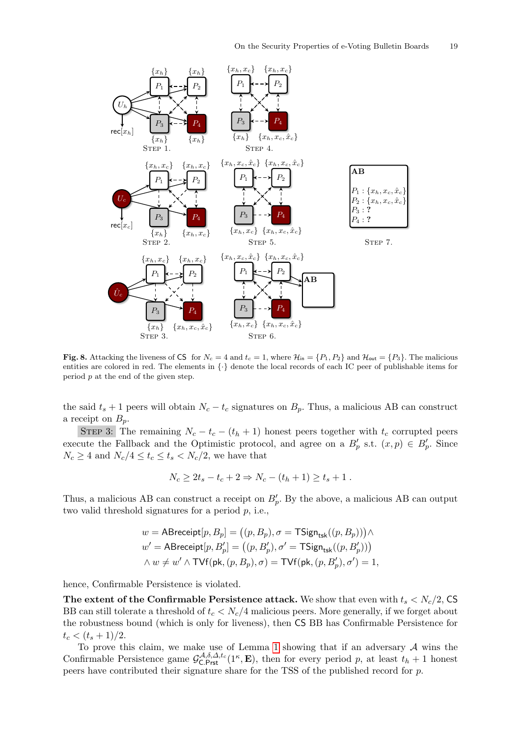**Fig. 8.** Attacking the liveness of $\mathsf{CS}$ for $N_c = 4$ and $t_c = 1$, where $\mathcal{H}_{\mathsf{in}} = \{P_1, P_2\}$ and $\mathcal{H}_{\mathsf{out}} = \{P_3\}$. The malicious entities are colored in red. The elements in $\{\cdot\}$ denote the local records of each IC peer of publishable items for period $p$ at the end of the given step.

the said $t_s + 1$ peers will obtain $N_c - t_c$ signatures on $B_p$. Thus, a malicious AB can construct a receipt on $B_p$.

STEP 3: The remaining $N_c - t_c - (t_h + 1)$ honest peers together with $t_c$ corrupted peers execute the Fallback and the Optimistic protocol, and agree on a $B'_p$ s.t. $(x, p) \in B'_p$. Since $N_c \geq 4$ and $N_c/4 \leq t_c \leq t_s < N_c/2$, we have that

$$N_c \geq 2t_s - t_c + 2 \Rightarrow N_c - (t_h + 1) \geq t_s + 1\ .$$

Thus, a malicious AB can construct a receipt on $B'_p$. By the above, a malicious AB can output two valid threshold signatures for a period $p$, i.e.,

$$\begin{aligned}
&w = \mathsf{ABreceipt}[p, B_p] = \big((p, B_p), \sigma = \mathsf{TSign}_{\mathsf{tsk}}((p, B_p))\big) \wedge \\
&w' = \mathsf{ABreceipt}[p, B'_p] = \big((p, B'_p), \sigma' = \mathsf{TSign}_{\mathsf{tsk}}((p, B'_p))\big) \\
&\wedge w \neq w' \wedge \mathsf{TVf}(\mathsf{pk}, (p, B_p), \sigma) = \mathsf{TVf}(\mathsf{pk}, (p, B'_p), \sigma') = 1,
\end{aligned}$$

hence, Confirmable Persistence is violated.

**The extent of the Confirmable Persistence attack.** We show that even with $t_s < N_c/2$, $\mathsf{CS}$ BB can still tolerate a threshold of $t_c < N_c/4$ malicious peers. More generally, if we forget about the robustness bound (which is only for liveness), then $\mathsf{CS}$ BB has Confirmable Persistence for $t_c < (t_s + 1)/2$.

To prove this claim, we make use of Lemma 1 showing that if an adversary $\mathcal{A}$ wins the Confirmable Persistence game $\mathcal{G}^{\mathcal{A},\delta,\Delta,t_c}_{\mathsf{C.Prst}}(1^\kappa, \mathbf{E})$, then for every period $p$, at least $t_h + 1$ honest peers have contributed their signature share for the TSS of the published record for $p$.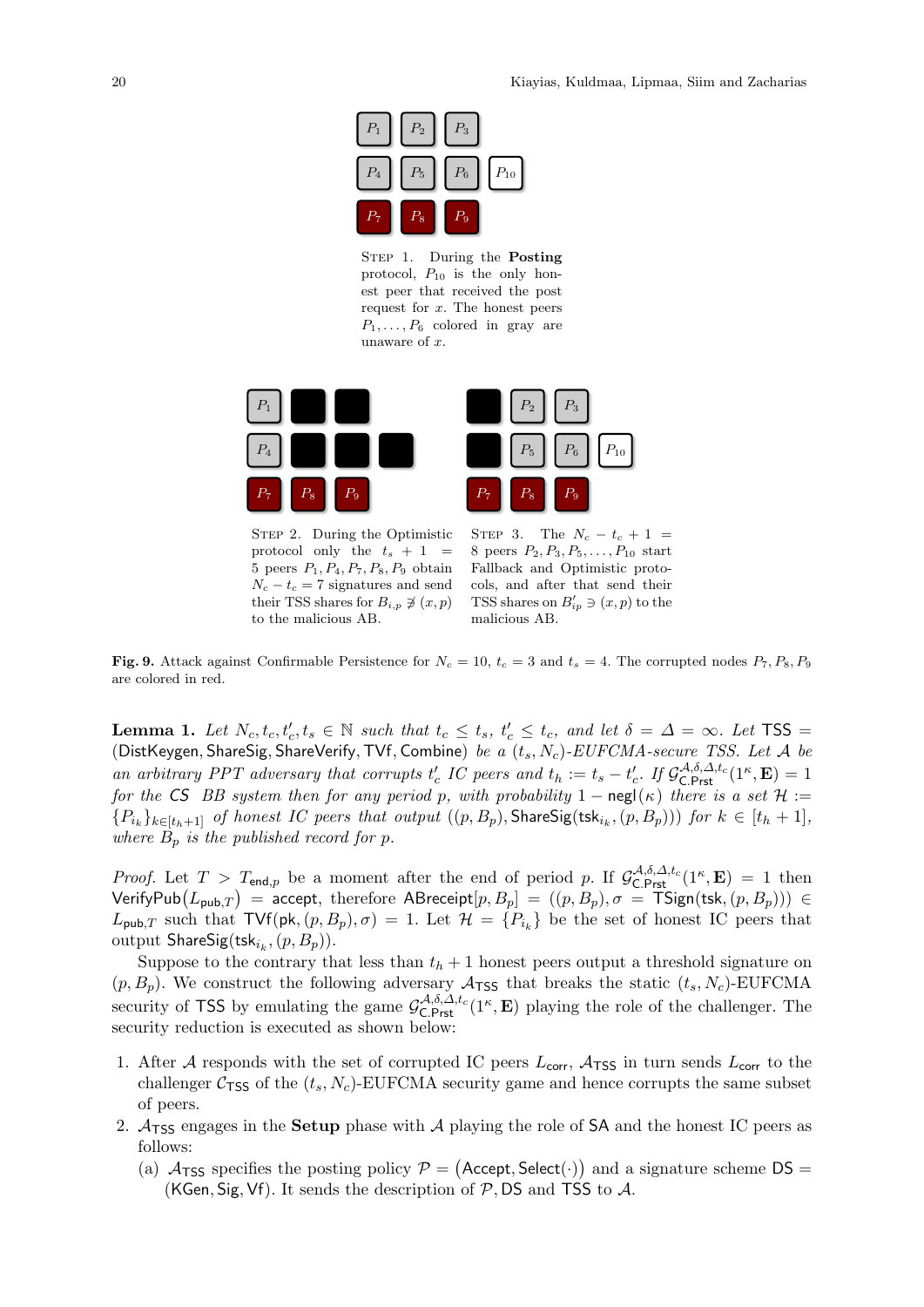STEP 1. During the **Posting** protocol, $P_{10}$ is the only honest peer that received the post request for $x$. The honest peers $P_1, \ldots, P_6$ colored in gray are unaware of $x$.

STEP 2. During the Optimistic protocol only the $t_s + 1 = 5$ peers $P_1, P_4, P_7, P_8, P_9$ obtain $N_c - t_c = 7$ signatures and send their TSS shares for $B_{i,p} \not\ni (x, p)$ to the malicious AB.

STEP 3. The $N_c - t_c + 1 = 8$ peers $P_2, P_3, P_5, \ldots, P_{10}$ start Fallback and Optimistic protocols, and after that send their TSS shares on $B'_{ip} \ni (x, p)$ to the malicious AB.

**Fig. 9.** Attack against Confirmable Persistence for $N_c = 10$, $t_c = 3$ and $t_s = 4$. The corrupted nodes $P_7, P_8, P_9$ are colored in red.

**Lemma 1.** *Let $N_c, t_c, t'_c, t_s \in \mathbb{N}$ such that $t_c \leq t_s$, $t'_c \leq t_c$, and let $\delta = \Delta = \infty$. Let $\mathsf{TSS} = (\mathsf{DistKeygen}, \mathsf{ShareSig}, \mathsf{ShareVerify}, \mathsf{TVf}, \mathsf{Combine})$ be a $(t_s, N_c)$-EUFCMA-secure TSS. Let $\mathcal{A}$ be an arbitrary PPT adversary that corrupts $t'_c$ IC peers and $t_h := t_s - t'_c$. If $\mathcal{G}^{\mathcal{A},\delta,\Delta,t_c}_{\mathsf{C.Prst}}(1^\kappa, \mathbf{E}) = 1$ for the CS BB system then for any period $p$, with probability $1 - \mathsf{negl}(\kappa)$ there is a set $\mathcal{H} := \{P_{i_k}\}_{k \in [t_h+1]}$ of honest IC peers that output $((p, B_p), \mathsf{ShareSig}(\mathsf{tsk}_{i_k}, (p, B_p)))$ for $k \in [t_h + 1]$, where $B_p$ is the published record for $p$.*

*Proof.* Let $T > T_{\mathsf{end},p}$ be a moment after the end of period $p$. If $\mathcal{G}^{\mathcal{A},\delta,\Delta,t_c}_{\mathsf{C.Prst}}(1^\kappa, \mathbf{E}) = 1$ then $\mathsf{VerifyPub}(L_{\mathsf{pub},T}) = \mathsf{accept}$, therefore $\mathsf{ABreceipt}[p, B_p] = ((p, B_p), \sigma = \mathsf{TSign}(\mathsf{tsk}, (p, B_p))) \in L_{\mathsf{pub},T}$ such that $\mathsf{TVf}(\mathsf{pk}, (p, B_p), \sigma) = 1$. Let $\mathcal{H} = \{P_{i_k}\}$ be the set of honest IC peers that output $\mathsf{ShareSig}(\mathsf{tsk}_{i_k}, (p, B_p))$.

Suppose to the contrary that less than $t_h + 1$ honest peers output a threshold signature on $(p, B_p)$. We construct the following adversary $\mathcal{A}_{\mathsf{TSS}}$ that breaks the static $(t_s, N_c)$-EUFCMA security of $\mathsf{TSS}$ by emulating the game $\mathcal{G}^{\mathcal{A},\delta,\Delta,t_c}_{\mathsf{C.Prst}}(1^\kappa, \mathbf{E})$ playing the role of the challenger. The security reduction is executed as shown below:

1. After $\mathcal{A}$ responds with the set of corrupted IC peers $L_{\mathsf{corr}}$, $\mathcal{A}_{\mathsf{TSS}}$ in turn sends $L_{\mathsf{corr}}$ to the challenger $\mathcal{C}_{\mathsf{TSS}}$ of the $(t_s, N_c)$-EUFCMA security game and hence corrupts the same subset of peers.
2. $\mathcal{A}_{\mathsf{TSS}}$ engages in the **Setup** phase with $\mathcal{A}$ playing the role of $\mathsf{SA}$ and the honest IC peers as follows:
   (a) $\mathcal{A}_{\mathsf{TSS}}$ specifies the posting policy $\mathcal{P} = (\mathsf{Accept}, \mathsf{Select}(\cdot))$ and a signature scheme $\mathsf{DS} = (\mathsf{KGen}, \mathsf{Sig}, \mathsf{Vf})$. It sends the description of $\mathcal{P}, \mathsf{DS}$ and $\mathsf{TSS}$ to $\mathcal{A}$.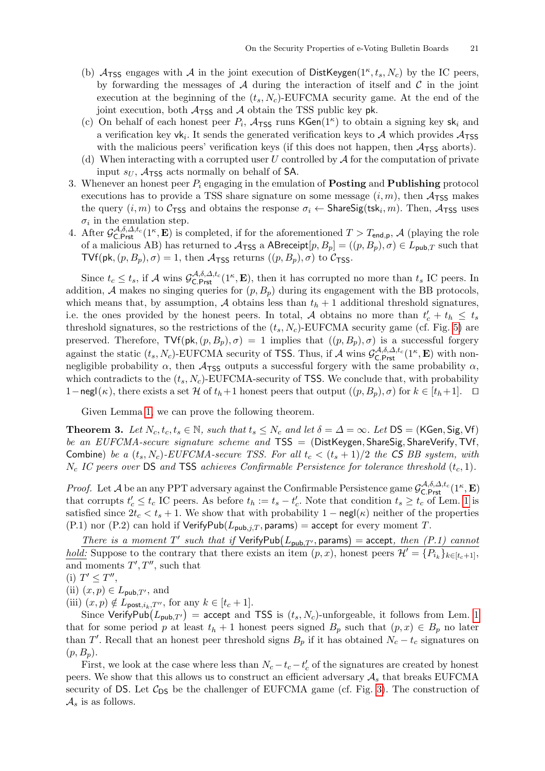(b) $\mathcal{A}_{\mathsf{TSS}}$ engages with $\mathcal{A}$ in the joint execution of $\mathsf{DistKeygen}(1^\kappa, t_s, N_c)$ by the IC peers, by forwarding the messages of $\mathcal{A}$ during the interaction of itself and $\mathcal{C}$ in the joint execution at the beginning of the $(t_s, N_c)$-EUFCMA security game. At the end of the joint execution, both $\mathcal{A}_{\mathsf{TSS}}$ and $\mathcal{A}$ obtain the TSS public key $\mathsf{pk}$.

(c) On behalf of each honest peer $P_i$, $\mathcal{A}_{\mathsf{TSS}}$ runs $\mathsf{KGen}(1^\kappa)$ to obtain a signing key $\mathsf{sk}_i$ and a verification key $\mathsf{vk}_i$. It sends the generated verification keys to $\mathcal{A}$ which provides $\mathcal{A}_{\mathsf{TSS}}$ with the malicious peers' verification keys (if this does not happen, then $\mathcal{A}_{\mathsf{TSS}}$ aborts).

(d) When interacting with a corrupted user $U$ controlled by $\mathcal{A}$ for the computation of private input $s_U$, $\mathcal{A}_{\mathsf{TSS}}$ acts normally on behalf of $\mathsf{SA}$.

3. Whenever an honest peer $P_i$ engaging in the emulation of **Posting** and **Publishing** protocol executions has to provide a TSS share signature on some message $(i, m)$, then $\mathcal{A}_{\mathsf{TSS}}$ makes the query $(i, m)$ to $\mathcal{C}_{\mathsf{TSS}}$ and obtains the response $\sigma_i \leftarrow \mathsf{ShareSig}(\mathsf{tsk}_i, m)$. Then, $\mathcal{A}_{\mathsf{TSS}}$ uses $\sigma_i$ in the emulation step.

4. After $\mathcal{G}^{\mathcal{A},\delta,\Delta,t_c}_{\mathsf{C.Prst}}(1^\kappa, \mathbf{E})$ is completed, if for the aforementioned $T > T_{\mathsf{end,p}}$, $\mathcal{A}$ (playing the role of a malicious AB) has returned to $\mathcal{A}_{\mathsf{TSS}}$ a $\mathsf{ABreceipt}[p, B_p] = ((p, B_p), \sigma) \in L_{\mathsf{pub},T}$ such that $\mathsf{TVf}(\mathsf{pk}, (p, B_p), \sigma) = 1$, then $\mathcal{A}_{\mathsf{TSS}}$ returns $((p, B_p), \sigma)$ to $\mathcal{C}_{\mathsf{TSS}}$.

Since $t_c \leq t_s$, if $\mathcal{A}$ wins $\mathcal{G}^{\mathcal{A},\delta,\Delta,t_c}_{\mathsf{C.Prst}}(1^\kappa, \mathbf{E})$, then it has corrupted no more than $t_s$ IC peers. In addition, $\mathcal{A}$ makes no singing queries for $(p, B_p)$ during its engagement with the BB protocols, which means that, by assumption, $\mathcal{A}$ obtains less than $t_h + 1$ additional threshold signatures, i.e. the ones provided by the honest peers. In total, $\mathcal{A}$ obtains no more than $t'_c + t_h \leq t_s$ threshold signatures, so the restrictions of the $(t_s, N_c)$-EUFCMA security game (cf. Fig. 5) are preserved. Therefore, $\mathsf{TVf}(\mathsf{pk}, (p, B_p), \sigma) = 1$ implies that $((p, B_p), \sigma)$ is a successful forgery against the static $(t_s, N_c)$-EUFCMA security of $\mathsf{TSS}$. Thus, if $\mathcal{A}$ wins $\mathcal{G}^{\mathcal{A},\delta,\Delta,t_c}_{\mathsf{C.Prst}}(1^\kappa, \mathbf{E})$ with non-negligible probability $\alpha$, then $\mathcal{A}_{\mathsf{TSS}}$ outputs a successful forgery with the same probability $\alpha$, which contradicts to the $(t_s, N_c)$-EUFCMA-security of $\mathsf{TSS}$. We conclude that, with probability $1 - \mathsf{negl}(\kappa)$, there exists a set $\mathcal{H}$ of $t_h + 1$ honest peers that output $((p, B_p), \sigma)$ for $k \in [t_h + 1]$. □

Given Lemma 1, we can prove the following theorem.

**Theorem 3.** *Let $N_c, t_c, t_s \in \mathbb{N}$, such that $t_s \leq N_c$ and let $\delta = \Delta = \infty$. Let $\mathsf{DS} = (\mathsf{KGen}, \mathsf{Sig}, \mathsf{Vf})$ be an EUFCMA-secure signature scheme and $\mathsf{TSS} = (\mathsf{DistKeygen}, \mathsf{ShareSig}, \mathsf{ShareVerify}, \mathsf{TVf}, \mathsf{Combine})$ be a $(t_s, N_c)$-EUFCMA-secure TSS. For all $t_c < (t_s + 1)/2$ the CS BB system, with $N_c$ IC peers over $\mathsf{DS}$ and $\mathsf{TSS}$ achieves Confirmable Persistence for tolerance threshold $(t_c, 1)$.*

*Proof.* Let $\mathcal{A}$ be an any PPT adversary against the Confirmable Persistence game $\mathcal{G}^{\mathcal{A},\delta,\Delta,t_c}_{\mathsf{C.Prst}}(1^\kappa, \mathbf{E})$ that corrupts $t'_c \leq t_c$ IC peers. As before $t_h := t_s - t'_c$. Note that condition $t_s \geq t_c$ of Lem. 1 is satisfied since $2t_c < t_s + 1$. We show that with probability $1 - \mathsf{negl}(\kappa)$ neither of the properties (P.1) nor (P.2) can hold if $\mathsf{VerifyPub}(L_{\mathsf{pub},j,T}, \mathsf{params}) = \mathsf{accept}$ for every moment $T$.

<u>*There is a moment $T'$ such that if $\mathsf{VerifyPub}(L_{\mathsf{pub},T'}, \mathsf{params}) = \mathsf{accept}$, then (P.1) cannot hold:*</u> Suppose to the contrary that there exists an item $(p, x)$, honest peers $\mathcal{H}' = \{P_{i_k}\}_{k \in [t_c+1]}$, and moments $T', T''$, such that
(i) $T' \leq T''$,
(ii) $(x, p) \in L_{\mathsf{pub},T'}$, and
(iii) $(x, p) \notin L_{\mathsf{post},i_k,T''}$, for any $k \in [t_c + 1]$.

Since $\mathsf{VerifyPub}(L_{\mathsf{pub},T'}) = \mathsf{accept}$ and $\mathsf{TSS}$ is $(t_s, N_c)$-unforgeable, it follows from Lem. 1 that for some period $p$ at least $t_h + 1$ honest peers signed $B_p$ such that $(p, x) \in B_p$ no later than $T'$. Recall that an honest peer threshold signs $B_p$ if it has obtained $N_c - t_c$ signatures on $(p, B_p)$.

First, we look at the case where less than $N_c - t_c - t'_c$ of the signatures are created by honest peers. We show that this allows us to construct an efficient adversary $\mathcal{A}_s$ that breaks EUFCMA security of $\mathsf{DS}$. Let $\mathcal{C}_{\mathsf{DS}}$ be the challenger of EUFCMA game (cf. Fig. 3). The construction of $\mathcal{A}_s$ is as follows.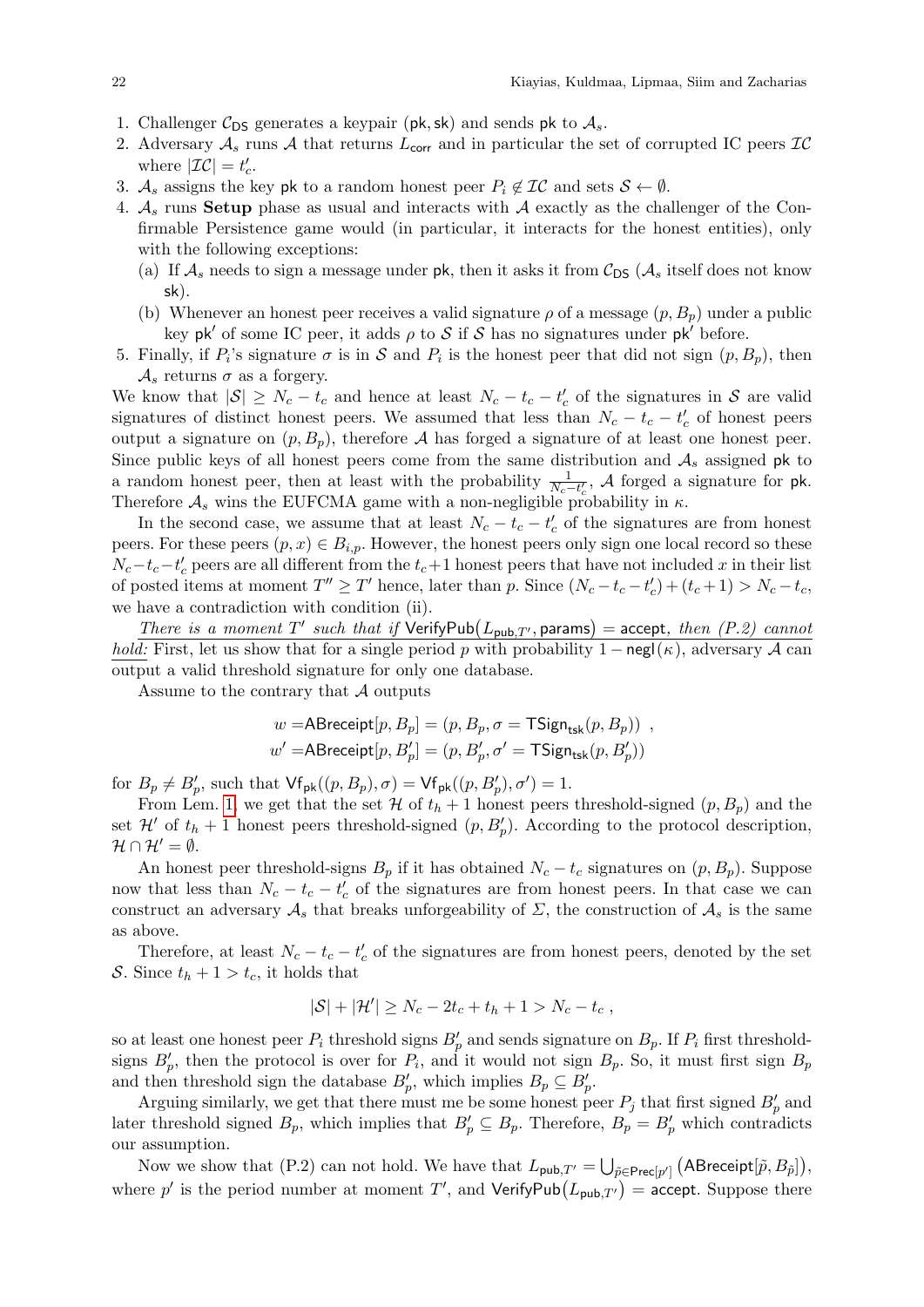1. Challenger $\mathcal{C}_{\mathsf{DS}}$ generates a keypair $(\mathsf{pk}, \mathsf{sk})$ and sends $\mathsf{pk}$ to $\mathcal{A}_s$.
2. Adversary $\mathcal{A}_s$ runs $\mathcal{A}$ that returns $L_{\mathsf{corr}}$ and in particular the set of corrupted IC peers $\mathcal{IC}$ where $|\mathcal{IC}| = t_c'$.
3. $\mathcal{A}_s$ assigns the key $\mathsf{pk}$ to a random honest peer $P_i \notin \mathcal{IC}$ and sets $\mathcal{S} \leftarrow \emptyset$.
4. $\mathcal{A}_s$ runs **Setup** phase as usual and interacts with $\mathcal{A}$ exactly as the challenger of the Confirmable Persistence game would (in particular, it interacts for the honest entities), only with the following exceptions:
   (a) If $\mathcal{A}_s$ needs to sign a message under $\mathsf{pk}$, then it asks it from $\mathcal{C}_{\mathsf{DS}}$ ($\mathcal{A}_s$ itself does not know $\mathsf{sk}$).
   (b) Whenever an honest peer receives a valid signature $\rho$ of a message $(p, B_p)$ under a public key $\mathsf{pk}'$ of some IC peer, it adds $\rho$ to $\mathcal{S}$ if $\mathcal{S}$ has no signatures under $\mathsf{pk}'$ before.
5. Finally, if $P_i$'s signature $\sigma$ is in $\mathcal{S}$ and $P_i$ is the honest peer that did not sign $(p, B_p)$, then $\mathcal{A}_s$ returns $\sigma$ as a forgery.

We know that $|\mathcal{S}| \geq N_c - t_c$ and hence at least $N_c - t_c - t_c'$ of the signatures in $\mathcal{S}$ are valid signatures of distinct honest peers. We assumed that less than $N_c - t_c - t_c'$ of honest peers output a signature on $(p, B_p)$, therefore $\mathcal{A}$ has forged a signature of at least one honest peer. Since public keys of all honest peers come from the same distribution and $\mathcal{A}_s$ assigned $\mathsf{pk}$ to a random honest peer, then at least with the probability $\frac{1}{N_c - t_c'}$, $\mathcal{A}$ forged a signature for $\mathsf{pk}$. Therefore $\mathcal{A}_s$ wins the EUFCMA game with a non-negligible probability in $\kappa$.

In the second case, we assume that at least $N_c - t_c - t_c'$ of the signatures are from honest peers. For these peers $(p, x) \in B_{i,p}$. However, the honest peers only sign one local record so these $N_c - t_c - t_c'$ peers are all different from the $t_c + 1$ honest peers that have not included $x$ in their list of posted items at moment $T'' \geq T'$ hence, later than $p$. Since $(N_c - t_c - t_c') + (t_c + 1) > N_c - t_c$, we have a contradiction with condition (ii).

<u>*There is a moment $T'$ such that if* $\mathsf{VerifyPub}(L_{\mathsf{pub},T'}, \mathsf{params}) = \mathsf{accept}$*, then (P.2) cannot hold:*</u> First, let us show that for a single period $p$ with probability $1 - \mathsf{negl}(\kappa)$, adversary $\mathcal{A}$ can output a valid threshold signature for only one database.

Assume to the contrary that $\mathcal{A}$ outputs

$$
\begin{aligned}
w =& \mathsf{ABreceipt}[p, B_p] = (p, B_p, \sigma = \mathsf{TSign}_{\mathsf{tsk}}(p, B_p)) \ , \\
w' =& \mathsf{ABreceipt}[p, B_p'] = (p, B_p', \sigma' = \mathsf{TSign}_{\mathsf{tsk}}(p, B_p'))
\end{aligned}
$$

for $B_p \neq B_p'$, such that $\mathsf{Vf}_{\mathsf{pk}}((p, B_p), \sigma) = \mathsf{Vf}_{\mathsf{pk}}((p, B_p'), \sigma') = 1$.

From Lem. 1, we get that the set $\mathcal{H}$ of $t_h + 1$ honest peers threshold-signed $(p, B_p)$ and the set $\mathcal{H}'$ of $t_h + 1$ honest peers threshold-signed $(p, B_p')$. According to the protocol description, $\mathcal{H} \cap \mathcal{H}' = \emptyset$.

An honest peer threshold-signs $B_p$ if it has obtained $N_c - t_c$ signatures on $(p, B_p)$. Suppose now that less than $N_c - t_c - t_c'$ of the signatures are from honest peers. In that case we can construct an adversary $\mathcal{A}_s$ that breaks unforgeability of $\Sigma$, the construction of $\mathcal{A}_s$ is the same as above.

Therefore, at least $N_c - t_c - t_c'$ of the signatures are from honest peers, denoted by the set $\mathcal{S}$. Since $t_h + 1 > t_c$, it holds that

$$
|\mathcal{S}| + |\mathcal{H}'| \geq N_c - 2t_c + t_h + 1 > N_c - t_c \ ,
$$

so at least one honest peer $P_i$ threshold signs $B_p'$ and sends signature on $B_p$. If $P_i$ first threshold-signs $B_p'$, then the protocol is over for $P_i$, and it would not sign $B_p$. So, it must first sign $B_p$ and then threshold sign the database $B_p'$, which implies $B_p \subseteq B_p'$.

Arguing similarly, we get that there must me be some honest peer $P_j$ that first signed $B_p'$ and later threshold signed $B_p$, which implies that $B_p' \subseteq B_p$. Therefore, $B_p = B_p'$ which contradicts our assumption.

Now we show that (P.2) can not hold. We have that $L_{\mathsf{pub},T'} = \bigcup_{\tilde{p} \in \mathsf{Prec}[p']} (\mathsf{ABreceipt}[\tilde{p}, B_{\tilde{p}}])$, where $p'$ is the period number at moment $T'$, and $\mathsf{VerifyPub}(L_{\mathsf{pub},T'}) = \mathsf{accept}$. Suppose there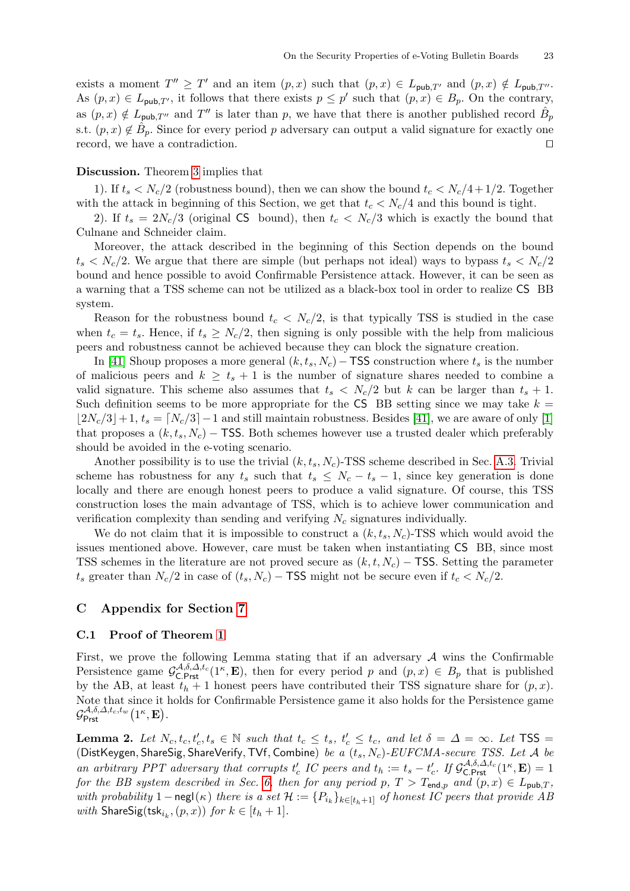exists a moment $T'' \geq T'$ and an item $(p, x)$ such that $(p, x) \in L_{\mathsf{pub},T'}$ and $(p, x) \notin L_{\mathsf{pub},T''}$. As $(p, x) \in L_{\mathsf{pub},T'}$, it follows that there exists $p \leq p'$ such that $(p, x) \in B_p$. On the contrary, as $(p, x) \notin L_{\mathsf{pub},T''}$ and $T''$ is later than $p$, we have that there is another published record $\hat{B}_p$ s.t. $(p, x) \notin \hat{B}_p$. Since for every period $p$ adversary can output a valid signature for exactly one record, we have a contradiction. $\square$

**Discussion.** Theorem 3 implies that

1). If $t_s < N_c/2$ (robustness bound), then we can show the bound $t_c < N_c/4 + 1/2$. Together with the attack in beginning of this Section, we get that $t_c < N_c/4$ and this bound is tight.

2). If $t_s = 2N_c/3$ (original CS bound), then $t_c < N_c/3$ which is exactly the bound that Culnane and Schneider claim.

Moreover, the attack described in the beginning of this Section depends on the bound $t_s < N_c/2$. We argue that there are simple (but perhaps not ideal) ways to bypass $t_s < N_c/2$ bound and hence possible to avoid Confirmable Persistence attack. However, it can be seen as a warning that a TSS scheme can not be utilized as a black-box tool in order to realize CS BB system.

Reason for the robustness bound $t_c < N_c/2$, is that typically TSS is studied in the case when $t_c = t_s$. Hence, if $t_s \geq N_c/2$, then signing is only possible with the help from malicious peers and robustness cannot be achieved because they can block the signature creation.

In [41] Shoup proposes a more general $(k, t_s, N_c) - \mathsf{TSS}$ construction where $t_s$ is the number of malicious peers and $k \geq t_s + 1$ is the number of signature shares needed to combine a valid signature. This scheme also assumes that $t_s < N_c/2$ but $k$ can be larger than $t_s + 1$. Such definition seems to be more appropriate for the CS BB setting since we may take $k = \lfloor 2N_c/3 \rfloor + 1$, $t_s = \lceil N_c/3 \rceil - 1$ and still maintain robustness. Besides [41], we are aware of only [1] that proposes a $(k, t_s, N_c) - \mathsf{TSS}$. Both schemes however use a trusted dealer which preferably should be avoided in the e-voting scenario.

Another possibility is to use the trivial $(k, t_s, N_c)$-TSS scheme described in Sec. A.3. Trivial scheme has robustness for any $t_s$ such that $t_s \leq N_c - t_s - 1$, since key generation is done locally and there are enough honest peers to produce a valid signature. Of course, this TSS construction loses the main advantage of TSS, which is to achieve lower communication and verification complexity than sending and verifying $N_c$ signatures individually.

We do not claim that it is impossible to construct a $(k, t_s, N_c)$-TSS which would avoid the issues mentioned above. However, care must be taken when instantiating CS BB, since most TSS schemes in the literature are not proved secure as $(k, t, N_c) - \mathsf{TSS}$. Setting the parameter $t_s$ greater than $N_c/2$ in case of $(t_s, N_c) - \mathsf{TSS}$ might not be secure even if $t_c < N_c/2$.

## C Appendix for Section 7

### C.1 Proof of Theorem 1

First, we prove the following Lemma stating that if an adversary $\mathcal{A}$ wins the Confirmable Persistence game $\mathcal{G}^{\mathcal{A},\delta,\Delta,t_c}_{\mathsf{C.Prst}}(1^\kappa, \mathbf{E})$, then for every period $p$ and $(p, x) \in B_p$ that is published by the AB, at least $t_h + 1$ honest peers have contributed their TSS signature share for $(p, x)$. Note that since it holds for Confirmable Persistence game it also holds for the Persistence game $\mathcal{G}^{\mathcal{A},\delta,\Delta,t_c,t_w}_{\mathsf{Prst}}(1^\kappa, \mathbf{E})$.

**Lemma 2.** *Let $N_c, t_c, t'_c, t_s \in \mathbb{N}$ such that $t_c \leq t_s$, $t'_c \leq t_c$, and let $\delta = \Delta = \infty$. Let $\mathsf{TSS} = (\mathsf{DistKeygen}, \mathsf{ShareSig}, \mathsf{ShareVerify}, \mathsf{TVf}, \mathsf{Combine})$ be a $(t_s, N_c)$-EUFCMA-secure TSS. Let $\mathcal{A}$ be an arbitrary PPT adversary that corrupts $t'_c$ IC peers and $t_h := t_s - t'_c$. If $\mathcal{G}^{\mathcal{A},\delta,\Delta,t_c}_{\mathsf{C.Prst}}(1^\kappa, \mathbf{E}) = 1$ for the BB system described in Sec. 6, then for any period $p$, $T > T_{\mathsf{end},p}$ and $(p, x) \in L_{\mathsf{pub},T}$, with probability $1 - \mathsf{negl}(\kappa)$ there is a set $\mathcal{H} := \{P_{i_k}\}_{k \in [t_h+1]}$ of honest IC peers that provide AB with $\mathsf{ShareSig}(\mathsf{tsk}_{i_k}, (p, x))$ for $k \in [t_h + 1]$.*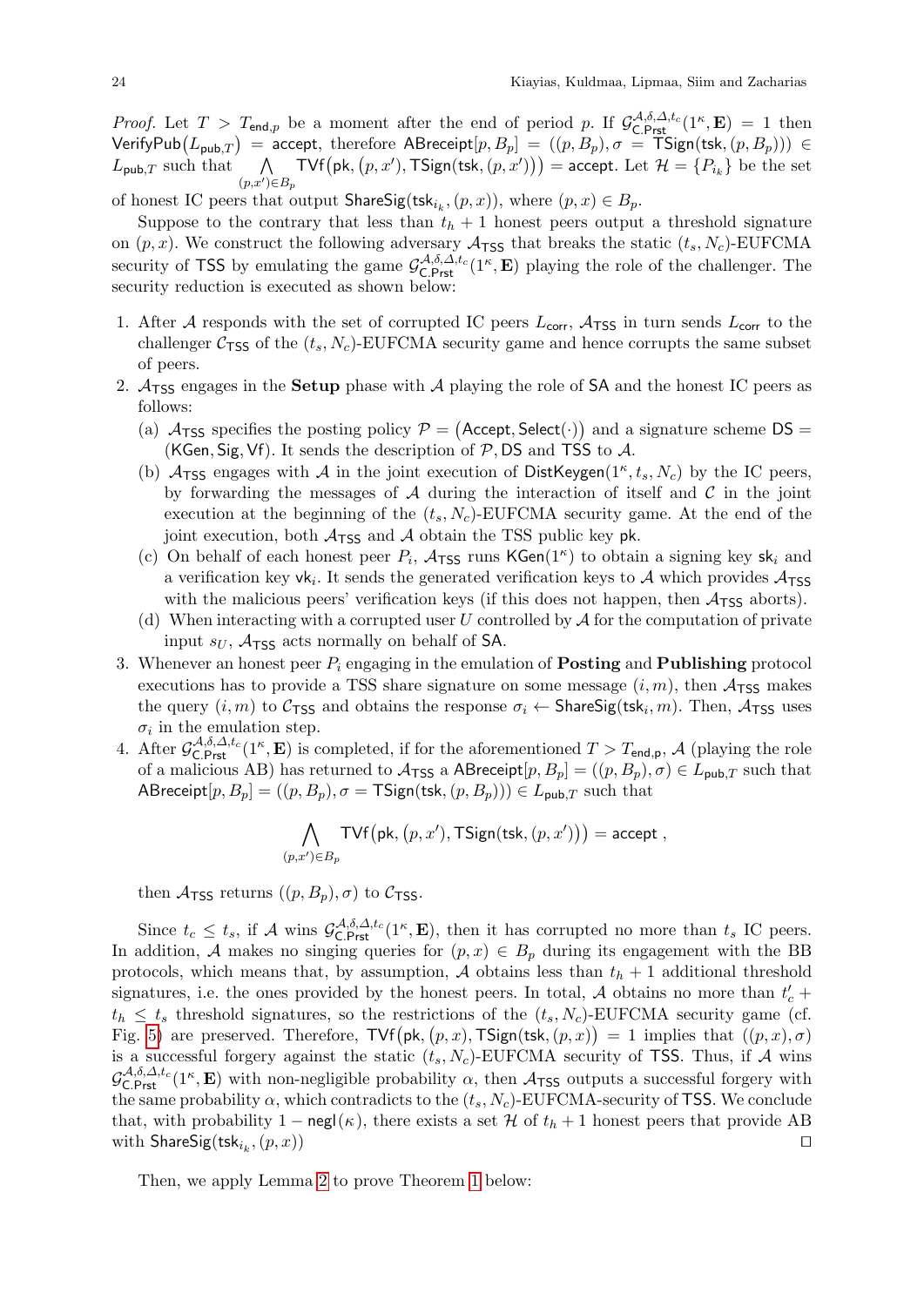*Proof.* Let $T > T_{\mathsf{end},p}$ be a moment after the end of period $p$. If $\mathcal{G}^{\mathcal{A},\delta,\Delta,t_c}_{\mathsf{C.Prst}}(1^\kappa, \mathbf{E}) = 1$ then $\mathsf{VerifyPub}(L_{\mathsf{pub},T}) = \mathsf{accept}$, therefore $\mathsf{ABreceipt}[p, B_p] = ((p, B_p), \sigma = \mathsf{TSign}(\mathsf{tsk}, (p, B_p))) \in L_{\mathsf{pub},T}$ such that $\bigwedge_{(p,x') \in B_p} \mathsf{TVf}(\mathsf{pk}, (p, x'), \mathsf{TSign}(\mathsf{tsk}, (p, x'))) = \mathsf{accept}$. Let $\mathcal{H} = \{P_{i_k}\}$ be the set of honest IC peers that output $\mathsf{ShareSig}(\mathsf{tsk}_{i_k}, (p, x))$, where $(p, x) \in B_p$.

Suppose to the contrary that less than $t_h + 1$ honest peers output a threshold signature on $(p, x)$. We construct the following adversary $\mathcal{A}_{\mathsf{TSS}}$ that breaks the static $(t_s, N_c)$-EUFCMA security of $\mathsf{TSS}$ by emulating the game $\mathcal{G}^{\mathcal{A},\delta,\Delta,t_c}_{\mathsf{C.Prst}}(1^\kappa, \mathbf{E})$ playing the role of the challenger. The security reduction is executed as shown below:

1. After $\mathcal{A}$ responds with the set of corrupted IC peers $L_{\mathsf{corr}}$, $\mathcal{A}_{\mathsf{TSS}}$ in turn sends $L_{\mathsf{corr}}$ to the challenger $\mathcal{C}_{\mathsf{TSS}}$ of the $(t_s, N_c)$-EUFCMA security game and hence corrupts the same subset of peers.
2. $\mathcal{A}_{\mathsf{TSS}}$ engages in the **Setup** phase with $\mathcal{A}$ playing the role of $\mathsf{SA}$ and the honest IC peers as follows:
   (a) $\mathcal{A}_{\mathsf{TSS}}$ specifies the posting policy $\mathcal{P} = (\mathsf{Accept}, \mathsf{Select}(\cdot))$ and a signature scheme $\mathsf{DS} = (\mathsf{KGen}, \mathsf{Sig}, \mathsf{Vf})$. It sends the description of $\mathcal{P}, \mathsf{DS}$ and $\mathsf{TSS}$ to $\mathcal{A}$.
   (b) $\mathcal{A}_{\mathsf{TSS}}$ engages with $\mathcal{A}$ in the joint execution of $\mathsf{DistKeygen}(1^\kappa, t_s, N_c)$ by the IC peers, by forwarding the messages of $\mathcal{A}$ during the interaction of itself and $\mathcal{C}$ in the joint execution at the beginning of the $(t_s, N_c)$-EUFCMA security game. At the end of the joint execution, both $\mathcal{A}_{\mathsf{TSS}}$ and $\mathcal{A}$ obtain the TSS public key $\mathsf{pk}$.
   (c) On behalf of each honest peer $P_i$, $\mathcal{A}_{\mathsf{TSS}}$ runs $\mathsf{KGen}(1^\kappa)$ to obtain a signing key $\mathsf{sk}_i$ and a verification key $\mathsf{vk}_i$. It sends the generated verification keys to $\mathcal{A}$ which provides $\mathcal{A}_{\mathsf{TSS}}$ with the malicious peers' verification keys (if this does not happen, then $\mathcal{A}_{\mathsf{TSS}}$ aborts).
   (d) When interacting with a corrupted user $U$ controlled by $\mathcal{A}$ for the computation of private input $s_U$, $\mathcal{A}_{\mathsf{TSS}}$ acts normally on behalf of $\mathsf{SA}$.
3. Whenever an honest peer $P_i$ engaging in the emulation of **Posting** and **Publishing** protocol executions has to provide a TSS share signature on some message $(i, m)$, then $\mathcal{A}_{\mathsf{TSS}}$ makes the query $(i, m)$ to $\mathcal{C}_{\mathsf{TSS}}$ and obtains the response $\sigma_i \leftarrow \mathsf{ShareSig}(\mathsf{tsk}_i, m)$. Then, $\mathcal{A}_{\mathsf{TSS}}$ uses $\sigma_i$ in the emulation step.
4. After $\mathcal{G}^{\mathcal{A},\delta,\Delta,t_c}_{\mathsf{C.Prst}}(1^\kappa, \mathbf{E})$ is completed, if for the aforementioned $T > T_{\mathsf{end,p}}$, $\mathcal{A}$ (playing the role of a malicious AB) has returned to $\mathcal{A}_{\mathsf{TSS}}$ a $\mathsf{ABreceipt}[p, B_p] = ((p, B_p), \sigma) \in L_{\mathsf{pub},T}$ such that $\mathsf{ABreceipt}[p, B_p] = ((p, B_p), \sigma = \mathsf{TSign}(\mathsf{tsk}, (p, B_p))) \in L_{\mathsf{pub},T}$ such that

$$\bigwedge_{(p,x') \in B_p} \mathsf{TVf}(\mathsf{pk}, (p, x'), \mathsf{TSign}(\mathsf{tsk}, (p, x'))) = \mathsf{accept}\ ,$$

   then $\mathcal{A}_{\mathsf{TSS}}$ returns $((p, B_p), \sigma)$ to $\mathcal{C}_{\mathsf{TSS}}$.

Since $t_c \leq t_s$, if $\mathcal{A}$ wins $\mathcal{G}^{\mathcal{A},\delta,\Delta,t_c}_{\mathsf{C.Prst}}(1^\kappa, \mathbf{E})$, then it has corrupted no more than $t_s$ IC peers. In addition, $\mathcal{A}$ makes no singing queries for $(p, x) \in B_p$ during its engagement with the BB protocols, which means that, by assumption, $\mathcal{A}$ obtains less than $t_h + 1$ additional threshold signatures, i.e. the ones provided by the honest peers. In total, $\mathcal{A}$ obtains no more than $t'_c + t_h \leq t_s$ threshold signatures, so the restrictions of the $(t_s, N_c)$-EUFCMA security game (cf. Fig. 5) are preserved. Therefore, $\mathsf{TVf}(\mathsf{pk}, (p, x), \mathsf{TSign}(\mathsf{tsk}, (p, x))) = 1$ implies that $((p, x), \sigma)$ is a successful forgery against the static $(t_s, N_c)$-EUFCMA security of $\mathsf{TSS}$. Thus, if $\mathcal{A}$ wins $\mathcal{G}^{\mathcal{A},\delta,\Delta,t_c}_{\mathsf{C.Prst}}(1^\kappa, \mathbf{E})$ with non-negligible probability $\alpha$, then $\mathcal{A}_{\mathsf{TSS}}$ outputs a successful forgery with the same probability $\alpha$, which contradicts to the $(t_s, N_c)$-EUFCMA-security of $\mathsf{TSS}$. We conclude that, with probability $1 - \mathsf{negl}(\kappa)$, there exists a set $\mathcal{H}$ of $t_h + 1$ honest peers that provide AB with $\mathsf{ShareSig}(\mathsf{tsk}_{i_k}, (p, x))$ ◻

Then, we apply Lemma 2 to prove Theorem 1 below: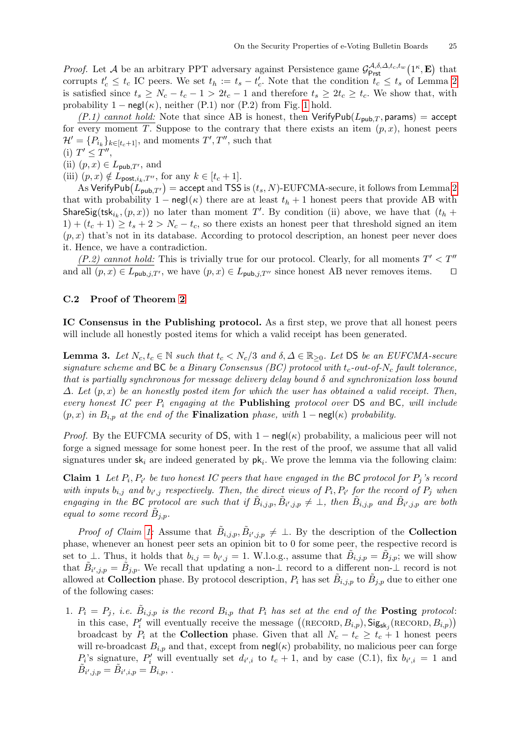*Proof.* Let $\mathcal{A}$ be an arbitrary PPT adversary against Persistence game $\mathcal{G}_{\mathsf{Prst}}^{\mathcal{A},\delta,\Delta,t_c,t_w}(1^\kappa, \mathbf{E})$ that corrupts $t'_c \leq t_c$ IC peers. We set $t_h := t_s - t'_c$. Note that the condition $t_c \leq t_s$ of Lemma 2 is satisfied since $t_s \geq N_c - t_c - 1 > 2t_c - 1$ and therefore $t_s \geq 2t_c \geq t_c$. We show that, with probability $1 - \mathsf{negl}(\kappa)$, neither (P.1) nor (P.2) from Fig. 1 hold.

*(P.1) cannot hold:* Note that since AB is honest, then $\mathsf{VerifyPub}(L_{\mathsf{pub},T}, \mathsf{params}) = \mathsf{accept}$ for every moment $T$. Suppose to the contrary that there exists an item $(p, x)$, honest peers $\mathcal{H}' = \{P_{i_k}\}_{k \in [t_c+1]}$, and moments $T', T''$, such that
(i) $T' \leq T''$,
(ii) $(p, x) \in L_{\mathsf{pub},T'}$, and
(iii) $(p, x) \notin L_{\mathsf{post},i_k,T''}$, for any $k \in [t_c + 1]$.

As $\mathsf{VerifyPub}(L_{\mathsf{pub},T'}) = \mathsf{accept}$ and $\mathsf{TSS}$ is $(t_s, N)$-EUFCMA-secure, it follows from Lemma 2 that with probability $1 - \mathsf{negl}(\kappa)$ there are at least $t_h + 1$ honest peers that provide AB with $\mathsf{ShareSig}(\mathsf{tsk}_{i_k}, (p, x))$ no later than moment $T'$. By condition (ii) above, we have that $(t_h + 1) + (t_c + 1) \geq t_s + 2 > N_c - t_c$, so there exists an honest peer that threshold signed an item $(p, x)$ that's not in its database. According to protocol description, an honest peer never does it. Hence, we have a contradiction.

*(P.2) cannot hold:* This is trivially true for our protocol. Clearly, for all moments $T' < T''$ and all $(p, x) \in L_{\mathsf{pub},j,T'}$, we have $(p, x) \in L_{\mathsf{pub},j,T''}$ since honest AB never removes items. $\square$

### C.2 Proof of Theorem 2

**IC Consensus in the Publishing protocol.** As a first step, we prove that all honest peers will include all honestly posted items for which a valid receipt has been generated.

**Lemma 3.** *Let $N_c, t_c \in \mathbb{N}$ such that $t_c < N_c/3$ and $\delta, \Delta \in \mathbb{R}_{\geq 0}$. Let $\mathsf{DS}$ be an EUFCMA-secure signature scheme and $\mathsf{BC}$ be a Binary Consensus (BC) protocol with $t_c$-out-of-$N_c$ fault tolerance, that is partially synchronous for message delivery delay bound $\delta$ and synchronization loss bound $\Delta$. Let $(p, x)$ be an honestly posted item for which the user has obtained a valid receipt. Then, every honest IC peer $P_i$ engaging at the* **Publishing** *protocol over $\mathsf{DS}$ and $\mathsf{BC}$, will include $(p, x)$ in $B_{i,p}$ at the end of the* **Finalization** *phase, with $1 - \mathsf{negl}(\kappa)$ probability.*

*Proof.* By the EUFCMA security of $\mathsf{DS}$, with $1 - \mathsf{negl}(\kappa)$ probability, a malicious peer will not forge a signed message for some honest peer. In the rest of the proof, we assume that all valid signatures under $\mathsf{sk}_i$ are indeed generated by $\mathsf{pk}_i$. We prove the lemma via the following claim:

**Claim 1** *Let $P_i, P_{i'}$ be two honest IC peers that have engaged in the BC protocol for $P_j$'s record with inputs $b_{i,j}$ and $b_{i',j}$ respectively. Then, the direct views of $P_i, P_{i'}$ for the record of $P_j$ when engaging in the BC protocol are such that if $\tilde{B}_{i,j,p}, \tilde{B}_{i',j,p} \neq \bot$, then $\tilde{B}_{i,j,p}$ and $\tilde{B}_{i',j,p}$ are both equal to some record $\tilde{B}_{j,p}$.*

*Proof of Claim 1:* Assume that $\tilde{B}_{i,j,p}, \tilde{B}_{i',j,p} \neq \bot$. By the description of the **Collection** phase, whenever an honest peer sets an opinion bit to 0 for some peer, the respective record is set to $\bot$. Thus, it holds that $b_{i,j} = b_{i',j} = 1$. W.l.o.g., assume that $\tilde{B}_{i,j,p} = \tilde{B}_{j,p}$; we will show that $\tilde{B}_{i',j,p} = \tilde{B}_{j,p}$. We recall that updating a non-$\bot$ record to a different non-$\bot$ record is not allowed at **Collection** phase. By protocol description, $P_i$ has set $\tilde{B}_{i,j,p}$ to $\tilde{B}_{j,p}$ due to either one of the following cases:

1. $P_i = P_j$*, i.e. $\tilde{B}_{i,j,p}$ is the record $B_{i,p}$ that $P_i$ has set at the end of the* **Posting** *protocol*: in this case, $P'_i$ will eventually receive the message $\big((\text{RECORD}, B_{i,p}), \mathsf{Sig}_{\mathsf{sk}_j}(\text{RECORD}, B_{i,p})\big)$ broadcast by $P_i$ at the **Collection** phase. Given that all $N_c - t_c \geq t_c + 1$ honest peers will re-broadcast $B_{i,p}$ and that, except from $\mathsf{negl}(\kappa)$ probability, no malicious peer can forge $P_i$'s signature, $P'_i$ will eventually set $d_{i',i}$ to $t_c + 1$, and by case (C.1), fix $b_{i',i} = 1$ and $\tilde{B}_{i',j,p} = \tilde{B}_{i',i,p} = B_{i,p}$, .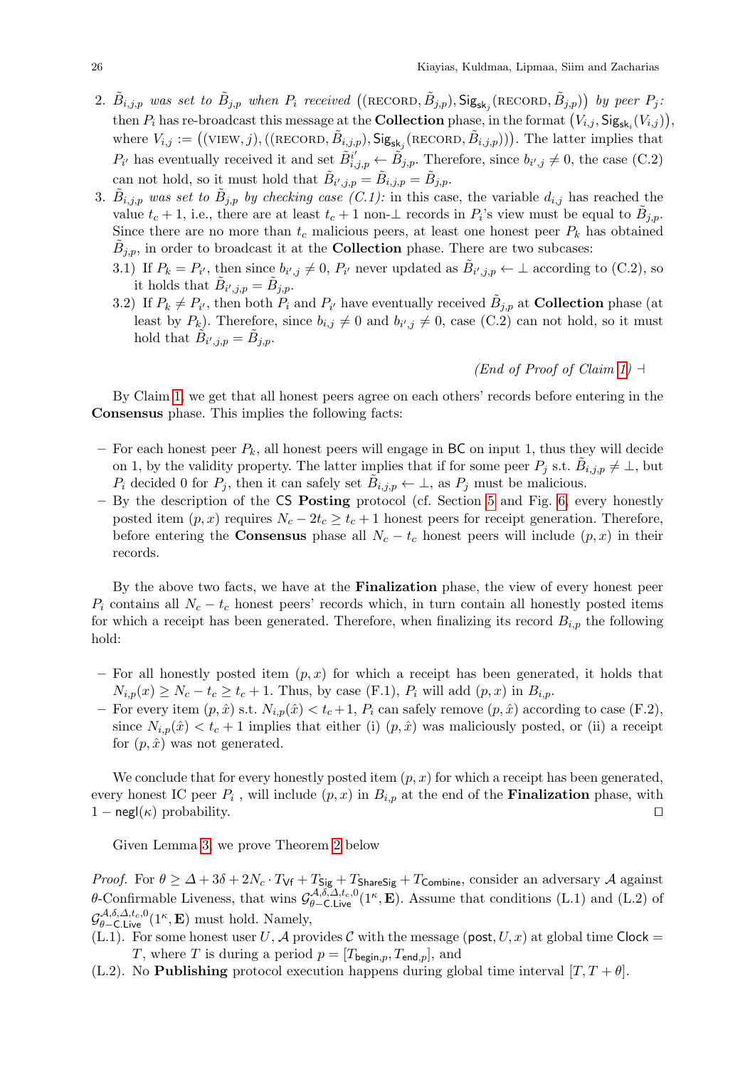2. *$\tilde{B}_{i,j,p}$ was set to $\tilde{B}_{j,p}$ when $P_i$ received* $\big((\text{RECORD}, \tilde{B}_{j,p}), \mathsf{Sig}_{\mathsf{sk}_j}(\text{RECORD}, \tilde{B}_{j,p})\big)$ *by peer $P_j$:* then $P_i$ has re-broadcast this message at the **Collection** phase, in the format $\big(V_{i,j}, \mathsf{Sig}_{\mathsf{sk}_i}(V_{i,j})\big)$, where $V_{i,j} := \big((\text{VIEW}, j), ((\text{RECORD}, \tilde{B}_{i,j,p}), \mathsf{Sig}_{\mathsf{sk}_j}(\text{RECORD}, \tilde{B}_{i,j,p}))\big)$. The latter implies that $P_{i'}$ has eventually received it and set $\tilde{B}^{i'}_{i,j,p} \leftarrow \tilde{B}_{j,p}$. Therefore, since $b_{i',j} \neq 0$, the case (C.2) can not hold, so it must hold that $\tilde{B}_{i',j,p} = \tilde{B}_{i,j,p} = \tilde{B}_{j,p}$.
3. *$\tilde{B}_{i,j,p}$ was set to $\tilde{B}_{j,p}$ by checking case (C.1):* in this case, the variable $d_{i,j}$ has reached the value $t_c + 1$, i.e., there are at least $t_c + 1$ non-$\perp$ records in $P_i$'s view must be equal to $\tilde{B}_{j,p}$. Since there are no more than $t_c$ malicious peers, at least one honest peer $P_k$ has obtained $\tilde{B}_{j,p}$, in order to broadcast it at the **Collection** phase. There are two subcases:
   3.1) If $P_k = P_{i'}$, then since $b_{i',j} \neq 0$, $P_{i'}$ never updated as $\tilde{B}_{i',j,p} \leftarrow \perp$ according to (C.2), so it holds that $\tilde{B}_{i',j,p} = \tilde{B}_{j,p}$.
   3.2) If $P_k \neq P_{i'}$, then both $P_i$ and $P_{i'}$ have eventually received $\tilde{B}_{j,p}$ at **Collection** phase (at least by $P_k$). Therefore, since $b_{i,j} \neq 0$ and $b_{i',j} \neq 0$, case (C.2) can not hold, so it must hold that $\tilde{B}_{i',j,p} = \tilde{B}_{j,p}$.

*(End of Proof of Claim 1)* $\dashv$

By Claim 1, we get that all honest peers agree on each others' records before entering in the **Consensus** phase. This implies the following facts:

- For each honest peer $P_k$, all honest peers will engage in $\mathsf{BC}$ on input 1, thus they will decide on 1, by the validity property. The latter implies that if for some peer $P_j$ s.t. $\tilde{B}_{i,j,p} \neq \perp$, but $P_i$ decided 0 for $P_j$, then it can safely set $\tilde{B}_{i,j,p} \leftarrow \perp$, as $P_j$ must be malicious.
- By the description of the $\mathsf{CS}$ **Posting** protocol (cf. Section 5 and Fig. 6), every honestly posted item $(p, x)$ requires $N_c - 2t_c \geq t_c + 1$ honest peers for receipt generation. Therefore, before entering the **Consensus** phase all $N_c - t_c$ honest peers will include $(p, x)$ in their records.

By the above two facts, we have at the **Finalization** phase, the view of every honest peer $P_i$ contains all $N_c - t_c$ honest peers' records which, in turn contain all honestly posted items for which a receipt has been generated. Therefore, when finalizing its record $B_{i,p}$ the following hold:

- For all honestly posted item $(p, x)$ for which a receipt has been generated, it holds that $N_{i,p}(x) \geq N_c - t_c \geq t_c + 1$. Thus, by case (F.1), $P_i$ will add $(p, x)$ in $B_{i,p}$.
- For every item $(p, \hat{x})$ s.t. $N_{i,p}(\hat{x}) < t_c + 1$, $P_i$ can safely remove $(p, \hat{x})$ according to case (F.2), since $N_{i,p}(\hat{x}) < t_c + 1$ implies that either (i) $(p, \hat{x})$ was maliciously posted, or (ii) a receipt for $(p, \hat{x})$ was not generated.

We conclude that for every honestly posted item $(p, x)$ for which a receipt has been generated, every honest IC peer $P_i$ , will include $(p, x)$ in $B_{i,p}$ at the end of the **Finalization** phase, with $1 - \mathsf{negl}(\kappa)$ probability. $\square$

Given Lemma 3, we prove Theorem 2 below

*Proof.* For $\theta \geq \Delta + 3\delta + 2N_c \cdot T_{\mathsf{Vf}} + T_{\mathsf{Sig}} + T_{\mathsf{ShareSig}} + T_{\mathsf{Combine}}$, consider an adversary $\mathcal{A}$ against $\theta$-Confirmable Liveness, that wins $\mathcal{G}^{\mathcal{A},\delta,\Delta,t_c,0}_{\theta-\mathsf{C.Live}}(1^\kappa, \mathbf{E})$. Assume that conditions (L.1) and (L.2) of $\mathcal{G}^{\mathcal{A},\delta,\Delta,t_c,0}_{\theta-\mathsf{C.Live}}(1^\kappa, \mathbf{E})$ must hold. Namely,

(L.1). For some honest user $U$, $\mathcal{A}$ provides $\mathcal{C}$ with the message $(\mathsf{post}, U, x)$ at global time $\mathsf{Clock} = T$, where $T$ is during a period $p = [T_{\mathsf{begin},p}, T_{\mathsf{end},p}]$, and

(L.2). No **Publishing** protocol execution happens during global time interval $[T, T + \theta]$.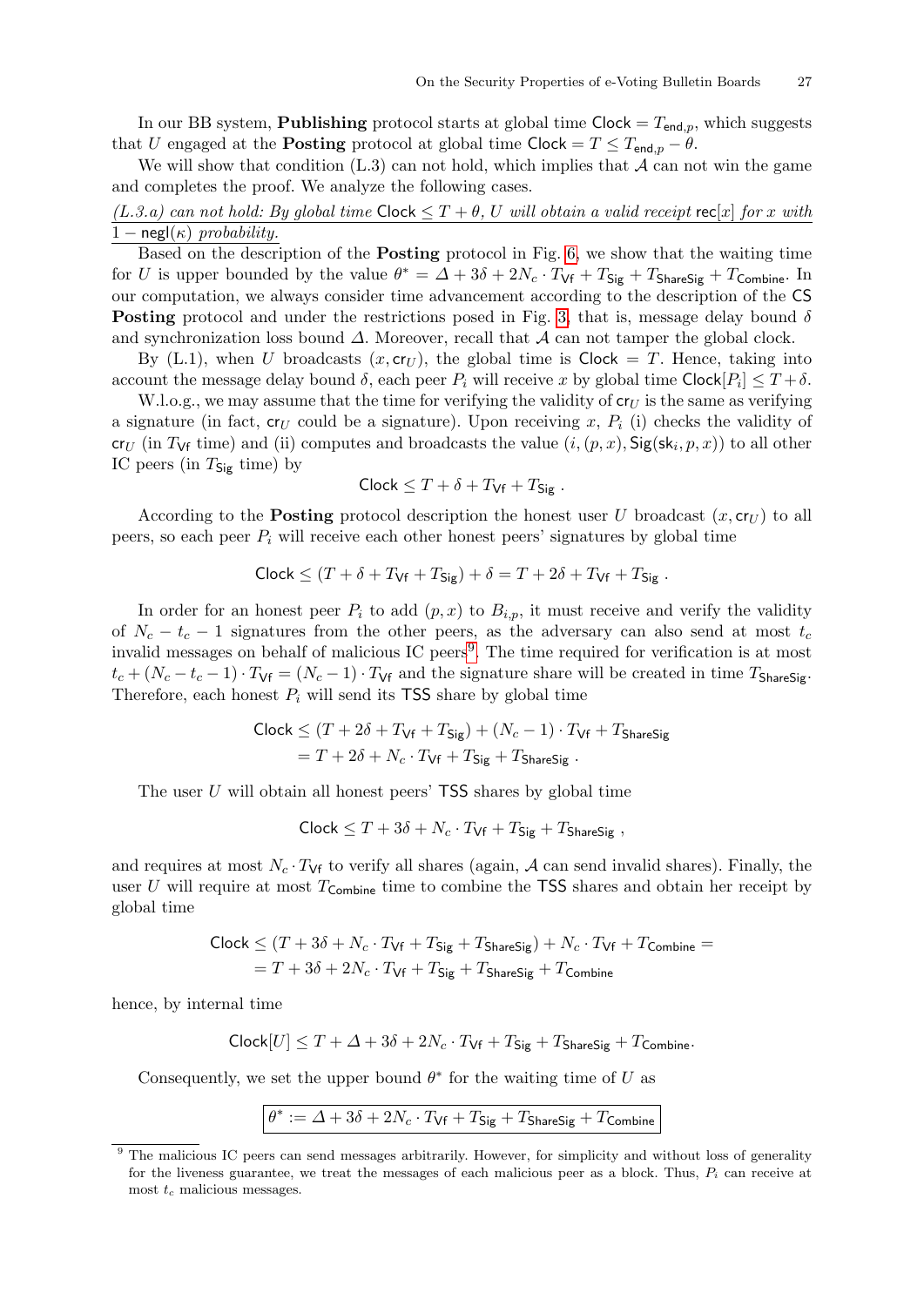In our BB system, **Publishing** protocol starts at global time $\mathsf{Clock} = T_{\mathsf{end},p}$, which suggests that $U$ engaged at the **Posting** protocol at global time $\mathsf{Clock} = T \leq T_{\mathsf{end},p} - \theta$.

We will show that condition (L.3) can not hold, which implies that $\mathcal{A}$ can not win the game and completes the proof. We analyze the following cases.

*(L.3.a) can not hold: By global time $\mathsf{Clock} \leq T + \theta$, $U$ will obtain a valid receipt $\mathsf{rec}[x]$ for $x$ with $1 - \mathsf{negl}(\kappa)$ probability.*

Based on the description of the **Posting** protocol in Fig. 6, we show that the waiting time for $U$ is upper bounded by the value $\theta^* = \Delta + 3\delta + 2N_c \cdot T_{\mathsf{Vf}} + T_{\mathsf{Sig}} + T_{\mathsf{ShareSig}} + T_{\mathsf{Combine}}$. In our computation, we always consider time advancement according to the description of the CS **Posting** protocol and under the restrictions posed in Fig. 3, that is, message delay bound $\delta$ and synchronization loss bound $\Delta$. Moreover, recall that $\mathcal{A}$ can not tamper the global clock.

By (L.1), when $U$ broadcasts $(x, \mathsf{cr}_U)$, the global time is $\mathsf{Clock} = T$. Hence, taking into account the message delay bound $\delta$, each peer $P_i$ will receive $x$ by global time $\mathsf{Clock}[P_i] \leq T + \delta$.

W.l.o.g., we may assume that the time for verifying the validity of $\mathsf{cr}_U$ is the same as verifying a signature (in fact, $\mathsf{cr}_U$ could be a signature). Upon receiving $x$, $P_i$ (i) checks the validity of $\mathsf{cr}_U$ (in $T_{\mathsf{Vf}}$ time) and (ii) computes and broadcasts the value $(i, (p, x), \mathsf{Sig}(\mathsf{sk}_i, p, x))$ to all other IC peers (in $T_{\mathsf{Sig}}$ time) by

$$\mathsf{Clock} \leq T + \delta + T_{\mathsf{Vf}} + T_{\mathsf{Sig}} \ .$$

According to the **Posting** protocol description the honest user $U$ broadcast $(x, \mathsf{cr}_U)$ to all peers, so each peer $P_i$ will receive each other honest peers' signatures by global time

$$\mathsf{Clock} \leq (T + \delta + T_{\mathsf{Vf}} + T_{\mathsf{Sig}}) + \delta = T + 2\delta + T_{\mathsf{Vf}} + T_{\mathsf{Sig}} \ .$$

In order for an honest peer $P_i$ to add $(p, x)$ to $B_{i,p}$, it must receive and verify the validity of $N_c - t_c - 1$ signatures from the other peers, as the adversary can also send at most $t_c$ invalid messages on behalf of malicious IC peers[9]. The time required for verification is at most $t_c + (N_c - t_c - 1) \cdot T_{\mathsf{Vf}} = (N_c - 1) \cdot T_{\mathsf{Vf}}$ and the signature share will be created in time $T_{\mathsf{ShareSig}}$. Therefore, each honest $P_i$ will send its $\mathsf{TSS}$ share by global time

$$\begin{aligned}\mathsf{Clock} &\leq (T + 2\delta + T_{\mathsf{Vf}} + T_{\mathsf{Sig}}) + (N_c - 1) \cdot T_{\mathsf{Vf}} + T_{\mathsf{ShareSig}} \\ &= T + 2\delta + N_c \cdot T_{\mathsf{Vf}} + T_{\mathsf{Sig}} + T_{\mathsf{ShareSig}} \ .\end{aligned}$$

The user $U$ will obtain all honest peers' $\mathsf{TSS}$ shares by global time

$$\mathsf{Clock} \leq T + 3\delta + N_c \cdot T_{\mathsf{Vf}} + T_{\mathsf{Sig}} + T_{\mathsf{ShareSig}} \ ,$$

and requires at most $N_c \cdot T_{\mathsf{Vf}}$ to verify all shares (again, $\mathcal{A}$ can send invalid shares). Finally, the user $U$ will require at most $T_{\mathsf{Combine}}$ time to combine the $\mathsf{TSS}$ shares and obtain her receipt by global time

$$\begin{aligned}\mathsf{Clock} &\leq (T + 3\delta + N_c \cdot T_{\mathsf{Vf}} + T_{\mathsf{Sig}} + T_{\mathsf{ShareSig}}) + N_c \cdot T_{\mathsf{Vf}} + T_{\mathsf{Combine}} = \\ &= T + 3\delta + 2N_c \cdot T_{\mathsf{Vf}} + T_{\mathsf{Sig}} + T_{\mathsf{ShareSig}} + T_{\mathsf{Combine}}\end{aligned}$$

hence, by internal time

$$\mathsf{Clock}[U] \leq T + \Delta + 3\delta + 2N_c \cdot T_{\mathsf{Vf}} + T_{\mathsf{Sig}} + T_{\mathsf{ShareSig}} + T_{\mathsf{Combine}}.$$

Consequently, we set the upper bound $\theta^*$ for the waiting time of $U$ as

$$\boxed{\theta^* := \Delta + 3\delta + 2N_c \cdot T_{\mathsf{Vf}} + T_{\mathsf{Sig}} + T_{\mathsf{ShareSig}} + T_{\mathsf{Combine}}}$$

[9] The malicious IC peers can send messages arbitrarily. However, for simplicity and without loss of generality for the liveness guarantee, we treat the messages of each malicious peer as a block. Thus, $P_i$ can receive at most $t_c$ malicious messages.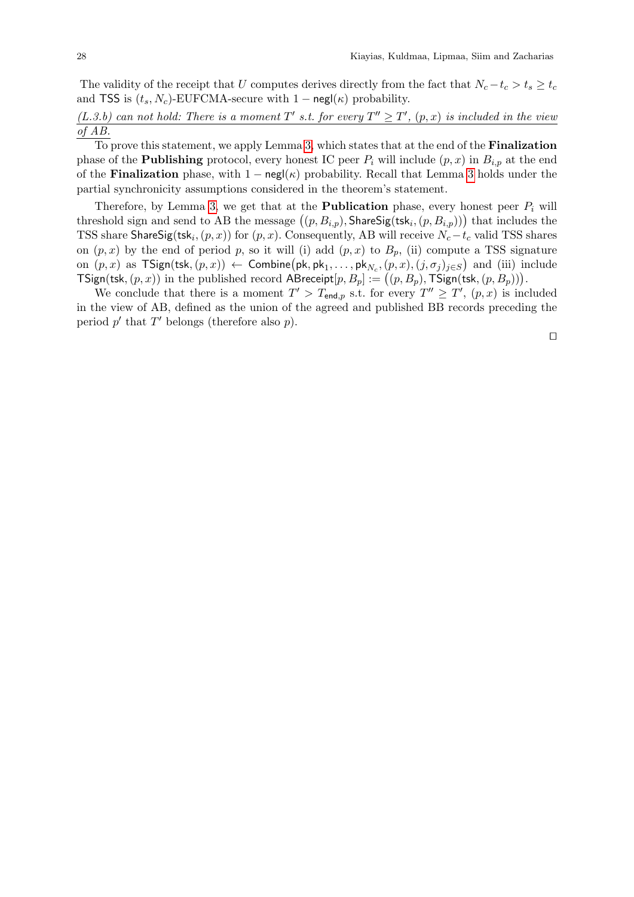The validity of the receipt that $U$ computes derives directly from the fact that $N_c - t_c > t_s \geq t_c$ and $\mathsf{TSS}$ is $(t_s, N_c)$-EUFCMA-secure with $1 - \mathsf{negl}(\kappa)$ probability.

*(L.3.b) can not hold: There is a moment $T'$ s.t. for every $T'' \geq T'$, $(p, x)$ is included in the view of AB.*

To prove this statement, we apply Lemma 3, which states that at the end of the **Finalization** phase of the **Publishing** protocol, every honest IC peer $P_i$ will include $(p, x)$ in $B_{i,p}$ at the end of the **Finalization** phase, with $1 - \mathsf{negl}(\kappa)$ probability. Recall that Lemma 3 holds under the partial synchronicity assumptions considered in the theorem's statement.

Therefore, by Lemma 3, we get that at the **Publication** phase, every honest peer $P_i$ will threshold sign and send to AB the message $\big((p, B_{i,p}), \mathsf{ShareSig}(\mathsf{tsk}_i, (p, B_{i,p}))\big)$ that includes the TSS share $\mathsf{ShareSig}(\mathsf{tsk}_i, (p, x))$ for $(p, x)$. Consequently, AB will receive $N_c - t_c$ valid TSS shares on $(p, x)$ by the end of period $p$, so it will (i) add $(p, x)$ to $B_p$, (ii) compute a TSS signature on $(p, x)$ as $\mathsf{TSign}(\mathsf{tsk}, (p, x)) \leftarrow \mathsf{Combine}\big(\mathsf{pk}, \mathsf{pk}_1, \ldots, \mathsf{pk}_{N_c}, (p, x), (j, \sigma_j)_{j \in S}\big)$ and (iii) include $\mathsf{TSign}(\mathsf{tsk}, (p, x))$ in the published record $\mathsf{ABreceipt}[p, B_p] := \big((p, B_p), \mathsf{TSign}(\mathsf{tsk}, (p, B_p))\big)$.

We conclude that there is a moment $T' > T_{\mathsf{end},p}$ s.t. for every $T'' \geq T'$, $(p, x)$ is included in the view of AB, defined as the union of the agreed and published BB records preceding the period $p'$ that $T'$ belongs (therefore also $p$).

$\square$